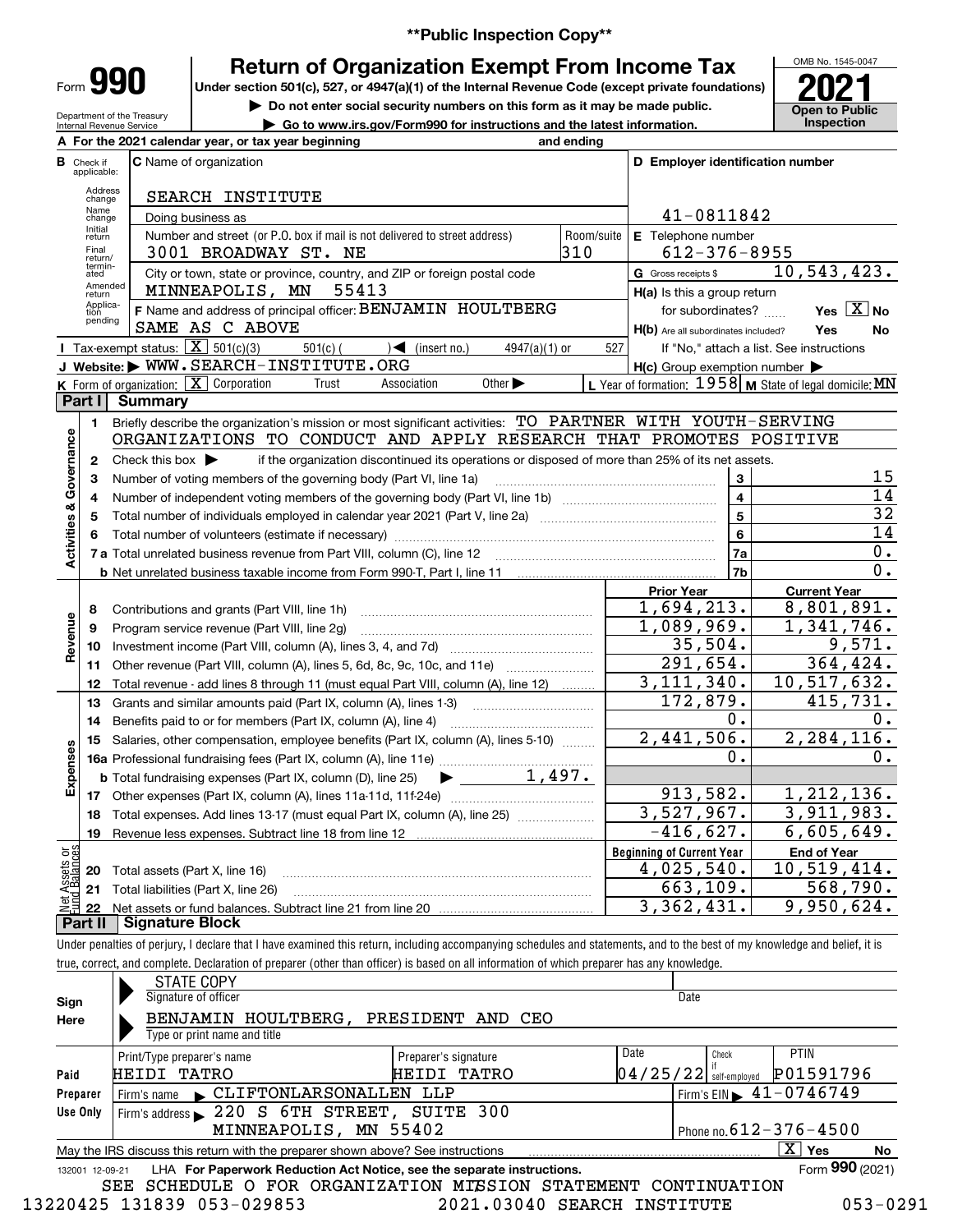**Public Inspection Copy**

# Form 990 — Return of Organization Exempt From Income Tax

Under section 501(c), 527, or 4947(a)(1) of the Internal Revenue Code (except private foundations)

▶ Do not enter social security numbers on this form as it may be made public.

▶ Go to www.irs.gov/Form990 for instructions and the latest information.

Department of the Treasury, Internal Revenue Service

OMB No. 1545-0047 — **2021** — Open to Public Inspection

**A** For the 2021 calendar year, or tax year beginning and ending

**B** Check if applicable: Address change; Name change; Initial return; Final return/terminated; Amended return; Application pending

**C** Name of organization: SEARCH INSTITUTE

Doing business as

Number and street (or P.O. box if mail is not delivered to street address): 3001 BROADWAY ST. NE — Room/suite: 310

City or town, state or province, country, and ZIP or foreign postal code: MINNEAPOLIS, MN 55413

**D** Employer identification number: 41-0811842

**E** Telephone number: 612-376-8955

**G** Gross receipts $ 10,543,423.

**F** Name and address of principal officer: BENJAMIN HOULTBERG, SAME AS C ABOVE

**H(a)** Is this a group return for subordinates? Yes [ ] No [X]

**H(b)** Are all subordinates included? Yes No — If "No," attach a list. See instructions

**H(c)** Group exemption number ▶

**I** Tax-exempt status: [X] 501(c)(3) [ ] 501(c) ( ) ◀ (insert no.) [ ] 4947(a)(1) or [ ] 527

**J** Website: ▶ WWW.SEARCH-INSTITUTE.ORG

**K** Form of organization: [X] Corporation [ ] Trust [ ] Association [ ] Other ▶

**L** Year of formation: 1958 **M** State of legal domicile: MN

## Part I Summary

**Activities & Governance**

1. Briefly describe the organization's mission or most significant activities: TO PARTNER WITH YOUTH-SERVING ORGANIZATIONS TO CONDUCT AND APPLY RESEARCH THAT PROMOTES POSITIVE
2. Check this box ▶ if the organization discontinued its operations or disposed of more than 25% of its net assets.

| Line | Description | No. | Value |
|---|---|---|---|
| 3 | Number of voting members of the governing body (Part VI, line 1a) | 3 | 15 |
| 4 | Number of independent voting members of the governing body (Part VI, line 1b) | 4 | 14 |
| 5 | Total number of individuals employed in calendar year 2021 (Part V, line 2a) | 5 | 32 |
| 6 | Total number of volunteers (estimate if necessary) | 6 | 14 |
| 7a | Total unrelated business revenue from Part VIII, column (C), line 12 | 7a | 0. |
| 7b | Net unrelated business taxable income from Form 990-T, Part I, line 11 | 7b | 0. |

| Line | Description | Prior Year | Current Year |
|---|---|---|---|
| **Revenue** | | | |
| 8 | Contributions and grants (Part VIII, line 1h) | 1,694,213. | 8,801,891. |
| 9 | Program service revenue (Part VIII, line 2g) | 1,089,969. | 1,341,746. |
| 10 | Investment income (Part VIII, column (A), lines 3, 4, and 7d) | 35,504. | 9,571. |
| 11 | Other revenue (Part VIII, column (A), lines 5, 6d, 8c, 9c, 10c, and 11e) | 291,654. | 364,424. |
| 12 | Total revenue - add lines 8 through 11 (must equal Part VIII, column (A), line 12) | 3,111,340. | 10,517,632. |
| **Expenses** | | | |
| 13 | Grants and similar amounts paid (Part IX, column (A), lines 1-3) | 172,879. | 415,731. |
| 14 | Benefits paid to or for members (Part IX, column (A), line 4) | 0. | 0. |
| 15 | Salaries, other compensation, employee benefits (Part IX, column (A), lines 5-10) | 2,441,506. | 2,284,116. |
| 16a | Professional fundraising fees (Part IX, column (A), line 11e) | 0. | 0. |
| b | Total fundraising expenses (Part IX, column (D), line 25) ▶ 1,497. | | |
| 17 | Other expenses (Part IX, column (A), lines 11a-11d, 11f-24e) | 913,582. | 1,212,136. |
| 18 | Total expenses. Add lines 13-17 (must equal Part IX, column (A), line 25) | 3,527,967. | 3,911,983. |
| 19 | Revenue less expenses. Subtract line 18 from line 12 | -416,627. | 6,605,649. |

| Line | Net Assets or Fund Balances | Beginning of Current Year | End of Year |
|---|---|---|---|
| 20 | Total assets (Part X, line 16) | 4,025,540. | 10,519,414. |
| 21 | Total liabilities (Part X, line 26) | 663,109. | 568,790. |
| 22 | Net assets or fund balances. Subtract line 21 from line 20 | 3,362,431. | 9,950,624. |

## Part II Signature Block

Under penalties of perjury, I declare that I have examined this return, including accompanying schedules and statements, and to the best of my knowledge and belief, it is true, correct, and complete. Declaration of preparer (other than officer) is based on all information of which preparer has any knowledge.

**Sign Here**

STATE COPY — Signature of officer — Date

BENJAMIN HOULTBERG, PRESIDENT AND CEO — Type or print name and title

**Paid Preparer Use Only**

| Print/Type preparer's name | Preparer's signature | Date | Check if self-employed | PTIN |
|---|---|---|---|---|
| HEIDI TATRO | HEIDI TATRO | 04/25/22 | | P01591796 |

Firm's name ▶ CLIFTONLARSONALLEN LLP — Firm's EIN ▶ 41-0746749

Firm's address ▶ 220 S 6TH STREET, SUITE 300, MINNEAPOLIS, MN 55402 — Phone no. 612-376-4500

May the IRS discuss this return with the preparer shown above? See instructions [X] Yes [ ] No

LHA For Paperwork Reduction Act Notice, see the separate instructions. Form **990** (2021)

SEE SCHEDULE O FOR ORGANIZATION MISSION STATEMENT CONTINUATION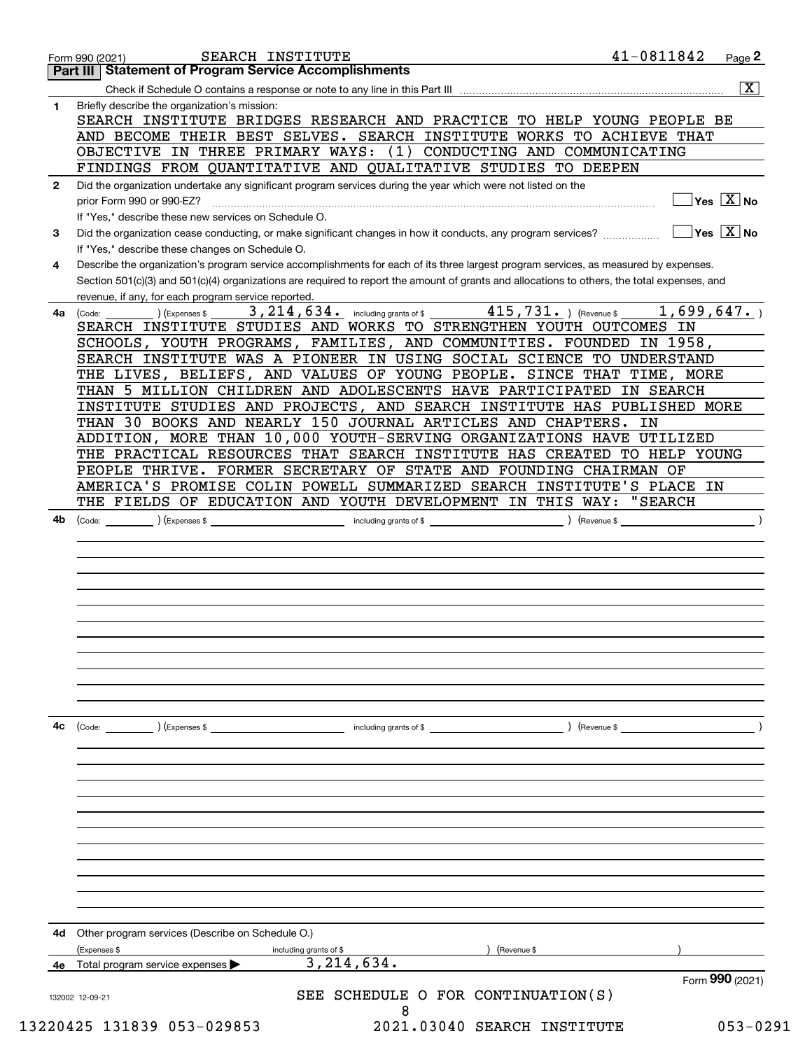Form 990 (2021) SEARCH INSTITUTE 41-0811842 Page 2

## Part III Statement of Program Service Accomplishments

Check if Schedule O contains a response or note to any line in this Part III ....... [X]

**1** Briefly describe the organization's mission:

SEARCH INSTITUTE BRIDGES RESEARCH AND PRACTICE TO HELP YOUNG PEOPLE BE AND BECOME THEIR BEST SELVES. SEARCH INSTITUTE WORKS TO ACHIEVE THAT OBJECTIVE IN THREE PRIMARY WAYS: (1) CONDUCTING AND COMMUNICATING FINDINGS FROM QUANTITATIVE AND QUALITATIVE STUDIES TO DEEPEN

**2** Did the organization undertake any significant program services during the year which were not listed on the prior Form 990 or 990-EZ? ....... [ ] Yes [X] No

If "Yes," describe these new services on Schedule O.

**3** Did the organization cease conducting, or make significant changes in how it conducts, any program services? ....... [ ] Yes [X] No

If "Yes," describe these changes on Schedule O.

**4** Describe the organization's program service accomplishments for each of its three largest program services, as measured by expenses. Section 501(c)(3) and 501(c)(4) organizations are required to report the amount of grants and allocations to others, the total expenses, and revenue, if any, for each program service reported.

**4a** (Code: ) (Expenses $ 3,214,634. including grants of $ 415,731. ) (Revenue $ 1,699,647. )

SEARCH INSTITUTE STUDIES AND WORKS TO STRENGTHEN YOUTH OUTCOMES IN SCHOOLS, YOUTH PROGRAMS, FAMILIES, AND COMMUNITIES. FOUNDED IN 1958, SEARCH INSTITUTE WAS A PIONEER IN USING SOCIAL SCIENCE TO UNDERSTAND THE LIVES, BELIEFS, AND VALUES OF YOUNG PEOPLE. SINCE THAT TIME, MORE THAN 5 MILLION CHILDREN AND ADOLESCENTS HAVE PARTICIPATED IN SEARCH INSTITUTE STUDIES AND PROJECTS, AND SEARCH INSTITUTE HAS PUBLISHED MORE THAN 30 BOOKS AND NEARLY 150 JOURNAL ARTICLES AND CHAPTERS. IN ADDITION, MORE THAN 10,000 YOUTH-SERVING ORGANIZATIONS HAVE UTILIZED THE PRACTICAL RESOURCES THAT SEARCH INSTITUTE HAS CREATED TO HELP YOUNG PEOPLE THRIVE. FORMER SECRETARY OF STATE AND FOUNDING CHAIRMAN OF AMERICA'S PROMISE COLIN POWELL SUMMARIZED SEARCH INSTITUTE'S PLACE IN THE FIELDS OF EDUCATION AND YOUTH DEVELOPMENT IN THIS WAY: "SEARCH

**4b** (Code: ) (Expenses $ including grants of $ ) (Revenue $ )

**4c** (Code: ) (Expenses $ including grants of $ ) (Revenue $ )

**4d** Other program services (Describe on Schedule O.)

(Expenses $ including grants of $ ) (Revenue $ )

**4e** Total program services expenses ▶ 3,214,634.

Form **990** (2021)

132002 12-09-21

SEE SCHEDULE O FOR CONTINUATION(S)

13220425 131839 053-029853 2021.03040 SEARCH INSTITUTE 053-0291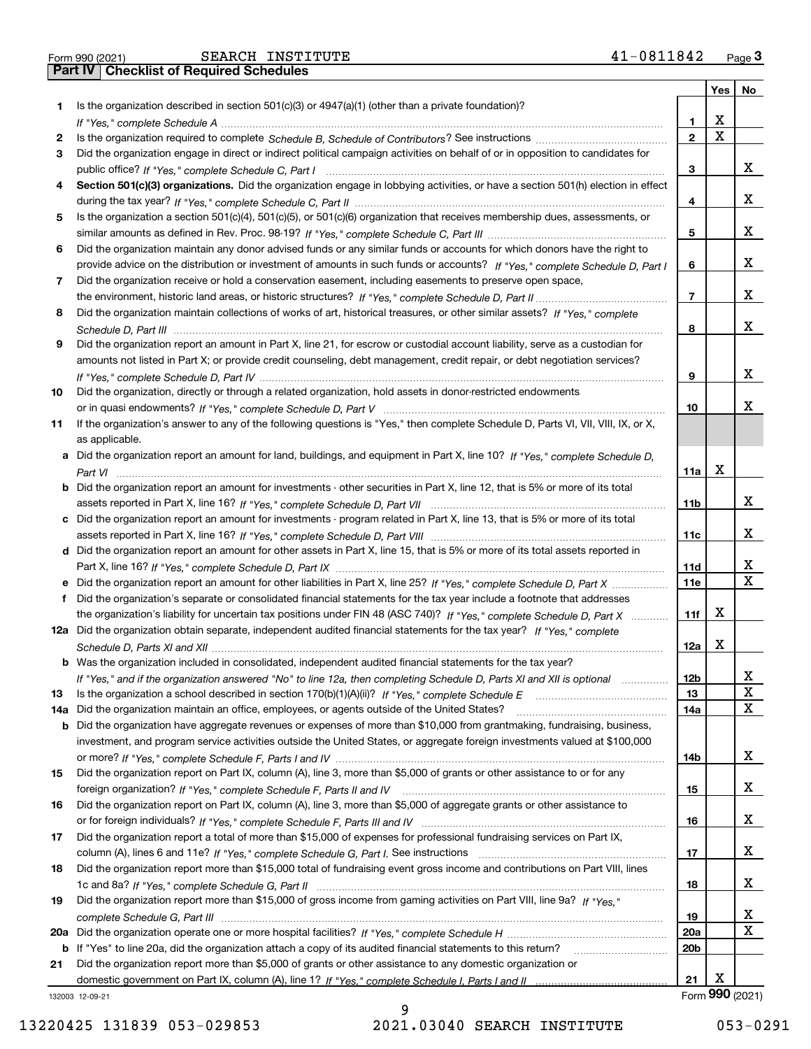Form 990 (2021) SEARCH INSTITUTE 41-0811842

## Part IV Checklist of Required Schedules

| | | | Yes | No |
|---|---|---|---|---|
| 1 | Is the organization described in section 501(c)(3) or 4947(a)(1) (other than a private foundation)? *If "Yes," complete Schedule A* | 1 | X | |
| 2 | Is the organization required to complete *Schedule B, Schedule of Contributors*? See instructions | 2 | X | |
| 3 | Did the organization engage in direct or indirect political campaign activities on behalf of or in opposition to candidates for public office? *If "Yes," complete Schedule C, Part I* | 3 | | X |
| 4 | **Section 501(c)(3) organizations.** Did the organization engage in lobbying activities, or have a section 501(h) election in effect during the tax year? *If "Yes," complete Schedule C, Part II* | 4 | | X |
| 5 | Is the organization a section 501(c)(4), 501(c)(5), or 501(c)(6) organization that receives membership dues, assessments, or similar amounts as defined in Rev. Proc. 98-19? *If "Yes," complete Schedule C, Part III* | 5 | | X |
| 6 | Did the organization maintain any donor advised funds or any similar funds or accounts for which donors have the right to provide advice on the distribution or investment of amounts in such funds or accounts? *If "Yes," complete Schedule D, Part I* | 6 | | X |
| 7 | Did the organization receive or hold a conservation easement, including easements to preserve open space, the environment, historic land areas, or historic structures? *If "Yes," complete Schedule D, Part II* | 7 | | X |
| 8 | Did the organization maintain collections of works of art, historical treasures, or other similar assets? *If "Yes," complete Schedule D, Part III* | 8 | | X |
| 9 | Did the organization report an amount in Part X, line 21, for escrow or custodial account liability, serve as a custodian for amounts not listed in Part X; or provide credit counseling, debt management, credit repair, or debt negotiation services? *If "Yes," complete Schedule D, Part IV* | 9 | | X |
| 10 | Did the organization, directly or through a related organization, hold assets in donor-restricted endowments or in quasi endowments? *If "Yes," complete Schedule D, Part V* | 10 | | X |
| 11 | If the organization's answer to any of the following questions is "Yes," then complete Schedule D, Parts VI, VII, VIII, IX, or X, as applicable. | | | |
| a | Did the organization report an amount for land, buildings, and equipment in Part X, line 10? *If "Yes," complete Schedule D, Part VI* | 11a | X | |
| b | Did the organization report an amount for investments - other securities in Part X, line 12, that is 5% or more of its total assets reported in Part X, line 16? *If "Yes," complete Schedule D, Part VII* | 11b | | X |
| c | Did the organization report an amount for investments - program related in Part X, line 13, that is 5% or more of its total assets reported in Part X, line 16? *If "Yes," complete Schedule D, Part VIII* | 11c | | X |
| d | Did the organization report an amount for other assets in Part X, line 15, that is 5% or more of its total assets reported in Part X, line 16? *If "Yes," complete Schedule D, Part IX* | 11d | | X |
| e | Did the organization report an amount for other liabilities in Part X, line 25? *If "Yes," complete Schedule D, Part X* | 11e | | X |
| f | Did the organization's separate or consolidated financial statements for the tax year include a footnote that addresses the organization's liability for uncertain tax positions under FIN 48 (ASC 740)? *If "Yes," complete Schedule D, Part X* | 11f | X | |
| 12a | Did the organization obtain separate, independent audited financial statements for the tax year? *If "Yes," complete Schedule D, Parts XI and XII* | 12a | X | |
| b | Was the organization included in consolidated, independent audited financial statements for the tax year? *If "Yes," and if the organization answered "No" to line 12a, then completing Schedule D, Parts XI and XII is optional* | 12b | | X |
| 13 | Is the organization a school described in section 170(b)(1)(A)(ii)? *If "Yes," complete Schedule E* | 13 | | X |
| 14a | Did the organization maintain an office, employees, or agents outside of the United States? | 14a | | X |
| b | Did the organization have aggregate revenues or expenses of more than $10,000 from grantmaking, fundraising, business, investment, and program service activities outside the United States, or aggregate foreign investments valued at $100,000 or more? *If "Yes," complete Schedule F, Parts I and IV* | 14b | | X |
| 15 | Did the organization report on Part IX, column (A), line 3, more than $5,000 of grants or other assistance to or for any foreign organization? *If "Yes," complete Schedule F, Parts II and IV* | 15 | | X |
| 16 | Did the organization report on Part IX, column (A), line 3, more than $5,000 of aggregate grants or other assistance to or for foreign individuals? *If "Yes," complete Schedule F, Parts III and IV* | 16 | | X |
| 17 | Did the organization report a total of more than $15,000 of expenses for professional fundraising services on Part IX, column (A), lines 6 and 11e? *If "Yes," complete Schedule G, Part I.* See instructions | 17 | | X |
| 18 | Did the organization report more than $15,000 total of fundraising event gross income and contributions on Part VIII, lines 1c and 8a? *If "Yes," complete Schedule G, Part II* | 18 | | X |
| 19 | Did the organization report more than $15,000 of gross income from gaming activities on Part VIII, line 9a? *If "Yes," complete Schedule G, Part III* | 19 | | X |
| 20a | Did the organization operate one or more hospital facilities? *If "Yes," complete Schedule H* | 20a | | X |
| b | If "Yes" to line 20a, did the organization attach a copy of its audited financial statements to this return? | 20b | | |
| 21 | Did the organization report more than $5,000 of grants or other assistance to any domestic organization or domestic government on Part IX, column (A), line 1? *If "Yes," complete Schedule I, Parts I and II* | 21 | X | |

132003 12-09-21 Form **990** (2021)

13220425 131839 053-029853 2021.03040 SEARCH INSTITUTE 053-0291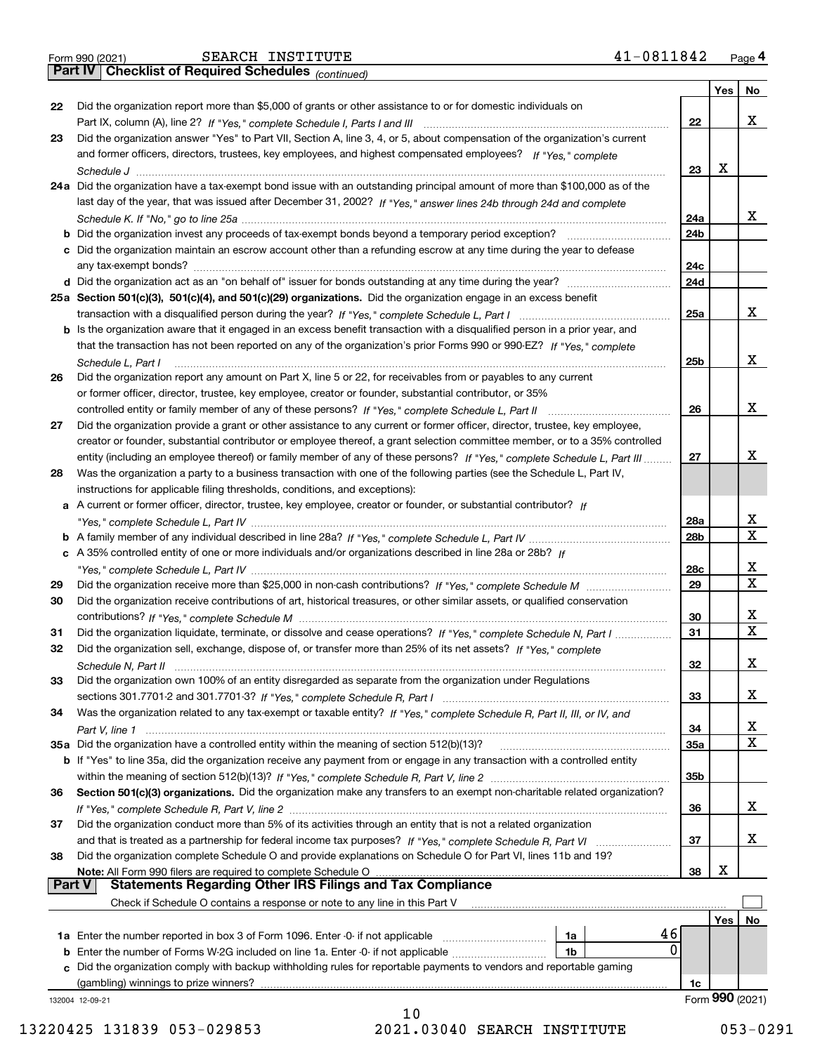Form 990 (2021) SEARCH INSTITUTE 41-0811842

## Part IV Checklist of Required Schedules *(continued)*

| | | | Yes | No |
|---|---|---|---|---|
| 22 | Did the organization report more than $5,000 of grants or other assistance to or for domestic individuals on Part IX, column (A), line 2? *If "Yes," complete Schedule I, Parts I and III* | 22 | | X |
| 23 | Did the organization answer "Yes" to Part VII, Section A, line 3, 4, or 5, about compensation of the organization's current and former officers, directors, trustees, key employees, and highest compensated employees? *If "Yes," complete Schedule J* | 23 | X | |
| 24a | Did the organization have a tax-exempt bond issue with an outstanding principal amount of more than $100,000 as of the last day of the year, that was issued after December 31, 2002? *If "Yes," answer lines 24b through 24d and complete Schedule K. If "No," go to line 25a* | 24a | | X |
| b | Did the organization invest any proceeds of tax-exempt bonds beyond a temporary period exception? | 24b | | |
| c | Did the organization maintain an escrow account other than a refunding escrow at any time during the year to defease any tax-exempt bonds? | 24c | | |
| d | Did the organization act as an "on behalf of" issuer for bonds outstanding at any time during the year? | 24d | | |
| 25a | **Section 501(c)(3), 501(c)(4), and 501(c)(29) organizations.** Did the organization engage in an excess benefit transaction with a disqualified person during the year? *If "Yes," complete Schedule L, Part I* | 25a | | X |
| b | Is the organization aware that it engaged in an excess benefit transaction with a disqualified person in a prior year, and that the transaction has not been reported on any of the organization's prior Forms 990 or 990-EZ? *If "Yes," complete Schedule L, Part I* | 25b | | X |
| 26 | Did the organization report any amount on Part X, line 5 or 22, for receivables from or payables to any current or former officer, director, trustee, key employee, creator or founder, substantial contributor, or 35% controlled entity or family member of any of these persons? *If "Yes," complete Schedule L, Part II* | 26 | | X |
| 27 | Did the organization provide a grant or other assistance to any current or former officer, director, trustee, key employee, creator or founder, substantial contributor or employee thereof, a grant selection committee member, or to a 35% controlled entity (including an employee thereof) or family member of any of these persons? *If "Yes," complete Schedule L, Part III* | 27 | | X |
| 28 | Was the organization a party to a business transaction with one of the following parties (see the Schedule L, Part IV, instructions for applicable filing thresholds, conditions, and exceptions): | | | |
| a | A current or former officer, director, trustee, key employee, creator or founder, or substantial contributor? *If "Yes," complete Schedule L, Part IV* | 28a | | X |
| b | A family member of any individual described in line 28a? *If "Yes," complete Schedule L, Part IV* | 28b | | X |
| c | A 35% controlled entity of one or more individuals and/or organizations described in line 28a or 28b? *If "Yes," complete Schedule L, Part IV* | 28c | | X |
| 29 | Did the organization receive more than $25,000 in non-cash contributions? *If "Yes," complete Schedule M* | 29 | | X |
| 30 | Did the organization receive contributions of art, historical treasures, or other similar assets, or qualified conservation contributions? *If "Yes," complete Schedule M* | 30 | | X |
| 31 | Did the organization liquidate, terminate, or dissolve and cease operations? *If "Yes," complete Schedule N, Part I* | 31 | | X |
| 32 | Did the organization sell, exchange, dispose of, or transfer more than 25% of its net assets? *If "Yes," complete Schedule N, Part II* | 32 | | X |
| 33 | Did the organization own 100% of an entity disregarded as separate from the organization under Regulations sections 301.7701-2 and 301.7701-3? *If "Yes," complete Schedule R, Part I* | 33 | | X |
| 34 | Was the organization related to any tax-exempt or taxable entity? *If "Yes," complete Schedule R, Part II, III, or IV, and Part V, line 1* | 34 | | X |
| 35a | Did the organization have a controlled entity within the meaning of section 512(b)(13)? | 35a | | X |
| b | If "Yes" to line 35a, did the organization receive any payment from or engage in any transaction with a controlled entity within the meaning of section 512(b)(13)? *If "Yes," complete Schedule R, Part V, line 2* | 35b | | |
| 36 | **Section 501(c)(3) organizations.** Did the organization make any transfers to an exempt non-charitable related organization? *If "Yes," complete Schedule R, Part V, line 2* | 36 | | X |
| 37 | Did the organization conduct more than 5% of its activities through an entity that is not a related organization and that is treated as a partnership for federal income tax purposes? *If "Yes," complete Schedule R, Part VI* | 37 | | X |
| 38 | Did the organization complete Schedule O and provide explanations on Schedule O for Part VI, lines 11b and 19? **Note:** All Form 990 filers are required to complete Schedule O | 38 | X | |

## Part V Statements Regarding Other IRS Filings and Tax Compliance

Check if Schedule O contains a response or note to any line in this Part V ☐

| | | | | | Yes | No |
|---|---|---|---|---|---|---|
| 1a | Enter the number reported in box 3 of Form 1096. Enter -0- if not applicable | 1a | 46 | | | |
| b | Enter the number of Forms W-2G included on line 1a. Enter -0- if not applicable | 1b | 0 | | | |
| c | Did the organization comply with backup withholding rules for reportable payments to vendors and reportable gaming (gambling) winnings to prize winners? | | | 1c | | |

132004 12-09-21 Form **990** (2021)

13220425 131839 053-029853 2021.03040 SEARCH INSTITUTE 053-0291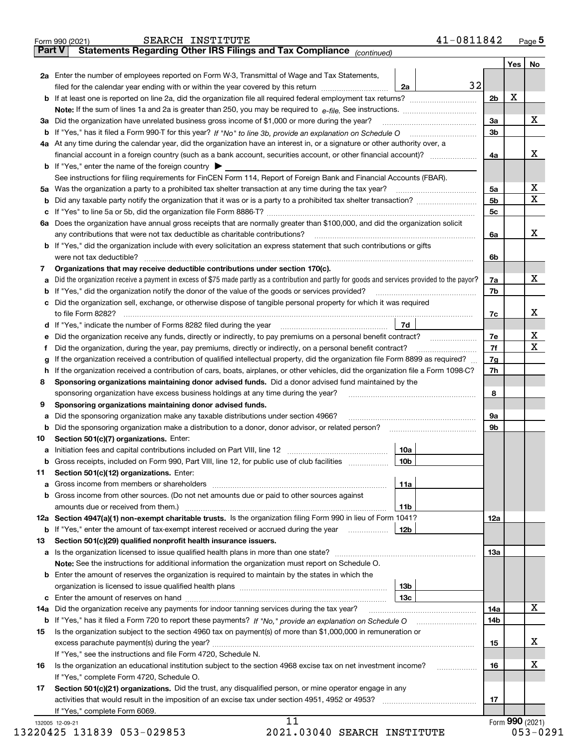Form 990 (2021) SEARCH INSTITUTE 41-0811842 Page 5

**Part V Statements Regarding Other IRS Filings and Tax Compliance** *(continued)*

| | | | | Yes | No |
|---|---|---|---|---|---|
| **2a** | Enter the number of employees reported on Form W-3, Transmittal of Wage and Tax Statements, filed for the calendar year ending with or within the year covered by this return | 2a | 32 | | |
| **b** | If at least one is reported on line 2a, did the organization file all required federal employment tax returns? | | 2b | X | |
| | **Note:** If the sum of lines 1a and 2a is greater than 250, you may be required to *e-file.* See instructions. | | | | |
| **3a** | Did the organization have unrelated business gross income of $1,000 or more during the year? | | 3a | | X |
| **b** | If "Yes," has it filed a Form 990-T for this year? *If "No" to line 3b, provide an explanation on Schedule O* | | 3b | | |
| **4a** | At any time during the calendar year, did the organization have an interest in, or a signature or other authority over, a financial account in a foreign country (such as a bank account, securities account, or other financial account)? | | 4a | | X |
| **b** | If "Yes," enter the name of the foreign country ▶ | | | | |
| | See instructions for filing requirements for FinCEN Form 114, Report of Foreign Bank and Financial Accounts (FBAR). | | | | |
| **5a** | Was the organization a party to a prohibited tax shelter transaction at any time during the tax year? | | 5a | | X |
| **b** | Did any taxable party notify the organization that it was or is a party to a prohibited tax shelter transaction? | | 5b | | X |
| **c** | If "Yes" to line 5a or 5b, did the organization file Form 8886-T? | | 5c | | |
| **6a** | Does the organization have annual gross receipts that are normally greater than $100,000, and did the organization solicit any contributions that were not tax deductible as charitable contributions? | | 6a | | X |
| **b** | If "Yes," did the organization include with every solicitation an express statement that such contributions or gifts were not tax deductible? | | 6b | | |
| **7** | **Organizations that may receive deductible contributions under section 170(c).** | | | | |
| **a** | Did the organization receive a payment in excess of $75 made partly as a contribution and partly for goods and services provided to the payor? | | 7a | | X |
| **b** | If "Yes," did the organization notify the donor of the value of the goods or services provided? | | 7b | | |
| **c** | Did the organization sell, exchange, or otherwise dispose of tangible personal property for which it was required to file Form 8282? | | 7c | | X |
| **d** | If "Yes," indicate the number of Forms 8282 filed during the year | 7d | | | |
| **e** | Did the organization receive any funds, directly or indirectly, to pay premiums on a personal benefit contract? | | 7e | | X |
| **f** | Did the organization, during the year, pay premiums, directly or indirectly, on a personal benefit contract? | | 7f | | X |
| **g** | If the organization received a contribution of qualified intellectual property, did the organization file Form 8899 as required? | | 7g | | |
| **h** | If the organization received a contribution of cars, boats, airplanes, or other vehicles, did the organization file a Form 1098-C? | | 7h | | |
| **8** | **Sponsoring organizations maintaining donor advised funds.** Did a donor advised fund maintained by the sponsoring organization have excess business holdings at any time during the year? | | 8 | | |
| **9** | **Sponsoring organizations maintaining donor advised funds.** | | | | |
| **a** | Did the sponsoring organization make any taxable distributions under section 4966? | | 9a | | |
| **b** | Did the sponsoring organization make a distribution to a donor, donor advisor, or related person? | | 9b | | |
| **10** | **Section 501(c)(7) organizations.** Enter: | | | | |
| **a** | Initiation fees and capital contributions included on Part VIII, line 12 | 10a | | | |
| **b** | Gross receipts, included on Form 990, Part VIII, line 12, for public use of club facilities | 10b | | | |
| **11** | **Section 501(c)(12) organizations.** Enter: | | | | |
| **a** | Gross income from members or shareholders | 11a | | | |
| **b** | Gross income from other sources. (Do not net amounts due or paid to other sources against amounts due or received from them.) | 11b | | | |
| **12a** | **Section 4947(a)(1) non-exempt charitable trusts.** Is the organization filing Form 990 in lieu of Form 1041? | | 12a | | |
| **b** | If "Yes," enter the amount of tax-exempt interest received or accrued during the year | 12b | | | |
| **13** | **Section 501(c)(29) qualified nonprofit health insurance issuers.** | | | | |
| **a** | Is the organization licensed to issue qualified health plans in more than one state? | | 13a | | |
| | **Note:** See the instructions for additional information the organization must report on Schedule O. | | | | |
| **b** | Enter the amount of reserves the organization is required to maintain by the states in which the organization is licensed to issue qualified health plans | 13b | | | |
| **c** | Enter the amount of reserves on hand | 13c | | | |
| **14a** | Did the organization receive any payments for indoor tanning services during the tax year? | | 14a | | X |
| **b** | If "Yes," has it filed a Form 720 to report these payments? *If "No," provide an explanation on Schedule O* | | 14b | | |
| **15** | Is the organization subject to the section 4960 tax on payment(s) of more than $1,000,000 in remuneration or excess parachute payment(s) during the year? | | 15 | | X |
| | If "Yes," see the instructions and file Form 4720, Schedule N. | | | | |
| **16** | Is the organization an educational institution subject to the section 4968 excise tax on net investment income? | | 16 | | X |
| | If "Yes," complete Form 4720, Schedule O. | | | | |
| **17** | **Section 501(c)(21) organizations.** Did the trust, any disqualified person, or mine operator engage in any activities that would result in the imposition of an excise tax under section 4951, 4952 or 4953? | | 17 | | |
| | If "Yes," complete Form 6069. | | | | |

Form **990** (2021)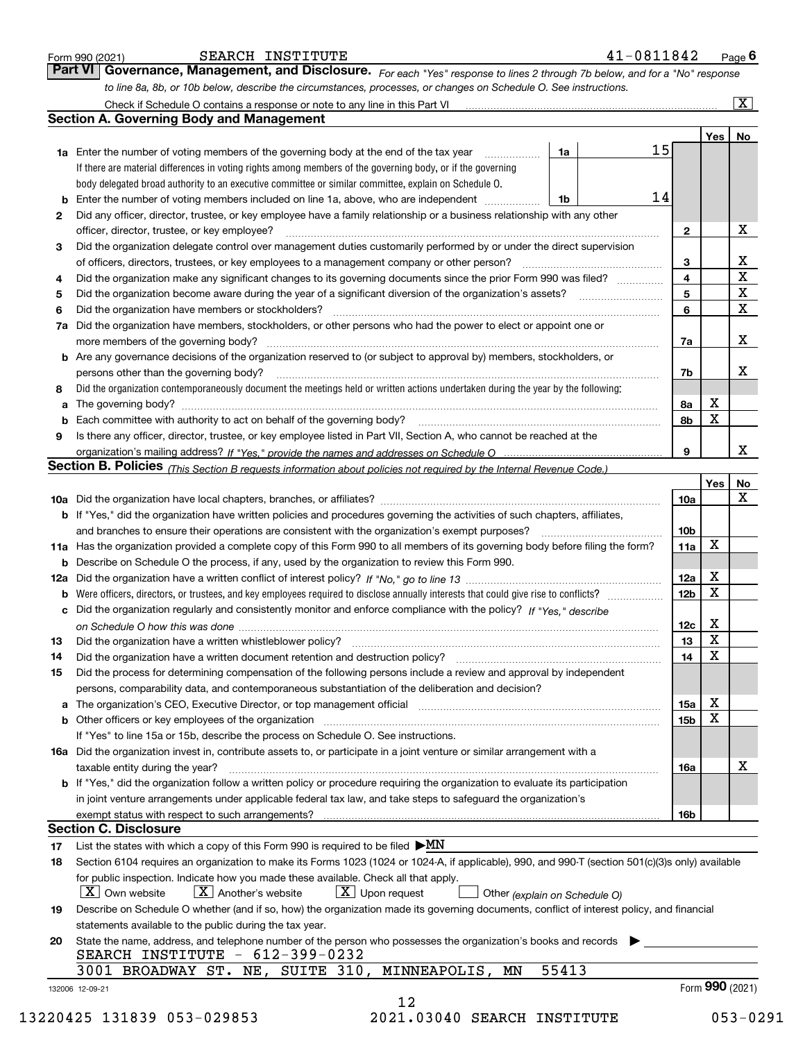Form 990 (2021) SEARCH INSTITUTE 41-0811842 Page 6

## Part VI Governance, Management, and Disclosure.

*For each "Yes" response to lines 2 through 7b below, and for a "No" response to line 8a, 8b, or 10b below, describe the circumstances, processes, or changes on Schedule O. See instructions.*

Check if Schedule O contains a response or note to any line in this Part VI [X]

### Section A. Governing Body and Management

| | | | | Yes | No |
|---|---|---|---|---|---|
| 1a | Enter the number of voting members of the governing body at the end of the tax year. If there are material differences in voting rights among members of the governing body, or if the governing body delegated broad authority to an executive committee or similar committee, explain on Schedule O. | 1a | 15 | | |
| b | Enter the number of voting members included on line 1a, above, who are independent | 1b | 14 | | |
| 2 | Did any officer, director, trustee, or key employee have a family relationship or a business relationship with any other officer, director, trustee, or key employee? | 2 | | | X |
| 3 | Did the organization delegate control over management duties customarily performed by or under the direct supervision of officers, directors, trustees, or key employees to a management company or other person? | 3 | | | X |
| 4 | Did the organization make any significant changes to its governing documents since the prior Form 990 was filed? | 4 | | | X |
| 5 | Did the organization become aware during the year of a significant diversion of the organization's assets? | 5 | | | X |
| 6 | Did the organization have members or stockholders? | 6 | | | X |
| 7a | Did the organization have members, stockholders, or other persons who had the power to elect or appoint one or more members of the governing body? | 7a | | | X |
| b | Are any governance decisions of the organization reserved to (or subject to approval by) members, stockholders, or persons other than the governing body? | 7b | | | X |
| 8 | Did the organization contemporaneously document the meetings held or written actions undertaken during the year by the following: | | | | |
| a | The governing body? | 8a | | X | |
| b | Each committee with authority to act on behalf of the governing body? | 8b | | X | |
| 9 | Is there any officer, director, trustee, or key employee listed in Part VII, Section A, who cannot be reached at the organization's mailing address? *If "Yes," provide the names and addresses on Schedule O* | 9 | | | X |

### Section B. Policies *(This Section B requests information about policies not required by the Internal Revenue Code.)*

| | | | Yes | No |
|---|---|---|---|---|
| 10a | Did the organization have local chapters, branches, or affiliates? | 10a | | X |
| b | If "Yes," did the organization have written policies and procedures governing the activities of such chapters, affiliates, and branches to ensure their operations are consistent with the organization's exempt purposes? | 10b | | |
| 11a | Has the organization provided a complete copy of this Form 990 to all members of its governing body before filing the form? | 11a | X | |
| b | Describe on Schedule O the process, if any, used by the organization to review this Form 990. | | | |
| 12a | Did the organization have a written conflict of interest policy? *If "No," go to line 13* | 12a | X | |
| b | Were officers, directors, or trustees, and key employees required to disclose annually interests that could give rise to conflicts? | 12b | X | |
| c | Did the organization regularly and consistently monitor and enforce compliance with the policy? *If "Yes," describe on Schedule O how this was done* | 12c | X | |
| 13 | Did the organization have a written whistleblower policy? | 13 | X | |
| 14 | Did the organization have a written document retention and destruction policy? | 14 | X | |
| 15 | Did the process for determining compensation of the following persons include a review and approval by independent persons, comparability data, and contemporaneous substantiation of the deliberation and decision? | | | |
| a | The organization's CEO, Executive Director, or top management official | 15a | X | |
| b | Other officers or key employees of the organization | 15b | X | |
| | If "Yes" to line 15a or 15b, describe the process on Schedule O. See instructions. | | | |
| 16a | Did the organization invest in, contribute assets to, or participate in a joint venture or similar arrangement with a taxable entity during the year? | 16a | | X |
| b | If "Yes," did the organization follow a written policy or procedure requiring the organization to evaluate its participation in joint venture arrangements under applicable federal tax law, and take steps to safeguard the organization's exempt status with respect to such arrangements? | 16b | | |

### Section C. Disclosure

17 List the states with which a copy of this Form 990 is required to be filed ▶MN

18 Section 6104 requires an organization to make its Forms 1023 (1024 or 1024-A, if applicable), 990, and 990-T (section 501(c)(3)s only) available for public inspection. Indicate how you made these available. Check all that apply.

[X] Own website [X] Another's website [X] Upon request [ ] Other *(explain on Schedule O)*

19 Describe on Schedule O whether (and if so, how) the organization made its governing documents, conflict of interest policy, and financial statements available to the public during the tax year.

20 State the name, address, and telephone number of the person who possesses the organization's books and records ▶

SEARCH INSTITUTE - 612-399-0232
3001 BROADWAY ST. NE, SUITE 310, MINNEAPOLIS, MN 55413

132006 12-09-21 Form **990** (2021)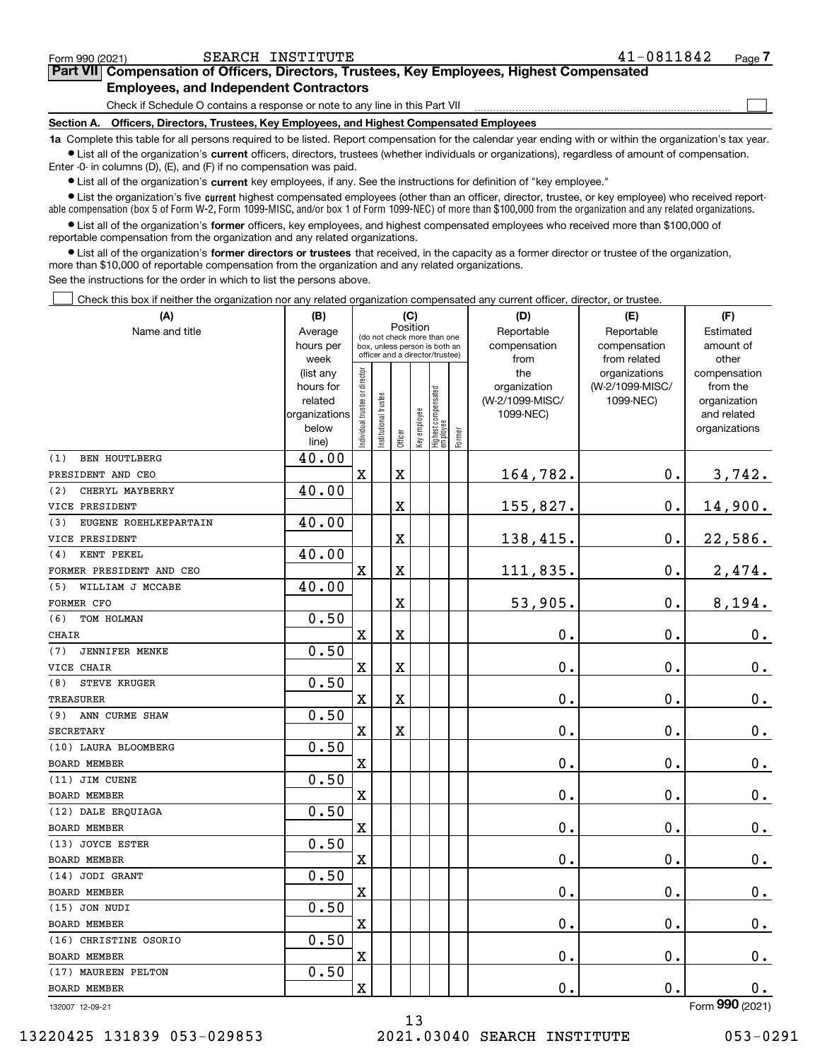Form 990 (2021) SEARCH INSTITUTE 41-0811842 Page 7

## Part VII Compensation of Officers, Directors, Trustees, Key Employees, Highest Compensated Employees, and Independent Contractors

Check if Schedule O contains a response or note to any line in this Part VII

### Section A. Officers, Directors, Trustees, Key Employees, and Highest Compensated Employees

**1a** Complete this table for all persons required to be listed. Report compensation for the calendar year ending with or within the organization's tax year.

- List all of the organization's **current** officers, directors, trustees (whether individuals or organizations), regardless of amount of compensation. Enter -0- in columns (D), (E), and (F) if no compensation was paid.
- List all of the organization's **current** key employees, if any. See the instructions for definition of "key employee."
- List the organization's five **current** highest compensated employees (other than an officer, director, trustee, or key employee) who received reportable compensation (box 5 of Form W-2, Form 1099-MISC, and/or box 1 of Form 1099-NEC) of more than $100,000 from the organization and any related organizations.
- List all of the organization's **former** officers, key employees, and highest compensated employees who received more than $100,000 of reportable compensation from the organization and any related organizations.
- List all of the organization's **former directors or trustees** that received, in the capacity as a former director or trustee of the organization, more than $10,000 of reportable compensation from the organization and any related organizations.

See the instructions for the order in which to list the persons above.

Check this box if neither the organization nor any related organization compensated any current officer, director, or trustee.

| (A) Name and title | (B) Average hours per week (list any hours for related organizations below line) | (C) Position: Individual trustee or director | Institutional trustee | Officer | Key employee | Highest compensated employee | Former | (D) Reportable compensation from the organization (W-2/1099-MISC/1099-NEC) | (E) Reportable compensation from related organizations (W-2/1099-MISC/1099-NEC) | (F) Estimated amount of other compensation from the organization and related organizations |
|---|---|---|---|---|---|---|---|---|---|---|
| (1) BEN HOUTLBERG<br>PRESIDENT AND CEO | 40.00 | X | | X | | | | 164,782. | 0. | 3,742. |
| (2) CHERYL MAYBERRY<br>VICE PRESIDENT | 40.00 | | | X | | | | 155,827. | 0. | 14,900. |
| (3) EUGENE ROEHLKEPARTAIN<br>VICE PRESIDENT | 40.00 | | | X | | | | 138,415. | 0. | 22,586. |
| (4) KENT PEKEL<br>FORMER PRESIDENT AND CEO | 40.00 | X | | X | | | | 111,835. | 0. | 2,474. |
| (5) WILLIAM J MCCABE<br>FORMER CFO | 40.00 | | | X | | | | 53,905. | 0. | 8,194. |
| (6) TOM HOLMAN<br>CHAIR | 0.50 | X | | X | | | | 0. | 0. | 0. |
| (7) JENNIFER MENKE<br>VICE CHAIR | 0.50 | X | | X | | | | 0. | 0. | 0. |
| (8) STEVE KRUGER<br>TREASURER | 0.50 | X | | X | | | | 0. | 0. | 0. |
| (9) ANN CURME SHAW<br>SECRETARY | 0.50 | X | | X | | | | 0. | 0. | 0. |
| (10) LAURA BLOOMBERG<br>BOARD MEMBER | 0.50 | X | | | | | | 0. | 0. | 0. |
| (11) JIM CUENE<br>BOARD MEMBER | 0.50 | X | | | | | | 0. | 0. | 0. |
| (12) DALE ERQUIAGA<br>BOARD MEMBER | 0.50 | X | | | | | | 0. | 0. | 0. |
| (13) JOYCE ESTER<br>BOARD MEMBER | 0.50 | X | | | | | | 0. | 0. | 0. |
| (14) JODI GRANT<br>BOARD MEMBER | 0.50 | X | | | | | | 0. | 0. | 0. |
| (15) JON NUDI<br>BOARD MEMBER | 0.50 | X | | | | | | 0. | 0. | 0. |
| (16) CHRISTINE OSORIO<br>BOARD MEMBER | 0.50 | X | | | | | | 0. | 0. | 0. |
| (17) MAUREEN PELTON<br>BOARD MEMBER | 0.50 | X | | | | | | 0. | 0. | 0. |

132007 12-09-21 Form 990 (2021)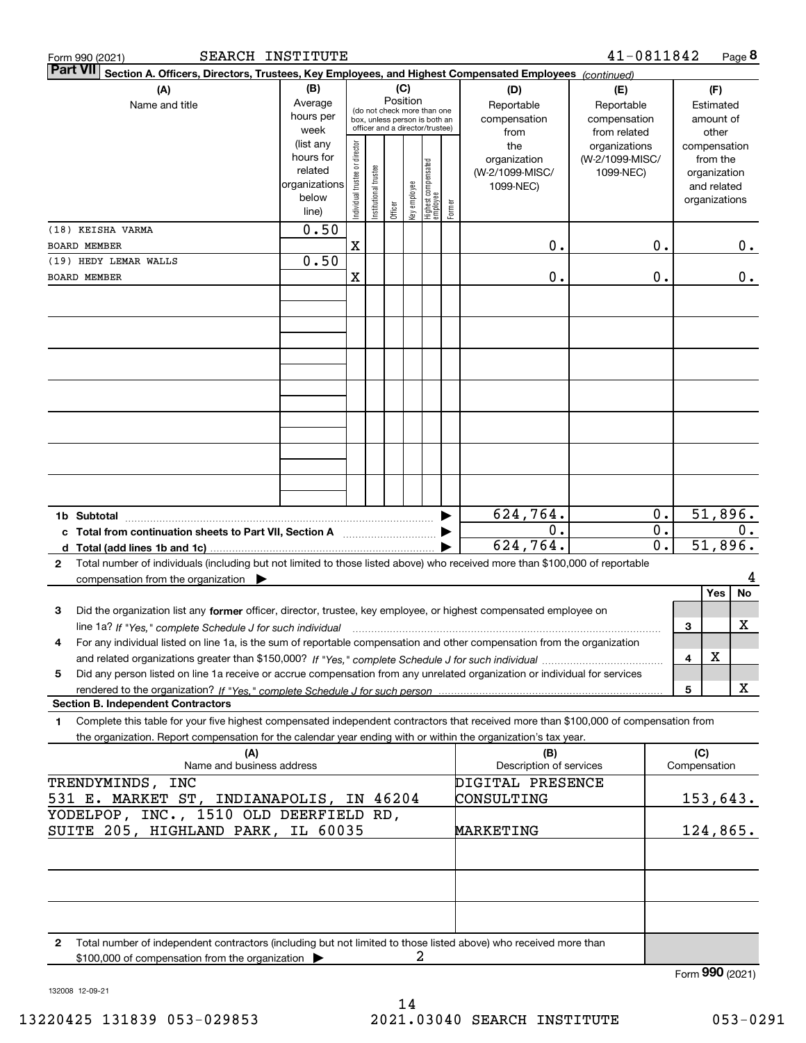Form 990 (2021) SEARCH INSTITUTE 41-0811842 Page 8

**Part VII Section A. Officers, Directors, Trustees, Key Employees, and Highest Compensated Employees** *(continued)*

| (A) Name and title | (B) Average hours per week (list any hours for related organizations below line) | (C) Position: Individual trustee or director | Institutional trustee | Officer | Key employee | Highest compensated employee | Former | (D) Reportable compensation from the organization (W-2/1099-MISC/ 1099-NEC) | (E) Reportable compensation from related organizations (W-2/1099-MISC/ 1099-NEC) | (F) Estimated amount of other compensation from the organization and related organizations |
|---|---|---|---|---|---|---|---|---|---|---|
| (18) KEISHA VARMA<br>BOARD MEMBER | 0.50 | X | | | | | | 0. | 0. | 0. |
| (19) HEDY LEMAR WALLS<br>BOARD MEMBER | 0.50 | X | | | | | | 0. | 0. | 0. |

| | (D) | (E) | (F) |
|---|---|---|---|
| 1b Subtotal | 624,764. | 0. | 51,896. |
| c Total from continuation sheets to Part VII, Section A | 0. | 0. | 0. |
| d Total (add lines 1b and 1c) | 624,764. | 0. | 51,896. |

2 Total number of individuals (including but not limited to those listed above) who received more than $100,000 of reportable compensation from the organization ▶ 4

| | | Yes | No |
|---|---|---|---|
| 3 Did the organization list any **former** officer, director, trustee, key employee, or highest compensated employee on line 1a? *If "Yes," complete Schedule J for such individual* | 3 | | X |
| 4 For any individual listed on line 1a, is the sum of reportable compensation and other compensation from the organization and related organizations greater than $150,000? *If "Yes," complete Schedule J for such individual* | 4 | X | |
| 5 Did any person listed on line 1a receive or accrue compensation from any unrelated organization or individual for services rendered to the organization? *If "Yes," complete Schedule J for such person* | 5 | | X |

**Section B. Independent Contractors**

1 Complete this table for your five highest compensated independent contractors that received more than $100,000 of compensation from the organization. Report compensation for the calendar year ending with or within the organization's tax year.

| (A) Name and business address | (B) Description of services | (C) Compensation |
|---|---|---|
| TRENDYMINDS, INC<br>531 E. MARKET ST, INDIANAPOLIS, IN 46204 | DIGITAL PRESENCE CONSULTING | 153,643. |
| YODELPOP, INC., 1510 OLD DEERFIELD RD, SUITE 205, HIGHLAND PARK, IL 60035 | MARKETING | 124,865. |

2 Total number of independent contractors (including but not limited to those listed above) who received more than $100,000 of compensation from the organization ▶ 2

Form **990** (2021)

132008 12-09-21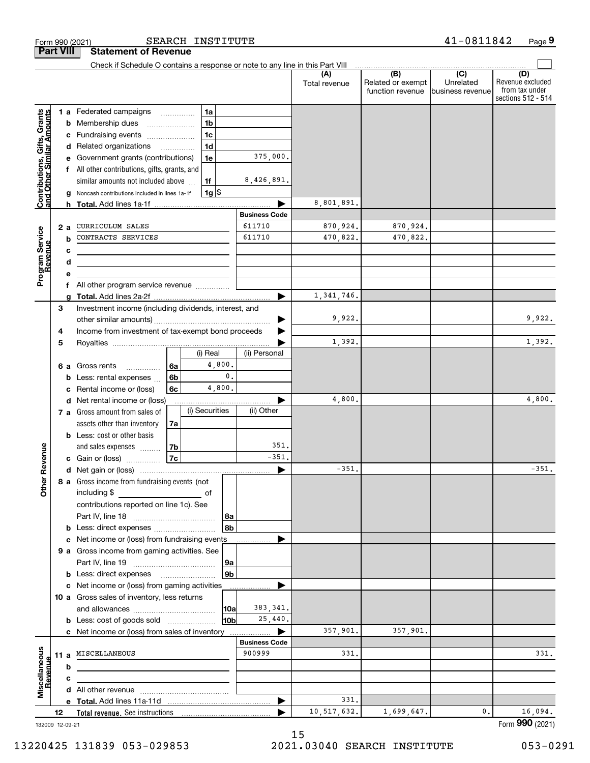Form 990 (2021) SEARCH INSTITUTE 41-0811842 Page 9

## Part VIII Statement of Revenue

Check if Schedule O contains a response or note to any line in this Part VIII

| | | | | (A) Total revenue | (B) Related or exempt function revenue | (C) Unrelated business revenue | (D) Revenue excluded from tax under sections 512 - 514 |
|---|---|---|---|---|---|---|---|
| **Contributions, Gifts, Grants and Other Similar Amounts** | 1 a Federated campaigns | 1a | | | | | |
| | b Membership dues | 1b | | | | | |
| | c Fundraising events | 1c | | | | | |
| | d Related organizations | 1d | | | | | |
| | e Government grants (contributions) | 1e | 375,000. | | | | |
| | f All other contributions, gifts, grants, and similar amounts not included above | 1f | 8,426,891. | | | | |
| | g Noncash contributions included in lines 1a-1f | 1g | $ | | | | |
| | h **Total.** Add lines 1a-1f | | | 8,801,891. | | | |
| **Program Service Revenue** | | | **Business Code** | | | | |
| | 2 a CURRICULUM SALES | | 611710 | 870,924. | 870,924. | | |
| | b CONTRACTS SERVICES | | 611710 | 470,822. | 470,822. | | |
| | c | | | | | | |
| | d | | | | | | |
| | e | | | | | | |
| | f All other program service revenue | | | | | | |
| | g **Total.** Add lines 2a-2f | | | 1,341,746. | | | |
| **Other Revenue** | 3 Investment income (including dividends, interest, and other similar amounts) | | | 9,922. | | | 9,922. |
| | 4 Income from investment of tax-exempt bond proceeds | | | | | | |
| | 5 Royalties | | | 1,392. | | | 1,392. |
| | | (i) Real | (ii) Personal | | | | |
| | 6 a Gross rents (6a) | 4,800. | | | | | |
| | b Less: rental expenses (6b) | 0. | | | | | |
| | c Rental income or (loss) (6c) | 4,800. | | | | | |
| | d Net rental income or (loss) | | | 4,800. | | | 4,800. |
| | | (i) Securities | (ii) Other | | | | |
| | 7 a Gross amount from sales of assets other than inventory (7a) | | | | | | |
| | b Less: cost or other basis and sales expenses (7b) | | 351. | | | | |
| | c Gain or (loss) (7c) | | -351. | | | | |
| | d Net gain or (loss) | | | -351. | | | -351. |
| | 8 a Gross income from fundraising events (not including $ of contributions reported on line 1c). See Part IV, line 18 | 8a | | | | | |
| | b Less: direct expenses | 8b | | | | | |
| | c Net income or (loss) from fundraising events | | | | | | |
| | 9 a Gross income from gaming activities. See Part IV, line 19 | 9a | | | | | |
| | b Less: direct expenses | 9b | | | | | |
| | c Net income or (loss) from gaming activities | | | | | | |
| | 10 a Gross sales of inventory, less returns and allowances | 10a | 383,341. | | | | |
| | b Less: cost of goods sold | 10b | 25,440. | | | | |
| | c Net income or (loss) from sales of inventory | | | 357,901. | 357,901. | | |
| **Miscellaneous Revenue** | | | **Business Code** | | | | |
| | 11 a MISCELLANEOUS | | 900999 | 331. | | | 331. |
| | b | | | | | | |
| | c | | | | | | |
| | d All other revenue | | | | | | |
| | e **Total.** Add lines 11a-11d | | | 331. | | | |
| | 12 **Total revenue.** See instructions | | | 10,517,632. | 1,699,647. | 0. | 16,094. |

132009 12-09-21 Form **990** (2021)

13220425 131839 053-029853 2021.03040 SEARCH INSTITUTE 053-0291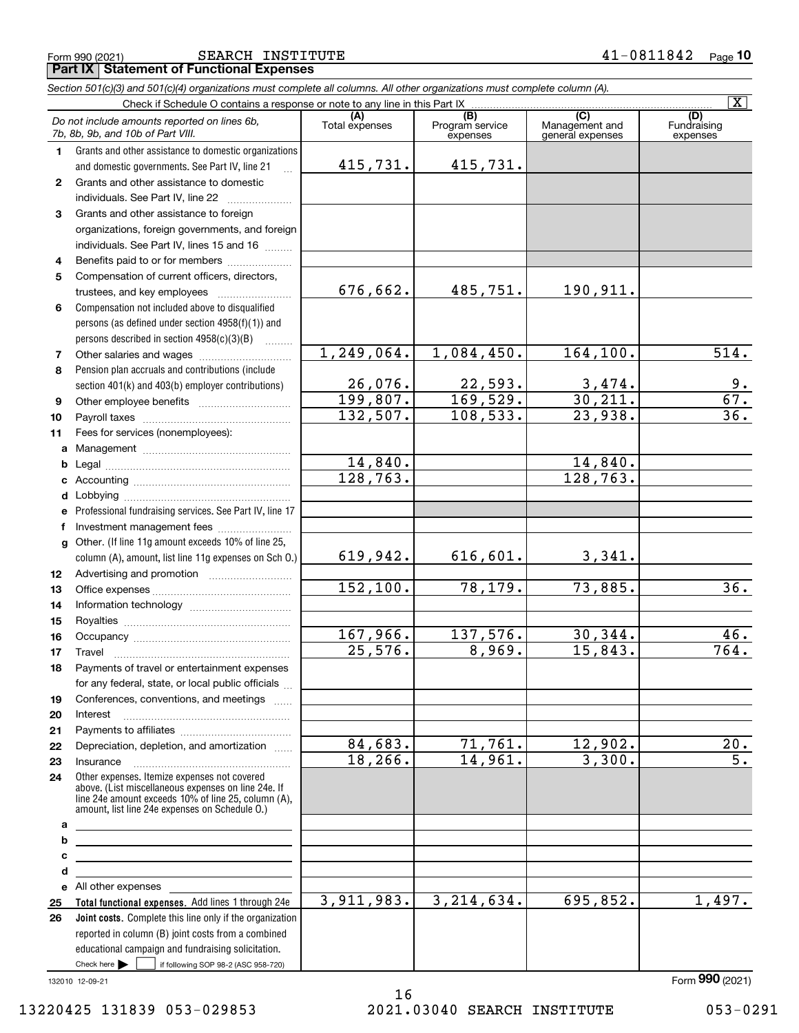Form 990 (2021) SEARCH INSTITUTE 41-0811842 Page 10

## Part IX Statement of Functional Expenses

*Section 501(c)(3) and 501(c)(4) organizations must complete all columns. All other organizations must complete column (A).*

Check if Schedule O contains a response or note to any line in this Part IX [X]

| *Do not include amounts reported on lines 6b, 7b, 8b, 9b, and 10b of Part VIII.* | (A) Total expenses | (B) Program service expenses | (C) Management and general expenses | (D) Fundraising expenses |
|---|---|---|---|---|
| 1 Grants and other assistance to domestic organizations and domestic governments. See Part IV, line 21 | 415,731. | 415,731. | | |
| 2 Grants and other assistance to domestic individuals. See Part IV, line 22 | | | | |
| 3 Grants and other assistance to foreign organizations, foreign governments, and foreign individuals. See Part IV, lines 15 and 16 | | | | |
| 4 Benefits paid to or for members | | | | |
| 5 Compensation of current officers, directors, trustees, and key employees | 676,662. | 485,751. | 190,911. | |
| 6 Compensation not included above to disqualified persons (as defined under section 4958(f)(1)) and persons described in section 4958(c)(3)(B) | | | | |
| 7 Other salaries and wages | 1,249,064. | 1,084,450. | 164,100. | 514. |
| 8 Pension plan accruals and contributions (include section 401(k) and 403(b) employer contributions) | 26,076. | 22,593. | 3,474. | 9. |
| 9 Other employee benefits | 199,807. | 169,529. | 30,211. | 67. |
| 10 Payroll taxes | 132,507. | 108,533. | 23,938. | 36. |
| 11 Fees for services (nonemployees): | | | | |
| a Management | | | | |
| b Legal | 14,840. | | 14,840. | |
| c Accounting | 128,763. | | 128,763. | |
| d Lobbying | | | | |
| e Professional fundraising services. See Part IV, line 17 | | | | |
| f Investment management fees | | | | |
| g Other. (If line 11g amount exceeds 10% of line 25, column (A), amount, list line 11g expenses on Sch O.) | 619,942. | 616,601. | 3,341. | |
| 12 Advertising and promotion | | | | |
| 13 Office expenses | 152,100. | 78,179. | 73,885. | 36. |
| 14 Information technology | | | | |
| 15 Royalties | | | | |
| 16 Occupancy | 167,966. | 137,576. | 30,344. | 46. |
| 17 Travel | 25,576. | 8,969. | 15,843. | 764. |
| 18 Payments of travel or entertainment expenses for any federal, state, or local public officials | | | | |
| 19 Conferences, conventions, and meetings | | | | |
| 20 Interest | | | | |
| 21 Payments to affiliates | | | | |
| 22 Depreciation, depletion, and amortization | 84,683. | 71,761. | 12,902. | 20. |
| 23 Insurance | 18,266. | 14,961. | 3,300. | 5. |
| 24 Other expenses. Itemize expenses not covered above. (List miscellaneous expenses on line 24e. If line 24e amount exceeds 10% of line 25, column (A), amount, list line 24e expenses on Schedule O.) | | | | |
| a | | | | |
| b | | | | |
| c | | | | |
| d | | | | |
| e All other expenses | | | | |
| 25 **Total functional expenses.** Add lines 1 through 24e | 3,911,983. | 3,214,634. | 695,852. | 1,497. |
| 26 **Joint costs.** Complete this line only if the organization reported in column (B) joint costs from a combined educational campaign and fundraising solicitation. Check here [ ] if following SOP 98-2 (ASC 958-720) | | | | |

132010 12-09-21

Form **990** (2021)

13220425 131839 053-029853 2021.03040 SEARCH INSTITUTE 053-0291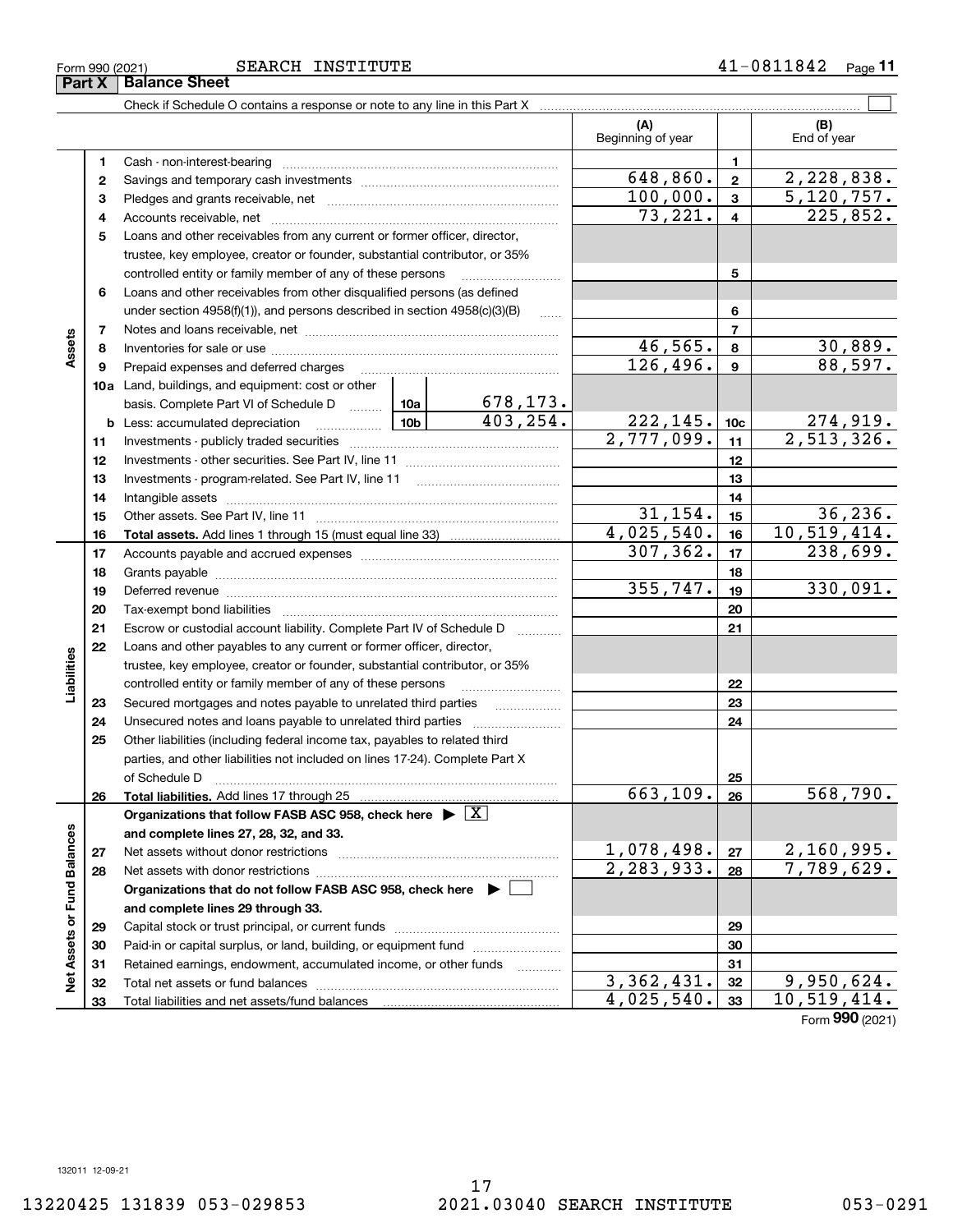Form 990 (2021) SEARCH INSTITUTE 41-0811842

## Part X Balance Sheet

Check if Schedule O contains a response or note to any line in this Part X

| | | | | (A) Beginning of year | | (B) End of year |
|---|---|---|---|---|---|---|
| **Assets** | 1 | Cash - non-interest-bearing | | | 1 | |
| | 2 | Savings and temporary cash investments | | 648,860. | 2 | 2,228,838. |
| | 3 | Pledges and grants receivable, net | | 100,000. | 3 | 5,120,757. |
| | 4 | Accounts receivable, net | | 73,221. | 4 | 225,852. |
| | 5 | Loans and other receivables from any current or former officer, director, trustee, key employee, creator or founder, substantial contributor, or 35% controlled entity or family member of any of these persons | | | 5 | |
| | 6 | Loans and other receivables from other disqualified persons (as defined under section 4958(f)(1)), and persons described in section 4958(c)(3)(B) | | | 6 | |
| | 7 | Notes and loans receivable, net | | | 7 | |
| | 8 | Inventories for sale or use | | 46,565. | 8 | 30,889. |
| | 9 | Prepaid expenses and deferred charges | | 126,496. | 9 | 88,597. |
| | 10a | Land, buildings, and equipment: cost or other basis. Complete Part VI of Schedule D | 10a 678,173. | | | |
| | b | Less: accumulated depreciation | 10b 403,254. | 222,145. | 10c | 274,919. |
| | 11 | Investments - publicly traded securities | | 2,777,099. | 11 | 2,513,326. |
| | 12 | Investments - other securities. See Part IV, line 11 | | | 12 | |
| | 13 | Investments - program-related. See Part IV, line 11 | | | 13 | |
| | 14 | Intangible assets | | | 14 | |
| | 15 | Other assets. See Part IV, line 11 | | 31,154. | 15 | 36,236. |
| | 16 | **Total assets.** Add lines 1 through 15 (must equal line 33) | | 4,025,540. | 16 | 10,519,414. |
| **Liabilities** | 17 | Accounts payable and accrued expenses | | 307,362. | 17 | 238,699. |
| | 18 | Grants payable | | | 18 | |
| | 19 | Deferred revenue | | 355,747. | 19 | 330,091. |
| | 20 | Tax-exempt bond liabilities | | | 20 | |
| | 21 | Escrow or custodial account liability. Complete Part IV of Schedule D | | | 21 | |
| | 22 | Loans and other payables to any current or former officer, director, trustee, key employee, creator or founder, substantial contributor, or 35% controlled entity or family member of any of these persons | | | 22 | |
| | 23 | Secured mortgages and notes payable to unrelated third parties | | | 23 | |
| | 24 | Unsecured notes and loans payable to unrelated third parties | | | 24 | |
| | 25 | Other liabilities (including federal income tax, payables to related third parties, and other liabilities not included on lines 17-24). Complete Part X of Schedule D | | | 25 | |
| | 26 | **Total liabilities.** Add lines 17 through 25 | | 663,109. | 26 | 568,790. |
| **Net Assets or Fund Balances** | | **Organizations that follow FASB ASC 958, check here ▶ [X] and complete lines 27, 28, 32, and 33.** | | | | |
| | 27 | Net assets without donor restrictions | | 1,078,498. | 27 | 2,160,995. |
| | 28 | Net assets with donor restrictions | | 2,283,933. | 28 | 7,789,629. |
| | | **Organizations that do not follow FASB ASC 958, check here ▶ [ ] and complete lines 29 through 33.** | | | | |
| | 29 | Capital stock or trust principal, or current funds | | | 29 | |
| | 30 | Paid-in or capital surplus, or land, building, or equipment fund | | | 30 | |
| | 31 | Retained earnings, endowment, accumulated income, or other funds | | | 31 | |
| | 32 | Total net assets or fund balances | | 3,362,431. | 32 | 9,950,624. |
| | 33 | Total liabilities and net assets/fund balances | | 4,025,540. | 33 | 10,519,414. |

Form **990** (2021)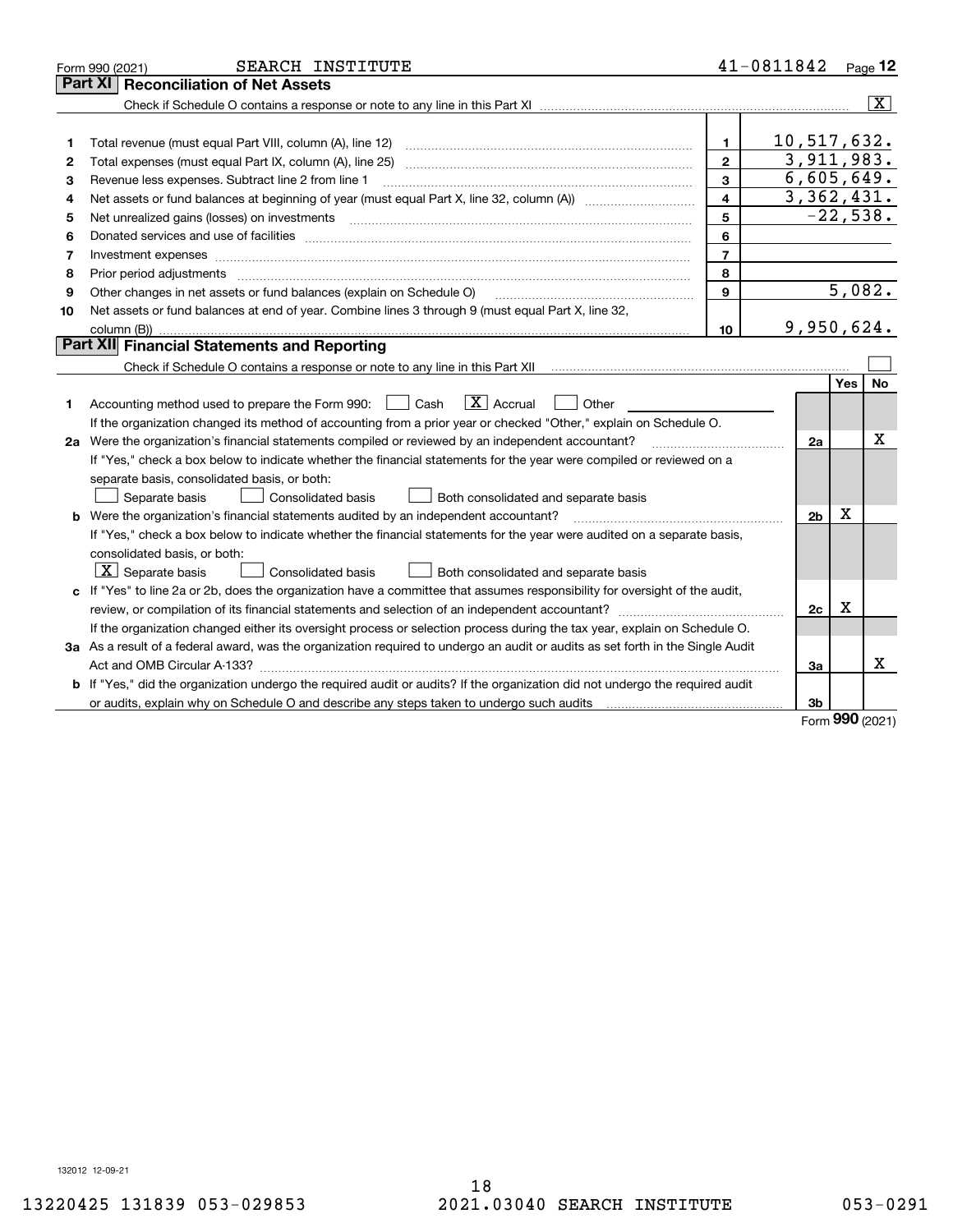Form 990 (2021) SEARCH INSTITUTE 41-0811842

## Part XI Reconciliation of Net Assets

Check if Schedule O contains a response or note to any line in this Part XI ..... [X]

| | | | |
|---|---|---|---|
| 1 | Total revenue (must equal Part VIII, column (A), line 12) | 1 | 10,517,632. |
| 2 | Total expenses (must equal Part IX, column (A), line 25) | 2 | 3,911,983. |
| 3 | Revenue less expenses. Subtract line 2 from line 1 | 3 | 6,605,649. |
| 4 | Net assets or fund balances at beginning of year (must equal Part X, line 32, column (A)) | 4 | 3,362,431. |
| 5 | Net unrealized gains (losses) on investments | 5 | -22,538. |
| 6 | Donated services and use of facilities | 6 | |
| 7 | Investment expenses | 7 | |
| 8 | Prior period adjustments | 8 | |
| 9 | Other changes in net assets or fund balances (explain on Schedule O) | 9 | 5,082. |
| 10 | Net assets or fund balances at end of year. Combine lines 3 through 9 (must equal Part X, line 32, column (B)) | 10 | 9,950,624. |

## Part XII Financial Statements and Reporting

Check if Schedule O contains a response or note to any line in this Part XII ..... [ ]

| | | | Yes | No |
|---|---|---|---|---|
| 1 | Accounting method used to prepare the Form 990: [ ] Cash [X] Accrual [ ] Other<br>If the organization changed its method of accounting from a prior year or checked "Other," explain on Schedule O. | | | |
| 2a | Were the organization's financial statements compiled or reviewed by an independent accountant?<br>If "Yes," check a box below to indicate whether the financial statements for the year were compiled or reviewed on a separate basis, consolidated basis, or both:<br>[ ] Separate basis [ ] Consolidated basis [ ] Both consolidated and separate basis | 2a | | X |
| b | Were the organization's financial statements audited by an independent accountant?<br>If "Yes," check a box below to indicate whether the financial statements for the year were audited on a separate basis, consolidated basis, or both:<br>[X] Separate basis [ ] Consolidated basis [ ] Both consolidated and separate basis | 2b | X | |
| c | If "Yes" to line 2a or 2b, does the organization have a committee that assumes responsibility for oversight of the audit, review, or compilation of its financial statements and selection of an independent accountant?<br>If the organization changed either its oversight process or selection process during the tax year, explain on Schedule O. | 2c | X | |
| 3a | As a result of a federal award, was the organization required to undergo an audit or audits as set forth in the Single Audit Act and OMB Circular A-133? | 3a | | X |
| b | If "Yes," did the organization undergo the required audit or audits? If the organization did not undergo the required audit or audits, explain why on Schedule O and describe any steps taken to undergo such audits | 3b | | |

Form 990 (2021)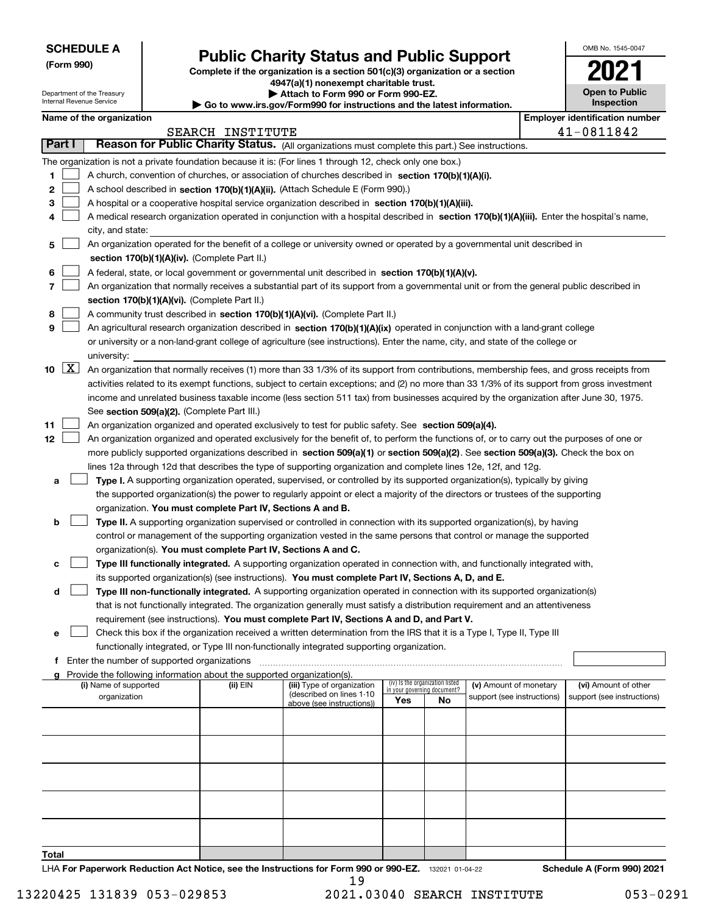**SCHEDULE A**
**(Form 990)**

Department of the Treasury
Internal Revenue Service

# Public Charity Status and Public Support

**Complete if the organization is a section 501(c)(3) organization or a section 4947(a)(1) nonexempt charitable trust.**
**▶ Attach to Form 990 or Form 990-EZ.**
**▶ Go to www.irs.gov/Form990 for instructions and the latest information.**

OMB No. 1545-0047

**2021**

**Open to Public Inspection**

**Name of the organization:** SEARCH INSTITUTE
**Employer identification number:** 41-0811842

## Part I — Reason for Public Charity Status. (All organizations must complete this part.) See instructions.

The organization is not a private foundation because it is: (For lines 1 through 12, check only one box.)

1 ☐ A church, convention of churches, or association of churches described in **section 170(b)(1)(A)(i).**

2 ☐ A school described in **section 170(b)(1)(A)(ii).** (Attach Schedule E (Form 990).)

3 ☐ A hospital or a cooperative hospital service organization described in **section 170(b)(1)(A)(iii).**

4 ☐ A medical research organization operated in conjunction with a hospital described in **section 170(b)(1)(A)(iii).** Enter the hospital's name, city, and state:

5 ☐ An organization operated for the benefit of a college or university owned or operated by a governmental unit described in **section 170(b)(1)(A)(iv).** (Complete Part II.)

6 ☐ A federal, state, or local government or governmental unit described in **section 170(b)(1)(A)(v).**

7 ☐ An organization that normally receives a substantial part of its support from a governmental unit or from the general public described in **section 170(b)(1)(A)(vi).** (Complete Part II.)

8 ☐ A community trust described in **section 170(b)(1)(A)(vi).** (Complete Part II.)

9 ☐ An agricultural research organization described in **section 170(b)(1)(A)(ix)** operated in conjunction with a land-grant college or university or a non-land-grant college of agriculture (see instructions). Enter the name, city, and state of the college or university:

10 ☒ An organization that normally receives (1) more than 33 1/3% of its support from contributions, membership fees, and gross receipts from activities related to its exempt functions, subject to certain exceptions; and (2) no more than 33 1/3% of its support from gross investment income and unrelated business taxable income (less section 511 tax) from businesses acquired by the organization after June 30, 1975. See **section 509(a)(2).** (Complete Part III.)

11 ☐ An organization organized and operated exclusively to test for public safety. See **section 509(a)(4).**

12 ☐ An organization organized and operated exclusively for the benefit of, to perform the functions of, or to carry out the purposes of one or more publicly supported organizations described in **section 509(a)(1)** or **section 509(a)(2)**. See **section 509(a)(3).** Check the box on lines 12a through 12d that describes the type of supporting organization and complete lines 12e, 12f, and 12g.

a ☐ **Type I.** A supporting organization operated, supervised, or controlled by its supported organization(s), typically by giving the supported organization(s) the power to regularly appoint or elect a majority of the directors or trustees of the supporting organization. **You must complete Part IV, Sections A and B.**

b ☐ **Type II.** A supporting organization supervised or controlled in connection with its supported organization(s), by having control or management of the supporting organization vested in the same persons that control or manage the supported organization(s). **You must complete Part IV, Sections A and C.**

c ☐ **Type III functionally integrated.** A supporting organization operated in connection with, and functionally integrated with, its supported organization(s) (see instructions). **You must complete Part IV, Sections A, D, and E.**

d ☐ **Type III non-functionally integrated.** A supporting organization operated in connection with its supported organization(s) that is not functionally integrated. The organization generally must satisfy a distribution requirement and an attentiveness requirement (see instructions). **You must complete Part IV, Sections A and D, and Part V.**

e ☐ Check this box if the organization received a written determination from the IRS that it is a Type I, Type II, Type III functionally integrated, or Type III non-functionally integrated supporting organization.

f Enter the number of supported organizations

g Provide the following information about the supported organization(s).

| (i) Name of supported organization | (ii) EIN | (iii) Type of organization (described on lines 1-10 above (see instructions)) | (iv) Is the organization listed in your governing document? Yes | No | (v) Amount of monetary support (see instructions) | (vi) Amount of other support (see instructions) |
|---|---|---|---|---|---|---|
| | | | | | | |
| | | | | | | |
| | | | | | | |
| | | | | | | |
| | | | | | | |
| **Total** | | | | | | |

LHA **For Paperwork Reduction Act Notice, see the Instructions for Form 990 or 990-EZ.** 132021 01-04-22 **Schedule A (Form 990) 2021**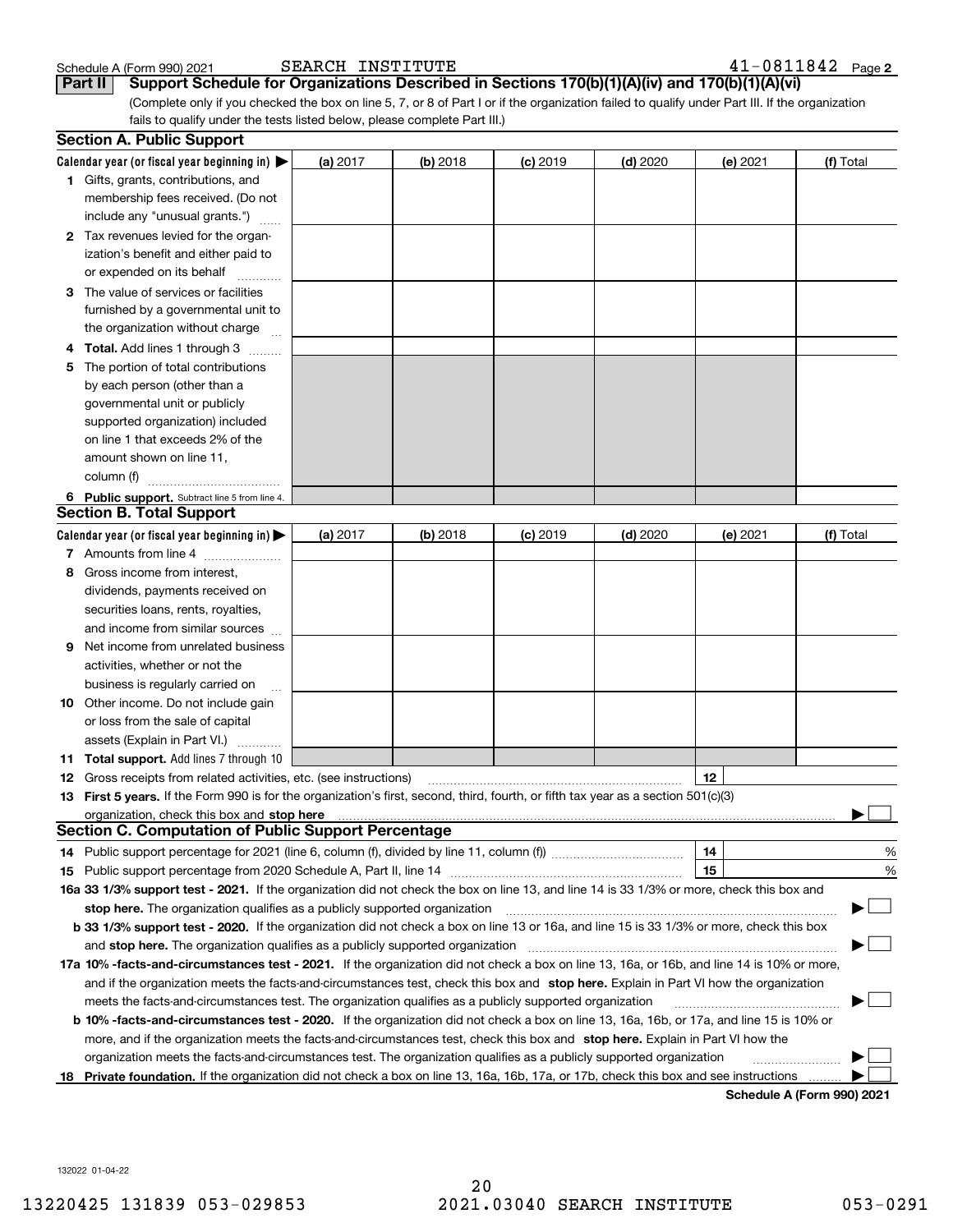Schedule A (Form 990) 2021 SEARCH INSTITUTE 41-0811842

## Part II Support Schedule for Organizations Described in Sections 170(b)(1)(A)(iv) and 170(b)(1)(A)(vi)

(Complete only if you checked the box on line 5, 7, or 8 of Part I or if the organization failed to qualify under Part III. If the organization fails to qualify under the tests listed below, please complete Part III.)

### Section A. Public Support

| Calendar year (or fiscal year beginning in) ▶ | (a) 2017 | (b) 2018 | (c) 2019 | (d) 2020 | (e) 2021 | (f) Total |
|---|---|---|---|---|---|---|
| 1 Gifts, grants, contributions, and membership fees received. (Do not include any "unusual grants.") | | | | | | |
| 2 Tax revenues levied for the organization's benefit and either paid to or expended on its behalf | | | | | | |
| 3 The value of services or facilities furnished by a governmental unit to the organization without charge | | | | | | |
| 4 **Total.** Add lines 1 through 3 | | | | | | |
| 5 The portion of total contributions by each person (other than a governmental unit or publicly supported organization) included on line 1 that exceeds 2% of the amount shown on line 11, column (f) | | | | | | |
| 6 **Public support.** Subtract line 5 from line 4. | | | | | | |

### Section B. Total Support

| Calendar year (or fiscal year beginning in) ▶ | (a) 2017 | (b) 2018 | (c) 2019 | (d) 2020 | (e) 2021 | (f) Total |
|---|---|---|---|---|---|---|
| 7 Amounts from line 4 | | | | | | |
| 8 Gross income from interest, dividends, payments received on securities loans, rents, royalties, and income from similar sources | | | | | | |
| 9 Net income from unrelated business activities, whether or not the business is regularly carried on | | | | | | |
| 10 Other income. Do not include gain or loss from the sale of capital assets (Explain in Part VI.) | | | | | | |
| 11 **Total support.** Add lines 7 through 10 | | | | | | |

12 Gross receipts from related activities, etc. (see instructions) | 12 |

13 **First 5 years.** If the Form 990 is for the organization's first, second, third, fourth, or fifth tax year as a section 501(c)(3) organization, check this box and **stop here** ▶ ☐

### Section C. Computation of Public Support Percentage

14 Public support percentage for 2021 (line 6, column (f), divided by line 11, column (f)) | 14 | %

15 Public support percentage from 2020 Schedule A, Part II, line 14 | 15 | %

**16a 33 1/3% support test - 2021.** If the organization did not check the box on line 13, and line 14 is 33 1/3% or more, check this box and **stop here.** The organization qualifies as a publicly supported organization ▶ ☐

**b 33 1/3% support test - 2020.** If the organization did not check a box on line 13 or 16a, and line 15 is 33 1/3% or more, check this box and **stop here.** The organization qualifies as a publicly supported organization ▶ ☐

**17a 10% -facts-and-circumstances test - 2021.** If the organization did not check a box on line 13, 16a, or 16b, and line 14 is 10% or more, and if the organization meets the facts-and-circumstances test, check this box and **stop here.** Explain in Part VI how the organization meets the facts-and-circumstances test. The organization qualifies as a publicly supported organization ▶ ☐

**b 10% -facts-and-circumstances test - 2020.** If the organization did not check a box on line 13, 16a, 16b, or 17a, and line 15 is 10% or more, and if the organization meets the facts-and-circumstances test, check this box and **stop here.** Explain in Part VI how the organization meets the facts-and-circumstances test. The organization qualifies as a publicly supported organization ▶ ☐

**18 Private foundation.** If the organization did not check a box on line 13, 16a, 16b, 17a, or 17b, check this box and see instructions ▶ ☐

**Schedule A (Form 990) 2021**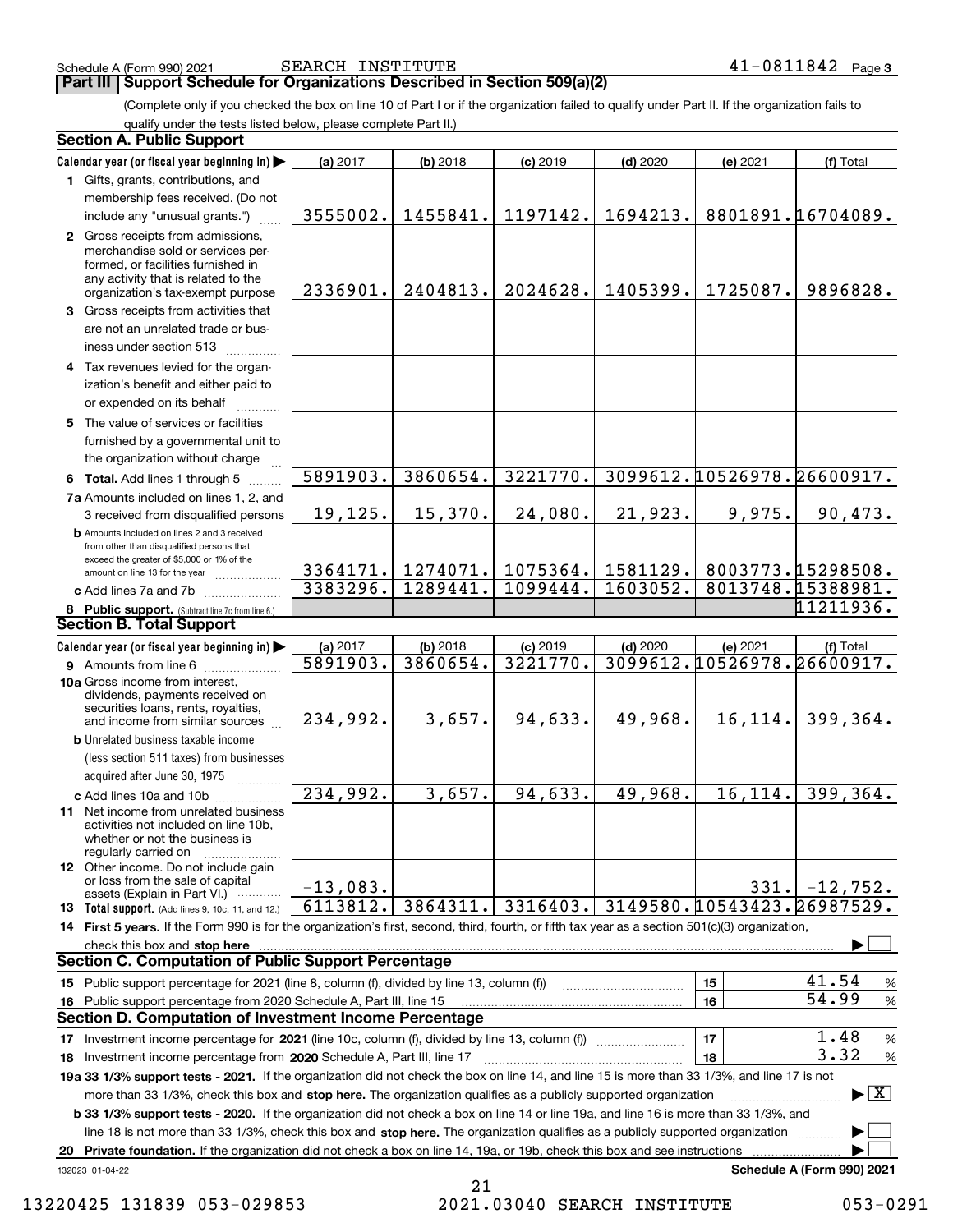Schedule A (Form 990) 2021 SEARCH INSTITUTE 41-0811842 Page 3

## Part III Support Schedule for Organizations Described in Section 509(a)(2)

(Complete only if you checked the box on line 10 of Part I or if the organization failed to qualify under Part II. If the organization fails to qualify under the tests listed below, please complete Part II.)

### Section A. Public Support

| Calendar year (or fiscal year beginning in) ▶ | (a) 2017 | (b) 2018 | (c) 2019 | (d) 2020 | (e) 2021 | (f) Total |
|---|---|---|---|---|---|---|
| **1** Gifts, grants, contributions, and membership fees received. (Do not include any "unusual grants.") | 3555002. | 1455841. | 1197142. | 1694213. | 8801891. | 16704089. |
| **2** Gross receipts from admissions, merchandise sold or services performed, or facilities furnished in any activity that is related to the organization's tax-exempt purpose | 2336901. | 2404813. | 2024628. | 1405399. | 1725087. | 9896828. |
| **3** Gross receipts from activities that are not an unrelated trade or business under section 513 | | | | | | |
| **4** Tax revenues levied for the organization's benefit and either paid to or expended on its behalf | | | | | | |
| **5** The value of services or facilities furnished by a governmental unit to the organization without charge | | | | | | |
| **6 Total.** Add lines 1 through 5 | 5891903. | 3860654. | 3221770. | 3099612. | 10526978. | 26600917. |
| **7a** Amounts included on lines 1, 2, and 3 received from disqualified persons | 19,125. | 15,370. | 24,080. | 21,923. | 9,975. | 90,473. |
| **b** Amounts included on lines 2 and 3 received from other than disqualified persons that exceed the greater of $5,000 or 1% of the amount on line 13 for the year | 3364171. | 1274071. | 1075364. | 1581129. | 8003773. | 15298508. |
| **c** Add lines 7a and 7b | 3383296. | 1289441. | 1099444. | 1603052. | 8013748. | 15388981. |
| **8 Public support.** (Subtract line 7c from line 6.) | | | | | | 11211936. |

### Section B. Total Support

| Calendar year (or fiscal year beginning in) ▶ | (a) 2017 | (b) 2018 | (c) 2019 | (d) 2020 | (e) 2021 | (f) Total |
|---|---|---|---|---|---|---|
| **9** Amounts from line 6 | 5891903. | 3860654. | 3221770. | 3099612. | 10526978. | 26600917. |
| **10a** Gross income from interest, dividends, payments received on securities loans, rents, royalties, and income from similar sources | 234,992. | 3,657. | 94,633. | 49,968. | 16,114. | 399,364. |
| **b** Unrelated business taxable income (less section 511 taxes) from businesses acquired after June 30, 1975 | | | | | | |
| **c** Add lines 10a and 10b | 234,992. | 3,657. | 94,633. | 49,968. | 16,114. | 399,364. |
| **11** Net income from unrelated business activities not included on line 10b, whether or not the business is regularly carried on | | | | | | |
| **12** Other income. Do not include gain or loss from the sale of capital assets (Explain in Part VI.) | -13,083. | | | | 331. | -12,752. |
| **13 Total support.** (Add lines 9, 10c, 11, and 12.) | 6113812. | 3864311. | 3316403. | 3149580. | 10543423. | 26987529. |

**14 First 5 years.** If the Form 990 is for the organization's first, second, third, fourth, or fifth tax year as a section 501(c)(3) organization, check this box and **stop here** ▶ ☐

### Section C. Computation of Public Support Percentage

| | | | |
|---|---|---|---|
| **15** Public support percentage for 2021 (line 8, column (f), divided by line 13, column (f)) | 15 | 41.54 | % |
| **16** Public support percentage from 2020 Schedule A, Part III, line 15 | 16 | 54.99 | % |

### Section D. Computation of Investment Income Percentage

| | | | |
|---|---|---|---|
| **17** Investment income percentage for **2021** (line 10c, column (f), divided by line 13, column (f)) | 17 | 1.48 | % |
| **18** Investment income percentage from **2020** Schedule A, Part III, line 17 | 18 | 3.32 | % |

**19a 33 1/3% support tests - 2021.** If the organization did not check the box on line 14, and line 15 is more than 33 1/3%, and line 17 is not more than 33 1/3%, check this box and **stop here.** The organization qualifies as a publicly supported organization ▶ ☒

**b 33 1/3% support tests - 2020.** If the organization did not check a box on line 14 or line 19a, and line 16 is more than 33 1/3%, and line 18 is not more than 33 1/3%, check this box and **stop here.** The organization qualifies as a publicly supported organization ▶ ☐

**20 Private foundation.** If the organization did not check a box on line 14, 19a, or 19b, check this box and see instructions ▶ ☐

132023 01-04-22 **Schedule A (Form 990) 2021**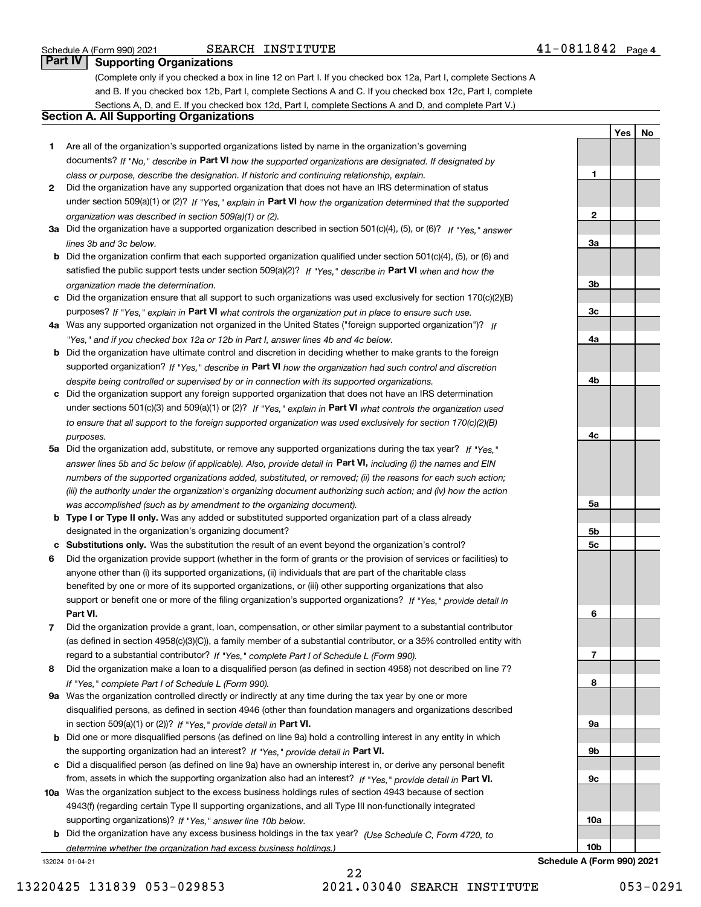**Part IV Supporting Organizations**

(Complete only if you checked a box in line 12 on Part I. If you checked box 12a, Part I, complete Sections A and B. If you checked box 12b, Part I, complete Sections A and C. If you checked box 12c, Part I, complete Sections A, D, and E. If you checked box 12d, Part I, complete Sections A and D, and complete Part V.)

### Section A. All Supporting Organizations

| | | | Yes | No |
|---|---|---|---|---|
| **1** | Are all of the organization's supported organizations listed by name in the organization's governing documents? *If "No," describe in* **Part VI** *how the supported organizations are designated. If designated by class or purpose, describe the designation. If historic and continuing relationship, explain.* | 1 | | |
| **2** | Did the organization have any supported organization that does not have an IRS determination of status under section 509(a)(1) or (2)? *If "Yes," explain in* **Part VI** *how the organization determined that the supported organization was described in section 509(a)(1) or (2).* | 2 | | |
| **3a** | Did the organization have a supported organization described in section 501(c)(4), (5), or (6)? *If "Yes," answer lines 3b and 3c below.* | 3a | | |
| **b** | Did the organization confirm that each supported organization qualified under section 501(c)(4), (5), or (6) and satisfied the public support tests under section 509(a)(2)? *If "Yes," describe in* **Part VI** *when and how the organization made the determination.* | 3b | | |
| **c** | Did the organization ensure that all support to such organizations was used exclusively for section 170(c)(2)(B) purposes? *If "Yes," explain in* **Part VI** *what controls the organization put in place to ensure such use.* | 3c | | |
| **4a** | Was any supported organization not organized in the United States ("foreign supported organization")? *If "Yes," and if you checked box 12a or 12b in Part I, answer lines 4b and 4c below.* | 4a | | |
| **b** | Did the organization have ultimate control and discretion in deciding whether to make grants to the foreign supported organization? *If "Yes," describe in* **Part VI** *how the organization had such control and discretion despite being controlled or supervised by or in connection with its supported organizations.* | 4b | | |
| **c** | Did the organization support any foreign supported organization that does not have an IRS determination under sections 501(c)(3) and 509(a)(1) or (2)? *If "Yes," explain in* **Part VI** *what controls the organization used to ensure that all support to the foreign supported organization was used exclusively for section 170(c)(2)(B) purposes.* | 4c | | |
| **5a** | Did the organization add, substitute, or remove any supported organizations during the tax year? *If "Yes," answer lines 5b and 5c below (if applicable). Also, provide detail in* **Part VI,** *including (i) the names and EIN numbers of the supported organizations added, substituted, or removed; (ii) the reasons for each such action; (iii) the authority under the organization's organizing document authorizing such action; and (iv) how the action was accomplished (such as by amendment to the organizing document).* | 5a | | |
| **b** | **Type I or Type II only.** Was any added or substituted supported organization part of a class already designated in the organization's organizing document? | 5b | | |
| **c** | **Substitutions only.** Was the substitution the result of an event beyond the organization's control? | 5c | | |
| **6** | Did the organization provide support (whether in the form of grants or the provision of services or facilities) to anyone other than (i) its supported organizations, (ii) individuals that are part of the charitable class benefited by one or more of its supported organizations, or (iii) other supporting organizations that also support or benefit one or more of the filing organization's supported organizations? *If "Yes," provide detail in* **Part VI.** | 6 | | |
| **7** | Did the organization provide a grant, loan, compensation, or other similar payment to a substantial contributor (as defined in section 4958(c)(3)(C)), a family member of a substantial contributor, or a 35% controlled entity with regard to a substantial contributor? *If "Yes," complete Part I of Schedule L (Form 990).* | 7 | | |
| **8** | Did the organization make a loan to a disqualified person (as defined in section 4958) not described on line 7? *If "Yes," complete Part I of Schedule L (Form 990).* | 8 | | |
| **9a** | Was the organization controlled directly or indirectly at any time during the tax year by one or more disqualified persons, as defined in section 4946 (other than foundation managers and organizations described in section 509(a)(1) or (2))? *If "Yes," provide detail in* **Part VI.** | 9a | | |
| **b** | Did one or more disqualified persons (as defined on line 9a) hold a controlling interest in any entity in which the supporting organization had an interest? *If "Yes," provide detail in* **Part VI.** | 9b | | |
| **c** | Did a disqualified person (as defined on line 9a) have an ownership interest in, or derive any personal benefit from, assets in which the supporting organization also had an interest? *If "Yes," provide detail in* **Part VI.** | 9c | | |
| **10a** | Was the organization subject to the excess business holdings rules of section 4943 because of section 4943(f) (regarding certain Type II supporting organizations, and all Type III non-functionally integrated supporting organizations)? *If "Yes," answer line 10b below.* | 10a | | |
| **b** | Did the organization have any excess business holdings in the tax year? *(Use Schedule C, Form 4720, to determine whether the organization had excess business holdings.)* | 10b | | |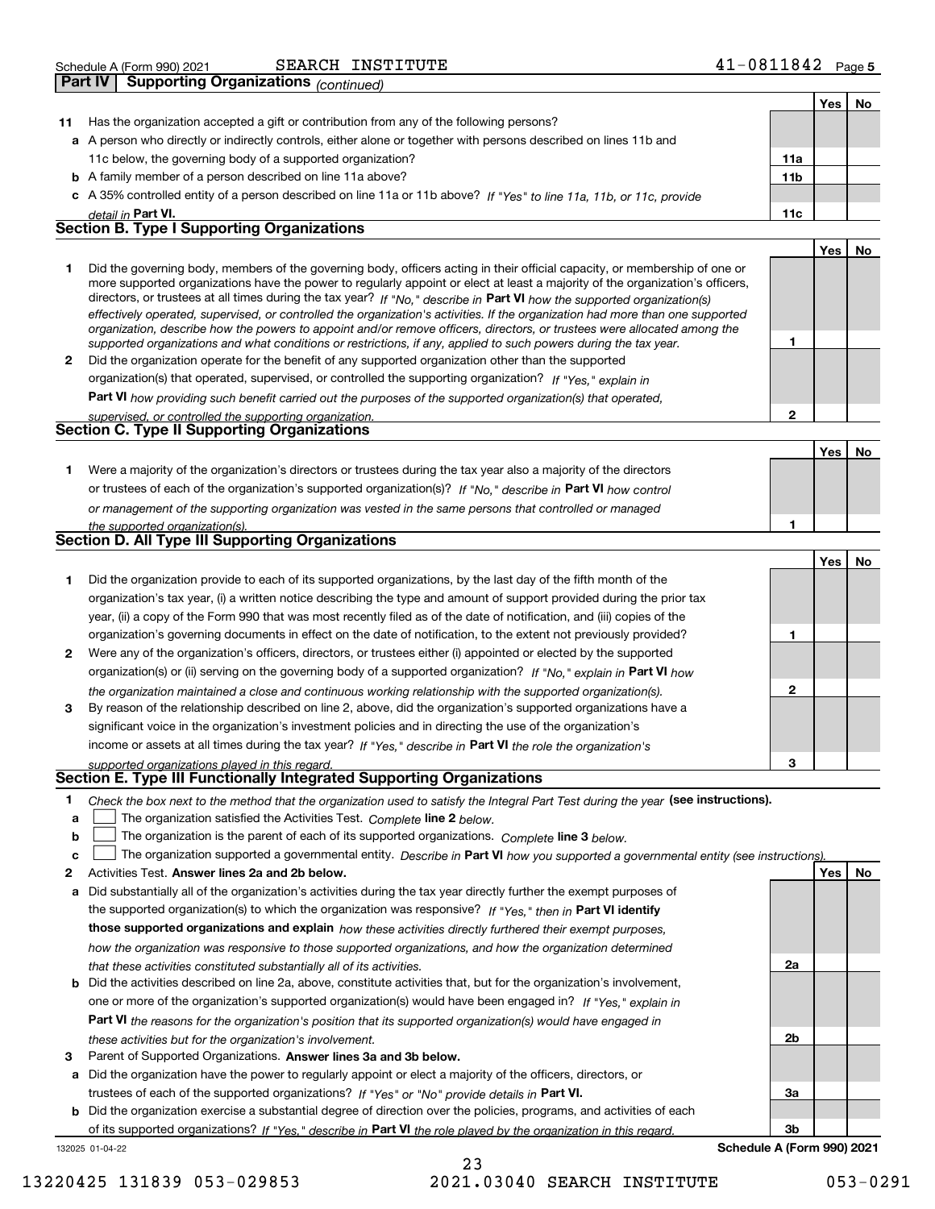Schedule A (Form 990) 2021 SEARCH INSTITUTE 41-0811842 Page 5

## Part IV Supporting Organizations *(continued)*

| | | | Yes | No |
|---|---|---|---|---|
| **11** | Has the organization accepted a gift or contribution from any of the following persons? | | | |
| **a** | A person who directly or indirectly controls, either alone or together with persons described on lines 11b and 11c below, the governing body of a supported organization? | **11a** | | |
| **b** | A family member of a person described on line 11a above? | **11b** | | |
| **c** | A 35% controlled entity of a person described on line 11a or 11b above? *If "Yes" to line 11a, 11b, or 11c, provide detail in* **Part VI.** | **11c** | | |

### Section B. Type I Supporting Organizations

| | | | Yes | No |
|---|---|---|---|---|
| **1** | Did the governing body, members of the governing body, officers acting in their official capacity, or membership of one or more supported organizations have the power to regularly appoint or elect at least a majority of the organization's officers, directors, or trustees at all times during the tax year? *If "No," describe in* **Part VI** *how the supported organization(s) effectively operated, supervised, or controlled the organization's activities. If the organization had more than one supported organization, describe how the powers to appoint and/or remove officers, directors, or trustees were allocated among the supported organizations and what conditions or restrictions, if any, applied to such powers during the tax year.* | **1** | | |
| **2** | Did the organization operate for the benefit of any supported organization other than the supported organization(s) that operated, supervised, or controlled the supporting organization? *If "Yes," explain in* **Part VI** *how providing such benefit carried out the purposes of the supported organization(s) that operated, supervised, or controlled the supporting organization.* | **2** | | |

### Section C. Type II Supporting Organizations

| | | | Yes | No |
|---|---|---|---|---|
| **1** | Were a majority of the organization's directors or trustees during the tax year also a majority of the directors or trustees of each of the organization's supported organization(s)? *If "No," describe in* **Part VI** *how control or management of the supporting organization was vested in the same persons that controlled or managed the supported organization(s).* | **1** | | |

### Section D. All Type III Supporting Organizations

| | | | Yes | No |
|---|---|---|---|---|
| **1** | Did the organization provide to each of its supported organizations, by the last day of the fifth month of the organization's tax year, (i) a written notice describing the type and amount of support provided during the prior tax year, (ii) a copy of the Form 990 that was most recently filed as of the date of notification, and (iii) copies of the organization's governing documents in effect on the date of notification, to the extent not previously provided? | **1** | | |
| **2** | Were any of the organization's officers, directors, or trustees either (i) appointed or elected by the supported organization(s) or (ii) serving on the governing body of a supported organization? *If "No," explain in* **Part VI** *how the organization maintained a close and continuous working relationship with the supported organization(s).* | **2** | | |
| **3** | By reason of the relationship described on line 2, above, did the organization's supported organizations have a significant voice in the organization's investment policies and in directing the use of the organization's income or assets at all times during the tax year? *If "Yes," describe in* **Part VI** *the role the organization's supported organizations played in this regard.* | **3** | | |

### Section E. Type III Functionally Integrated Supporting Organizations

**1** *Check the box next to the method that the organization used to satisfy the Integral Part Test during the year* **(see instructions).**

- **a** ☐ The organization satisfied the Activities Test. *Complete* **line 2** *below.*
- **b** ☐ The organization is the parent of each of its supported organizations. *Complete* **line 3** *below.*
- **c** ☐ The organization supported a governmental entity. *Describe in* **Part VI** *how you supported a governmental entity (see instructions).*

| | | | Yes | No |
|---|---|---|---|---|
| **2** | Activities Test. **Answer lines 2a and 2b below.** | | | |
| **a** | Did substantially all of the organization's activities during the tax year directly further the exempt purposes of the supported organization(s) to which the organization was responsive? *If "Yes," then in* **Part VI identify those supported organizations and explain** *how these activities directly furthered their exempt purposes, how the organization was responsive to those supported organizations, and how the organization determined that these activities constituted substantially all of its activities.* | **2a** | | |
| **b** | Did the activities described on line 2a, above, constitute activities that, but for the organization's involvement, one or more of the organization's supported organization(s) would have been engaged in? *If "Yes," explain in* **Part VI** *the reasons for the organization's position that its supported organization(s) would have engaged in these activities but for the organization's involvement.* | **2b** | | |
| **3** | Parent of Supported Organizations. **Answer lines 3a and 3b below.** | | | |
| **a** | Did the organization have the power to regularly appoint or elect a majority of the officers, directors, or trustees of each of the supported organizations? *If "Yes" or "No" provide details in* **Part VI.** | **3a** | | |
| **b** | Did the organization exercise a substantial degree of direction over the policies, programs, and activities of each of its supported organizations? *If "Yes," describe in* **Part VI** *the role played by the organization in this regard.* | **3b** | | |

132025 01-04-22 **Schedule A (Form 990) 2021**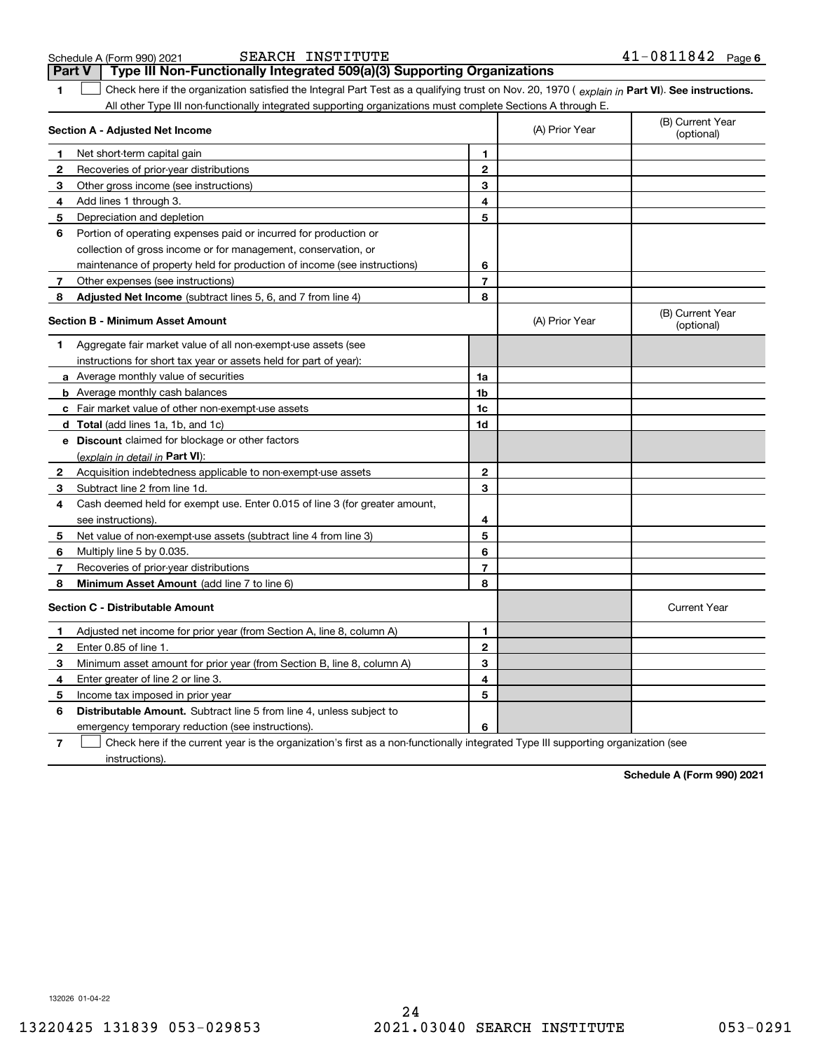Schedule A (Form 990) 2021 SEARCH INSTITUTE 41-0811842 Page 6

**Part V Type III Non-Functionally Integrated 509(a)(3) Supporting Organizations**

**1** ☐ Check here if the organization satisfied the Integral Part Test as a qualifying trust on Nov. 20, 1970 ( *explain in* **Part VI**). **See instructions.** All other Type III non-functionally integrated supporting organizations must complete Sections A through E.

| **Section A - Adjusted Net Income** | | (A) Prior Year | (B) Current Year (optional) |
|---|---|---|---|
| **1** Net short-term capital gain | 1 | | |
| **2** Recoveries of prior-year distributions | 2 | | |
| **3** Other gross income (see instructions) | 3 | | |
| **4** Add lines 1 through 3. | 4 | | |
| **5** Depreciation and depletion | 5 | | |
| **6** Portion of operating expenses paid or incurred for production or collection of gross income or for management, conservation, or maintenance of property held for production of income (see instructions) | 6 | | |
| **7** Other expenses (see instructions) | 7 | | |
| **8** **Adjusted Net Income** (subtract lines 5, 6, and 7 from line 4) | 8 | | |

| **Section B - Minimum Asset Amount** | | (A) Prior Year | (B) Current Year (optional) |
|---|---|---|---|
| **1** Aggregate fair market value of all non-exempt-use assets (see instructions for short tax year or assets held for part of year): | | | |
| **a** Average monthly value of securities | 1a | | |
| **b** Average monthly cash balances | 1b | | |
| **c** Fair market value of other non-exempt-use assets | 1c | | |
| **d** **Total** (add lines 1a, 1b, and 1c) | 1d | | |
| **e** **Discount** claimed for blockage or other factors (*explain in detail in* **Part VI**): | | | |
| **2** Acquisition indebtedness applicable to non-exempt-use assets | 2 | | |
| **3** Subtract line 2 from line 1d. | 3 | | |
| **4** Cash deemed held for exempt use. Enter 0.015 of line 3 (for greater amount, see instructions). | 4 | | |
| **5** Net value of non-exempt-use assets (subtract line 4 from line 3) | 5 | | |
| **6** Multiply line 5 by 0.035. | 6 | | |
| **7** Recoveries of prior-year distributions | 7 | | |
| **8** **Minimum Asset Amount** (add line 7 to line 6) | 8 | | |

| **Section C - Distributable Amount** | | | Current Year |
|---|---|---|---|
| **1** Adjusted net income for prior year (from Section A, line 8, column A) | 1 | | |
| **2** Enter 0.85 of line 1. | 2 | | |
| **3** Minimum asset amount for prior year (from Section B, line 8, column A) | 3 | | |
| **4** Enter greater of line 2 or line 3. | 4 | | |
| **5** Income tax imposed in prior year | 5 | | |
| **6** **Distributable Amount.** Subtract line 5 from line 4, unless subject to emergency temporary reduction (see instructions). | 6 | | |

**7** ☐ Check here if the current year is the organization's first as a non-functionally integrated Type III supporting organization (see instructions).

**Schedule A (Form 990) 2021**

132026 01-04-22

24

13220425 131839 053-029853 2021.03040 SEARCH INSTITUTE 053-0291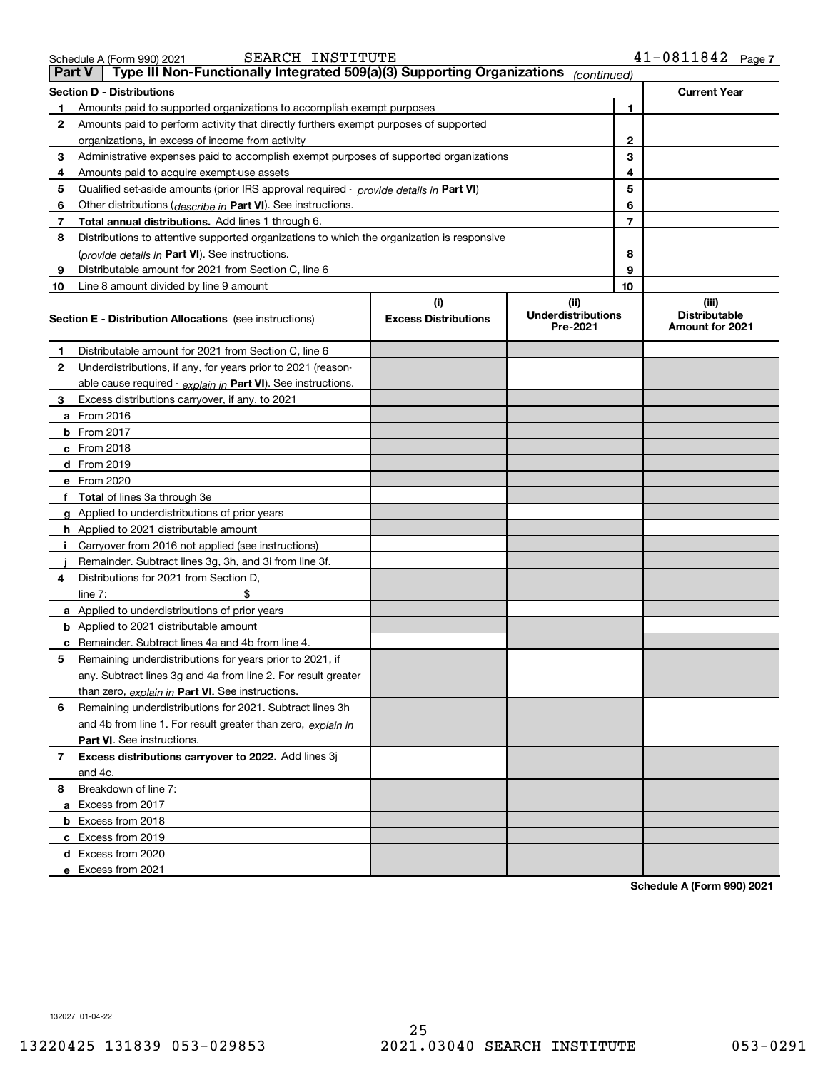Schedule A (Form 990) 2021 SEARCH INSTITUTE 41-0811842

## Part V Type III Non-Functionally Integrated 509(a)(3) Supporting Organizations *(continued)*

| Section D - Distributions | | | Current Year |
|---|---|---|---|
| 1 | Amounts paid to supported organizations to accomplish exempt purposes | 1 | |
| 2 | Amounts paid to perform activity that directly furthers exempt purposes of supported organizations, in excess of income from activity | 2 | |
| 3 | Administrative expenses paid to accomplish exempt purposes of supported organizations | 3 | |
| 4 | Amounts paid to acquire exempt-use assets | 4 | |
| 5 | Qualified set-aside amounts (prior IRS approval required - *provide details in* **Part VI**) | 5 | |
| 6 | Other distributions (*describe in* **Part VI**). See instructions. | 6 | |
| 7 | **Total annual distributions.** Add lines 1 through 6. | 7 | |
| 8 | Distributions to attentive supported organizations to which the organization is responsive (*provide details in* **Part VI**). See instructions. | 8 | |
| 9 | Distributable amount for 2021 from Section C, line 6 | 9 | |
| 10 | Line 8 amount divided by line 9 amount | 10 | |

| **Section E - Distribution Allocations** (see instructions) | (i) Excess Distributions | (ii) Underdistributions Pre-2021 | (iii) Distributable Amount for 2021 |
|---|---|---|---|
| **1** Distributable amount for 2021 from Section C, line 6 | | | |
| **2** Underdistributions, if any, for years prior to 2021 (reasonable cause required - *explain in* **Part VI**). See instructions. | | | |
| **3** Excess distributions carryover, if any, to 2021 | | | |
| **a** From 2016 | | | |
| **b** From 2017 | | | |
| **c** From 2018 | | | |
| **d** From 2019 | | | |
| **e** From 2020 | | | |
| **f Total** of lines 3a through 3e | | | |
| **g** Applied to underdistributions of prior years | | | |
| **h** Applied to 2021 distributable amount | | | |
| **i** Carryover from 2016 not applied (see instructions) | | | |
| **j** Remainder. Subtract lines 3g, 3h, and 3i from line 3f. | | | |
| **4** Distributions for 2021 from Section D, line 7: $ | | | |
| **a** Applied to underdistributions of prior years | | | |
| **b** Applied to 2021 distributable amount | | | |
| **c** Remainder. Subtract lines 4a and 4b from line 4. | | | |
| **5** Remaining underdistributions for years prior to 2021, if any. Subtract lines 3g and 4a from line 2. For result greater than zero, *explain in* **Part VI.** See instructions. | | | |
| **6** Remaining underdistributions for 2021. Subtract lines 3h and 4b from line 1. For result greater than zero, *explain in* **Part VI**. See instructions. | | | |
| **7 Excess distributions carryover to 2022.** Add lines 3j and 4c. | | | |
| **8** Breakdown of line 7: | | | |
| **a** Excess from 2017 | | | |
| **b** Excess from 2018 | | | |
| **c** Excess from 2019 | | | |
| **d** Excess from 2020 | | | |
| **e** Excess from 2021 | | | |

**Schedule A (Form 990) 2021**

132027 01-04-22

13220425 131839 053-029853 2021.03040 SEARCH INSTITUTE 053-0291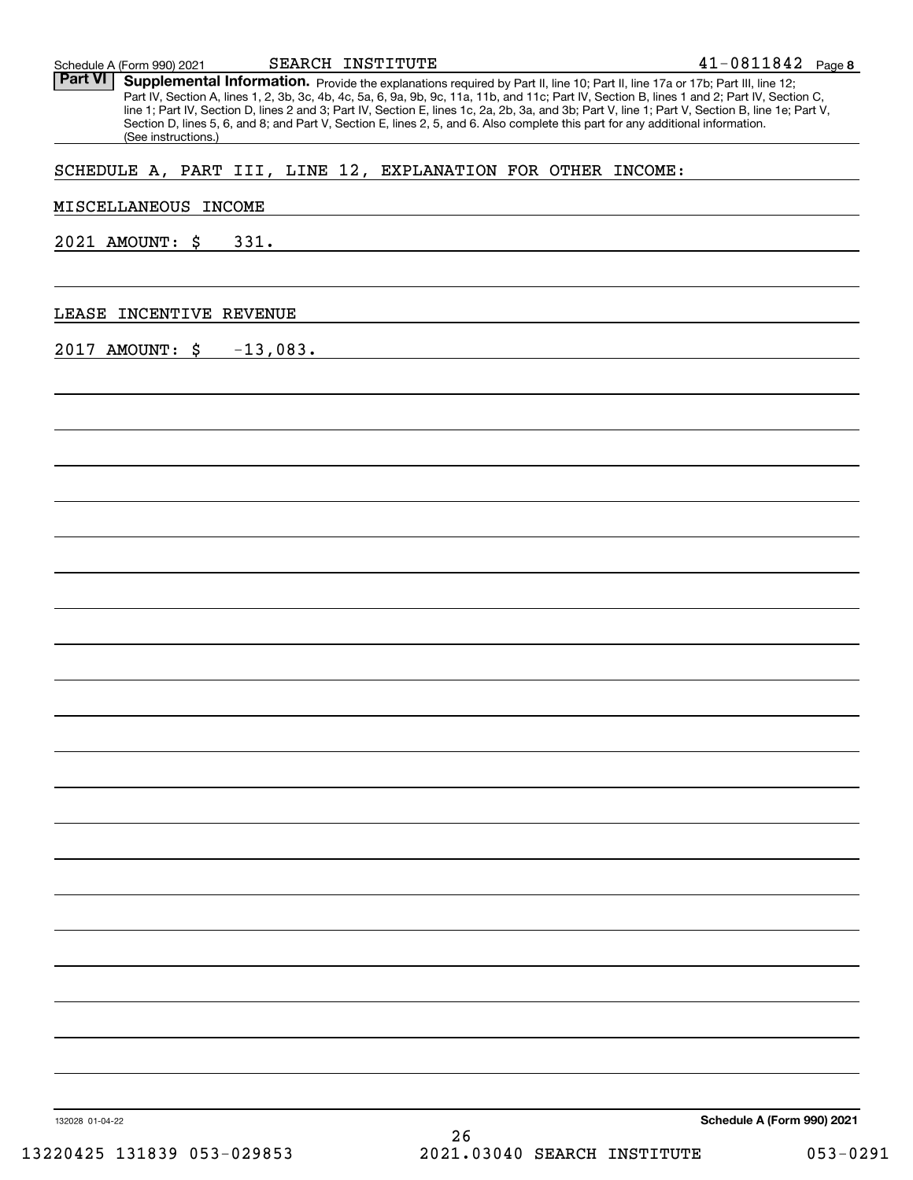**Part VI** **Supplemental Information.** Provide the explanations required by Part II, line 10; Part II, line 17a or 17b; Part III, line 12; Part IV, Section A, lines 1, 2, 3b, 3c, 4b, 4c, 5a, 6, 9a, 9b, 9c, 11a, 11b, and 11c; Part IV, Section B, lines 1 and 2; Part IV, Section C, line 1; Part IV, Section D, lines 2 and 3; Part IV, Section E, lines 1c, 2a, 2b, 3a, and 3b; Part V, line 1; Part V, Section B, line 1e; Part V, Section D, lines 5, 6, and 8; and Part V, Section E, lines 2, 5, and 6. Also complete this part for any additional information. (See instructions.)

SCHEDULE A, PART III, LINE 12, EXPLANATION FOR OTHER INCOME:

MISCELLANEOUS INCOME

2021 AMOUNT: $ 331.

LEASE INCENTIVE REVENUE

2017 AMOUNT: $ -13,083.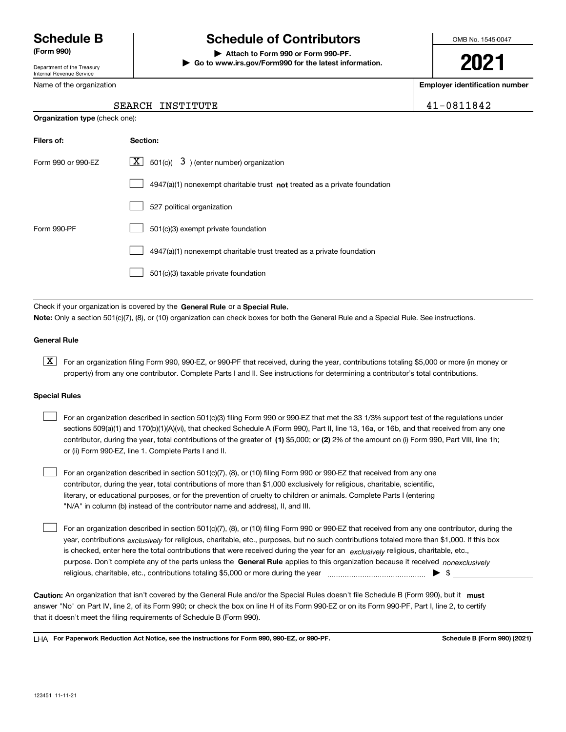# Schedule B (Form 990)

Department of the Treasury
Internal Revenue Service

## Schedule of Contributors

▶ **Attach to Form 990 or Form 990-PF.**
▶ **Go to www.irs.gov/Form990 for the latest information.**

OMB No. 1545-0047

**2021**

Name of the organization: SEARCH INSTITUTE

**Employer identification number:** 41-0811842

**Organization type** (check one):

| **Filers of:** | **Section:** |
|---|---|
| Form 990 or 990-EZ | [X] 501(c)( 3 ) (enter number) organization |
| | [ ] 4947(a)(1) nonexempt charitable trust **not** treated as a private foundation |
| | [ ] 527 political organization |
| Form 990-PF | [ ] 501(c)(3) exempt private foundation |
| | [ ] 4947(a)(1) nonexempt charitable trust treated as a private foundation |
| | [ ] 501(c)(3) taxable private foundation |

Check if your organization is covered by the **General Rule** or a **Special Rule.**

**Note:** Only a section 501(c)(7), (8), or (10) organization can check boxes for both the General Rule and a Special Rule. See instructions.

**General Rule**

[X] For an organization filing Form 990, 990-EZ, or 990-PF that received, during the year, contributions totaling $5,000 or more (in money or property) from any one contributor. Complete Parts I and II. See instructions for determining a contributor's total contributions.

**Special Rules**

[ ] For an organization described in section 501(c)(3) filing Form 990 or 990-EZ that met the 33 1/3% support test of the regulations under sections 509(a)(1) and 170(b)(1)(A)(vi), that checked Schedule A (Form 990), Part II, line 13, 16a, or 16b, and that received from any one contributor, during the year, total contributions of the greater of **(1)** $5,000; or **(2)** 2% of the amount on (i) Form 990, Part VIII, line 1h; or (ii) Form 990-EZ, line 1. Complete Parts I and II.

[ ] For an organization described in section 501(c)(7), (8), or (10) filing Form 990 or 990-EZ that received from any one contributor, during the year, total contributions of more than $1,000 exclusively for religious, charitable, scientific, literary, or educational purposes, or for the prevention of cruelty to children or animals. Complete Parts I (entering "N/A" in column (b) instead of the contributor name and address), II, and III.

[ ] For an organization described in section 501(c)(7), (8), or (10) filing Form 990 or 990-EZ that received from any one contributor, during the year, contributions *exclusively* for religious, charitable, etc., purposes, but no such contributions totaled more than $1,000. If this box is checked, enter here the total contributions that were received during the year for an *exclusively* religious, charitable, etc., purpose. Don't complete any of the parts unless the **General Rule** applies to this organization because it received *nonexclusively* religious, charitable, etc., contributions totaling $5,000 or more during the year ▶ $

**Caution:** An organization that isn't covered by the General Rule and/or the Special Rules doesn't file Schedule B (Form 990), but it **must** answer "No" on Part IV, line 2, of its Form 990; or check the box on line H of its Form 990-EZ or on its Form 990-PF, Part I, line 2, to certify that it doesn't meet the filing requirements of Schedule B (Form 990).

LHA **For Paperwork Reduction Act Notice, see the instructions for Form 990, 990-EZ, or 990-PF.** **Schedule B (Form 990) (2021)**

123451 11-11-21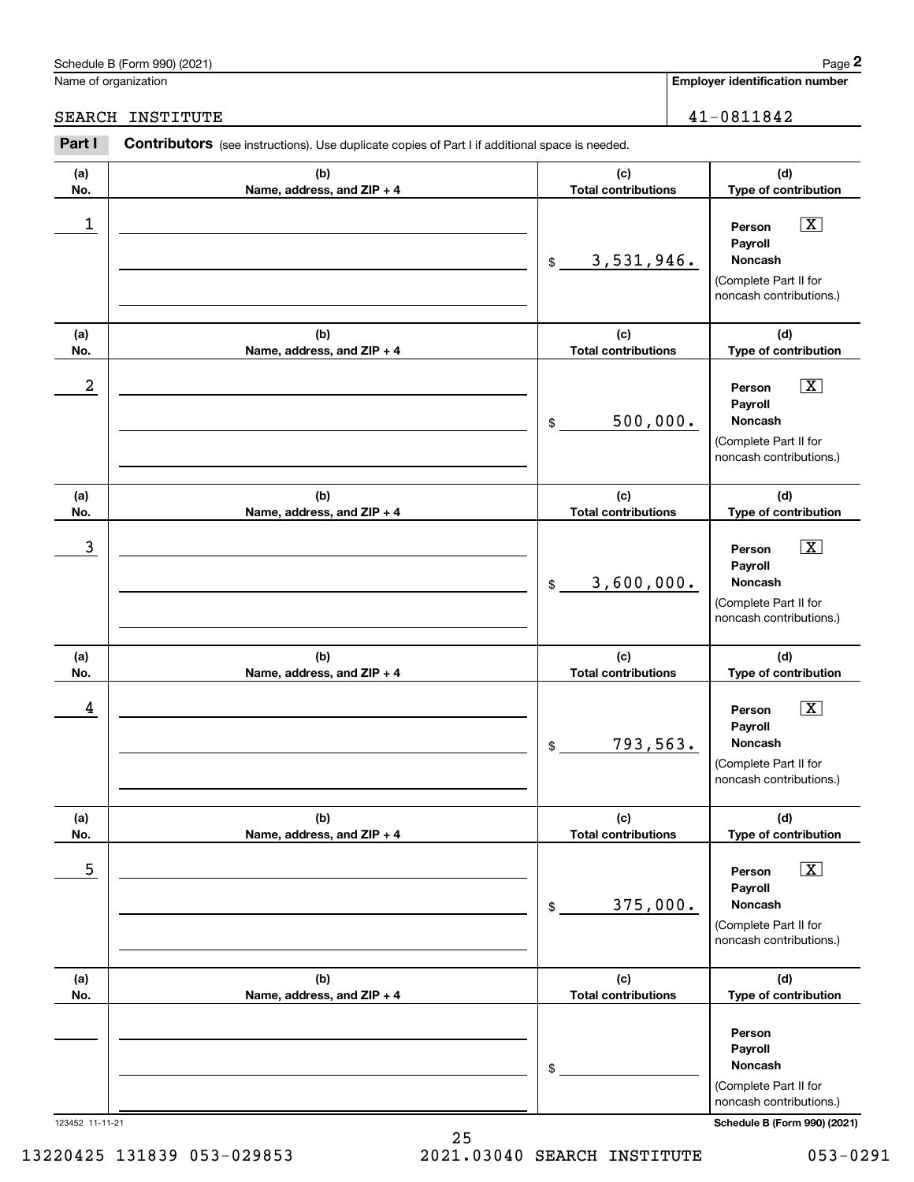Schedule B (Form 990) (2021)

Name of organization: SEARCH INSTITUTE

**Employer identification number:** 41-0811842

**Part I** **Contributors** (see instructions). Use duplicate copies of Part I if additional space is needed.

| (a) No. | (b) Name, address, and ZIP + 4 | (c) Total contributions | (d) Type of contribution |
|---|---|---|---|
| 1 | | $ 3,531,946. | Person [X] Payroll [ ] Noncash [ ] (Complete Part II for noncash contributions.) |
| 2 | | $ 500,000. | Person [X] Payroll [ ] Noncash [ ] (Complete Part II for noncash contributions.) |
| 3 | | $ 3,600,000. | Person [X] Payroll [ ] Noncash [ ] (Complete Part II for noncash contributions.) |
| 4 | | $ 793,563. | Person [X] Payroll [ ] Noncash [ ] (Complete Part II for noncash contributions.) |
| 5 | | $ 375,000. | Person [X] Payroll [ ] Noncash [ ] (Complete Part II for noncash contributions.) |
| | | $ | Person [ ] Payroll [ ] Noncash [ ] (Complete Part II for noncash contributions.) |

123452 11-11-21 Schedule B (Form 990) (2021)

13220425 131839 053-029853 2021.03040 SEARCH INSTITUTE 053-0291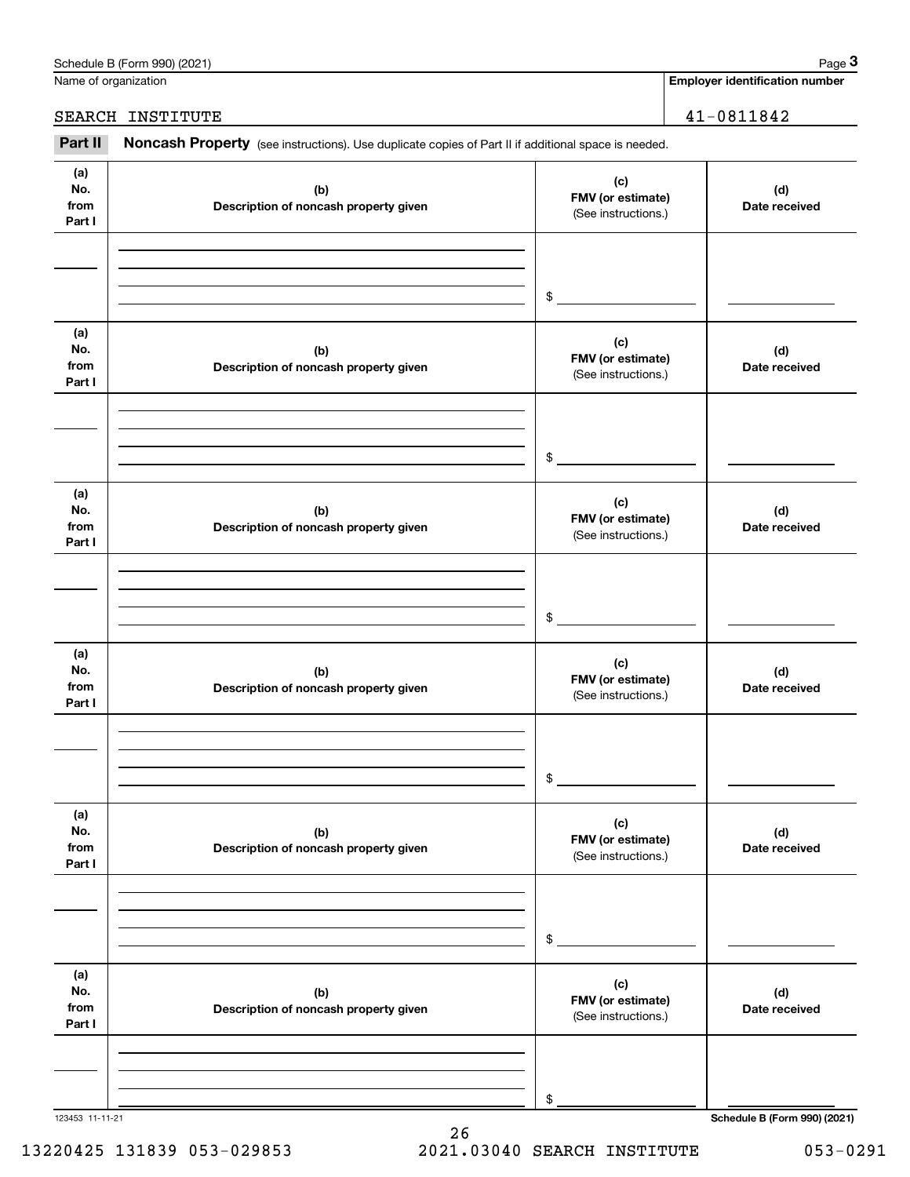Name of organization: SEARCH INSTITUTE

Employer identification number: 41-0811842

**Part II** **Noncash Property** (see instructions). Use duplicate copies of Part II if additional space is needed.

| (a) No. from Part I | (b) Description of noncash property given | (c) FMV (or estimate) (See instructions.) | (d) Date received |
|---|---|---|---|
| | | $ | |

| (a) No. from Part I | (b) Description of noncash property given | (c) FMV (or estimate) (See instructions.) | (d) Date received |
|---|---|---|---|
| | | $ | |

| (a) No. from Part I | (b) Description of noncash property given | (c) FMV (or estimate) (See instructions.) | (d) Date received |
|---|---|---|---|
| | | $ | |

| (a) No. from Part I | (b) Description of noncash property given | (c) FMV (or estimate) (See instructions.) | (d) Date received |
|---|---|---|---|
| | | $ | |

| (a) No. from Part I | (b) Description of noncash property given | (c) FMV (or estimate) (See instructions.) | (d) Date received |
|---|---|---|---|
| | | $ | |

| (a) No. from Part I | (b) Description of noncash property given | (c) FMV (or estimate) (See instructions.) | (d) Date received |
|---|---|---|---|
| | | $ | |

123453 11-11-21

13220425 131839 053-029853 2021.03040 SEARCH INSTITUTE 053-0291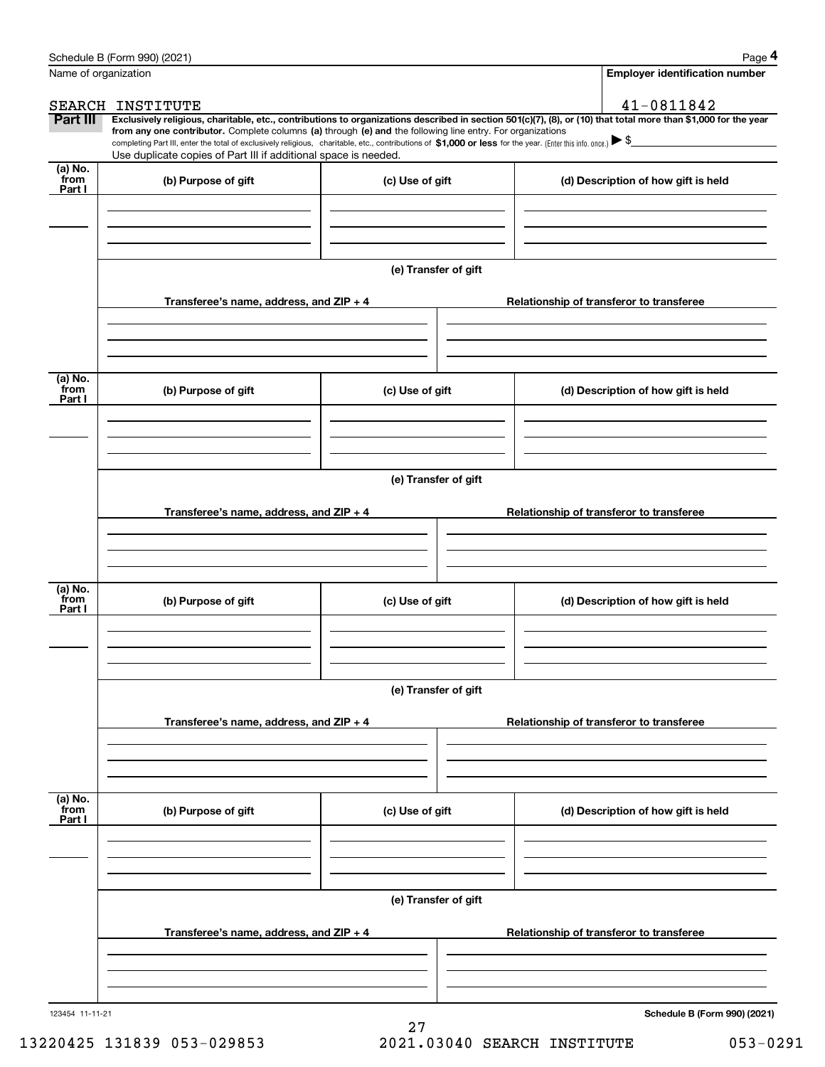Name of organization: SEARCH INSTITUTE

**Employer identification number:** 41-0811842

## Part III

**Exclusively religious, charitable, etc., contributions to organizations described in section 501(c)(7), (8), or (10) that total more than $1,000 for the year from any one contributor.** Complete columns **(a)** through **(e) and** the following line entry. For organizations completing Part III, enter the total of exclusively religious, charitable, etc., contributions of **$1,000 or less** for the year. (Enter this info. once.) ▶ $

Use duplicate copies of Part III if additional space is needed.

| (a) No. from Part I | (b) Purpose of gift | (c) Use of gift | (d) Description of how gift is held |
|---|---|---|---|
| | | | |

**(e) Transfer of gift**

| Transferee's name, address, and ZIP + 4 | Relationship of transferor to transferee |
|---|---|
| | |

| (a) No. from Part I | (b) Purpose of gift | (c) Use of gift | (d) Description of how gift is held |
|---|---|---|---|
| | | | |

**(e) Transfer of gift**

| Transferee's name, address, and ZIP + 4 | Relationship of transferor to transferee |
|---|---|
| | |

| (a) No. from Part I | (b) Purpose of gift | (c) Use of gift | (d) Description of how gift is held |
|---|---|---|---|
| | | | |

**(e) Transfer of gift**

| Transferee's name, address, and ZIP + 4 | Relationship of transferor to transferee |
|---|---|
| | |

| (a) No. from Part I | (b) Purpose of gift | (c) Use of gift | (d) Description of how gift is held |
|---|---|---|---|
| | | | |

**(e) Transfer of gift**

| Transferee's name, address, and ZIP + 4 | Relationship of transferor to transferee |
|---|---|
| | |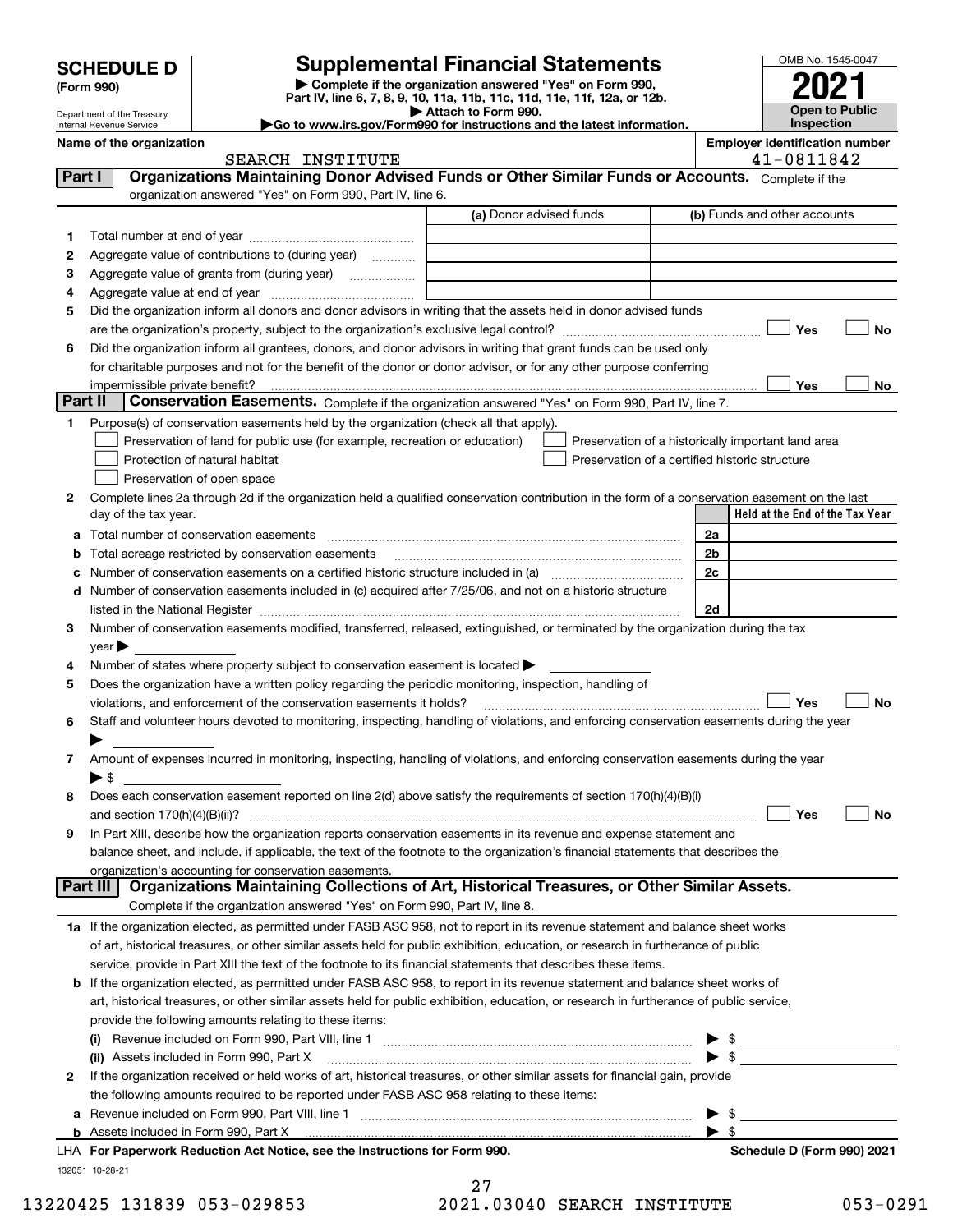# SCHEDULE D (Form 990)

Department of the Treasury
Internal Revenue Service

# Supplemental Financial Statements

▶ Complete if the organization answered "Yes" on Form 990, Part IV, line 6, 7, 8, 9, 10, 11a, 11b, 11c, 11d, 11e, 11f, 12a, or 12b.
▶ Attach to Form 990.
▶Go to www.irs.gov/Form990 for instructions and the latest information.

OMB No. 1545-0047

**2021**

**Open to Public Inspection**

**Name of the organization:** SEARCH INSTITUTE

**Employer identification number:** 41-0811842

## Part I — Organizations Maintaining Donor Advised Funds or Other Similar Funds or Accounts.
Complete if the organization answered "Yes" on Form 990, Part IV, line 6.

| | | (a) Donor advised funds | (b) Funds and other accounts |
|---|---|---|---|
| 1 | Total number at end of year | | |
| 2 | Aggregate value of contributions to (during year) | | |
| 3 | Aggregate value of grants from (during year) | | |
| 4 | Aggregate value at end of year | | |

5 Did the organization inform all donors and donor advisors in writing that the assets held in donor advised funds are the organization's property, subject to the organization's exclusive legal control? ☐ Yes ☐ No

6 Did the organization inform all grantees, donors, and donor advisors in writing that grant funds can be used only for charitable purposes and not for the benefit of the donor or donor advisor, or for any other purpose conferring impermissible private benefit? ☐ Yes ☐ No

## Part II — Conservation Easements.
Complete if the organization answered "Yes" on Form 990, Part IV, line 7.

1 Purpose(s) of conservation easements held by the organization (check all that apply).
- ☐ Preservation of land for public use (for example, recreation or education)
- ☐ Protection of natural habitat
- ☐ Preservation of open space
- ☐ Preservation of a historically important land area
- ☐ Preservation of a certified historic structure

2 Complete lines 2a through 2d if the organization held a qualified conservation contribution in the form of a conservation easement on the last day of the tax year.

| | | | Held at the End of the Tax Year |
|---|---|---|---|
| a | Total number of conservation easements | 2a | |
| b | Total acreage restricted by conservation easements | 2b | |
| c | Number of conservation easements on a certified historic structure included in (a) | 2c | |
| d | Number of conservation easements included in (c) acquired after 7/25/06, and not on a historic structure listed in the National Register | 2d | |

3 Number of conservation easements modified, transferred, released, extinguished, or terminated by the organization during the tax year ▶

4 Number of states where property subject to conservation easement is located ▶

5 Does the organization have a written policy regarding the periodic monitoring, inspection, handling of violations, and enforcement of the conservation easements it holds? ☐ Yes ☐ No

6 Staff and volunteer hours devoted to monitoring, inspecting, handling of violations, and enforcing conservation easements during the year ▶

7 Amount of expenses incurred in monitoring, inspecting, handling of violations, and enforcing conservation easements during the year ▶ $

8 Does each conservation easement reported on line 2(d) above satisfy the requirements of section 170(h)(4)(B)(i) and section 170(h)(4)(B)(ii)? ☐ Yes ☐ No

9 In Part XIII, describe how the organization reports conservation easements in its revenue and expense statement and balance sheet, and include, if applicable, the text of the footnote to the organization's financial statements that describes the organization's accounting for conservation easements.

## Part III — Organizations Maintaining Collections of Art, Historical Treasures, or Other Similar Assets.
Complete if the organization answered "Yes" on Form 990, Part IV, line 8.

1a If the organization elected, as permitted under FASB ASC 958, not to report in its revenue statement and balance sheet works of art, historical treasures, or other similar assets held for public exhibition, education, or research in furtherance of public service, provide in Part XIII the text of the footnote to its financial statements that describes these items.

b If the organization elected, as permitted under FASB ASC 958, to report in its revenue statement and balance sheet works of art, historical treasures, or other similar assets held for public exhibition, education, or research in furtherance of public service, provide the following amounts relating to these items:

(i) Revenue included on Form 990, Part VIII, line 1 ▶ $

(ii) Assets included in Form 990, Part X ▶ $

2 If the organization received or held works of art, historical treasures, or other similar assets for financial gain, provide the following amounts required to be reported under FASB ASC 958 relating to these items:

a Revenue included on Form 990, Part VIII, line 1 ▶ $

b Assets included in Form 990, Part X ▶ $

LHA **For Paperwork Reduction Act Notice, see the Instructions for Form 990.** **Schedule D (Form 990) 2021**

132051 10-28-21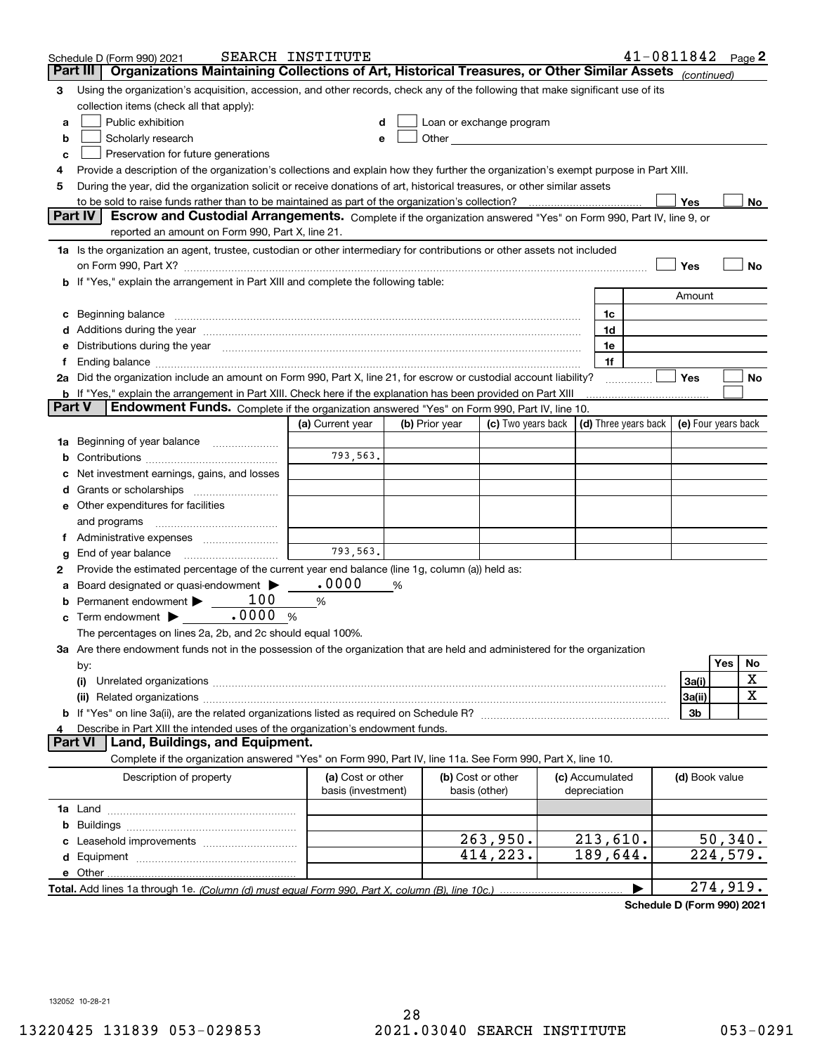Schedule D (Form 990) 2021 SEARCH INSTITUTE 41-0811842

## Part III Organizations Maintaining Collections of Art, Historical Treasures, or Other Similar Assets *(continued)*

**3** Using the organization's acquisition, accession, and other records, check any of the following that make significant use of its collection items (check all that apply):

- **a** ☐ Public exhibition
- **b** ☐ Scholarly research
- **c** ☐ Preservation for future generations
- **d** ☐ Loan or exchange program
- **e** ☐ Other

**4** Provide a description of the organization's collections and explain how they further the organization's exempt purpose in Part XIII.

**5** During the year, did the organization solicit or receive donations of art, historical treasures, or other similar assets to be sold to raise funds rather than to be maintained as part of the organization's collection? ☐ Yes ☐ No

## Part IV Escrow and Custodial Arrangements.

Complete if the organization answered "Yes" on Form 990, Part IV, line 9, or reported an amount on Form 990, Part X, line 21.

**1a** Is the organization an agent, trustee, custodian or other intermediary for contributions or other assets not included on Form 990, Part X? ☐ Yes ☐ No

**b** If "Yes," explain the arrangement in Part XIII and complete the following table:

| | | Amount |
|---|---|---|
| **c** Beginning balance | 1c | |
| **d** Additions during the year | 1d | |
| **e** Distributions during the year | 1e | |
| **f** Ending balance | 1f | |

**2a** Did the organization include an amount on Form 990, Part X, line 21, for escrow or custodial account liability? ☐ Yes ☐ No

**b** If "Yes," explain the arrangement in Part XIII. Check here if the explanation has been provided on Part XIII ☐

## Part V Endowment Funds.

Complete if the organization answered "Yes" on Form 990, Part IV, line 10.

| | (a) Current year | (b) Prior year | (c) Two years back | (d) Three years back | (e) Four years back |
|---|---|---|---|---|---|
| **1a** Beginning of year balance | | | | | |
| **b** Contributions | 793,563. | | | | |
| **c** Net investment earnings, gains, and losses | | | | | |
| **d** Grants or scholarships | | | | | |
| **e** Other expenditures for facilities and programs | | | | | |
| **f** Administrative expenses | | | | | |
| **g** End of year balance | 793,563. | | | | |

**2** Provide the estimated percentage of the current year end balance (line 1g, column (a)) held as:

- **a** Board designated or quasi-endowment ▶ .0000 %
- **b** Permanent endowment ▶ 100 %
- **c** Term endowment ▶ .0000 %

The percentages on lines 2a, 2b, and 2c should equal 100%.

**3a** Are there endowment funds not in the possession of the organization that are held and administered for the organization by:

| | | Yes | No |
|---|---|---|---|
| **(i)** Unrelated organizations | 3a(i) | | X |
| **(ii)** Related organizations | 3a(ii) | | X |
| **b** If "Yes" on line 3a(ii), are the related organizations listed as required on Schedule R? | 3b | | |

**4** Describe in Part XIII the intended uses of the organization's endowment funds.

## Part VI Land, Buildings, and Equipment.

Complete if the organization answered "Yes" on Form 990, Part IV, line 11a. See Form 990, Part X, line 10.

| Description of property | (a) Cost or other basis (investment) | (b) Cost or other basis (other) | (c) Accumulated depreciation | (d) Book value |
|---|---|---|---|---|
| **1a** Land | | | | |
| **b** Buildings | | | | |
| **c** Leasehold improvements | | 263,950. | 213,610. | 50,340. |
| **d** Equipment | | 414,223. | 189,644. | 224,579. |
| **e** Other | | | | |
| **Total.** Add lines 1a through 1e. *(Column (d) must equal Form 990, Part X, column (B), line 10c.)* | | | ▶ | 274,919. |

**Schedule D (Form 990) 2021**

132052 10-28-21

13220425 131839 053-029853 2021.03040 SEARCH INSTITUTE 053-0291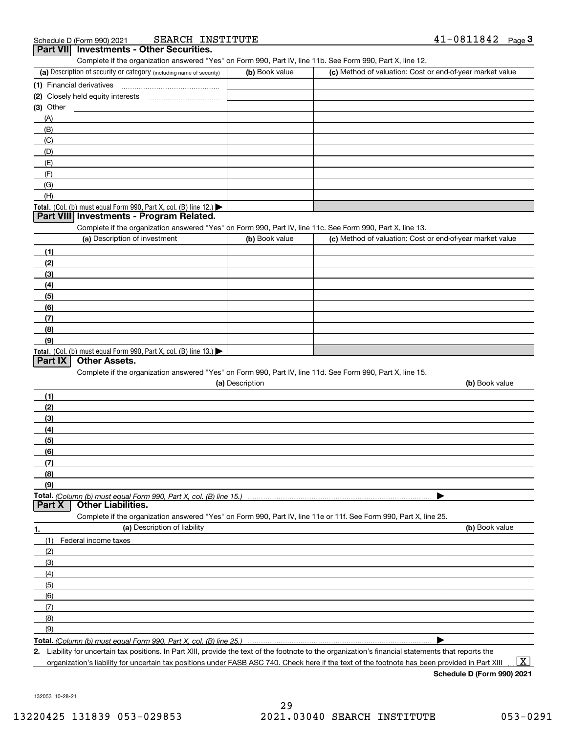Schedule D (Form 990) 2021 SEARCH INSTITUTE 41-0811842 Page 3

## Part VII Investments - Other Securities.

Complete if the organization answered "Yes" on Form 990, Part IV, line 11b. See Form 990, Part X, line 12.

| (a) Description of security or category (including name of security) | (b) Book value | (c) Method of valuation: Cost or end-of-year market value |
|---|---|---|
| (1) Financial derivatives | | |
| (2) Closely held equity interests | | |
| (3) Other | | |
| (A) | | |
| (B) | | |
| (C) | | |
| (D) | | |
| (E) | | |
| (F) | | |
| (G) | | |
| (H) | | |
| **Total.** (Col. (b) must equal Form 990, Part X, col. (B) line 12.) ▶ | | |

## Part VIII Investments - Program Related.

Complete if the organization answered "Yes" on Form 990, Part IV, line 11c. See Form 990, Part X, line 13.

| (a) Description of investment | (b) Book value | (c) Method of valuation: Cost or end-of-year market value |
|---|---|---|
| (1) | | |
| (2) | | |
| (3) | | |
| (4) | | |
| (5) | | |
| (6) | | |
| (7) | | |
| (8) | | |
| (9) | | |
| **Total.** (Col. (b) must equal Form 990, Part X, col. (B) line 13.) ▶ | | |

## Part IX Other Assets.

Complete if the organization answered "Yes" on Form 990, Part IV, line 11d. See Form 990, Part X, line 15.

| (a) Description | (b) Book value |
|---|---|
| (1) | |
| (2) | |
| (3) | |
| (4) | |
| (5) | |
| (6) | |
| (7) | |
| (8) | |
| (9) | |
| **Total.** *(Column (b) must equal Form 990, Part X, col. (B) line 15.)* ▶ | |

## Part X Other Liabilities.

Complete if the organization answered "Yes" on Form 990, Part IV, line 11e or 11f. See Form 990, Part X, line 25.

| 1. (a) Description of liability | (b) Book value |
|---|---|
| (1) Federal income taxes | |
| (2) | |
| (3) | |
| (4) | |
| (5) | |
| (6) | |
| (7) | |
| (8) | |
| (9) | |
| **Total.** *(Column (b) must equal Form 990, Part X, col. (B) line 25.)* ▶ | |

**2.** Liability for uncertain tax positions. In Part XIII, provide the text of the footnote to the organization's financial statements that reports the organization's liability for uncertain tax positions under FASB ASC 740. Check here if the text of the footnote has been provided in Part XIII ... [X]

**Schedule D (Form 990) 2021**

132053 10-28-21

13220425 131839 053-029853 2021.03040 SEARCH INSTITUTE 053-0291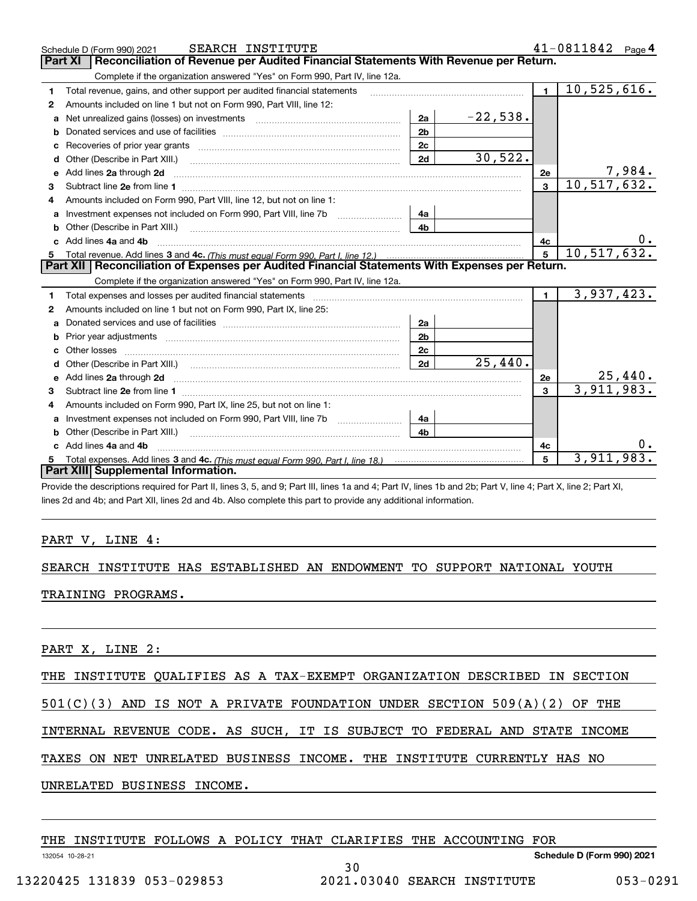Schedule D (Form 990) 2021 SEARCH INSTITUTE 41-0811842 Page 4

## Part XI Reconciliation of Revenue per Audited Financial Statements With Revenue per Return.

Complete if the organization answered "Yes" on Form 990, Part IV, line 12a.

| | | | | | |
|---|---|---|---|---|---|
| 1 | Total revenue, gains, and other support per audited financial statements | | | 1 | 10,525,616. |
| 2 | Amounts included on line 1 but not on Form 990, Part VIII, line 12: | | | | |
| a | Net unrealized gains (losses) on investments | 2a | -22,538. | | |
| b | Donated services and use of facilities | 2b | | | |
| c | Recoveries of prior year grants | 2c | | | |
| d | Other (Describe in Part XIII.) | 2d | 30,522. | | |
| e | Add lines 2a through 2d | | | 2e | 7,984. |
| 3 | Subtract line 2e from line 1 | | | 3 | 10,517,632. |
| 4 | Amounts included on Form 990, Part VIII, line 12, but not on line 1: | | | | |
| a | Investment expenses not included on Form 990, Part VIII, line 7b | 4a | | | |
| b | Other (Describe in Part XIII.) | 4b | | | |
| c | Add lines 4a and 4b | | | 4c | 0. |
| 5 | Total revenue. Add lines 3 and 4c. *(This must equal Form 990, Part I, line 12.)* | | | 5 | 10,517,632. |

## Part XII Reconciliation of Expenses per Audited Financial Statements With Expenses per Return.

Complete if the organization answered "Yes" on Form 990, Part IV, line 12a.

| | | | | | |
|---|---|---|---|---|---|
| 1 | Total expenses and losses per audited financial statements | | | 1 | 3,937,423. |
| 2 | Amounts included on line 1 but not on Form 990, Part IX, line 25: | | | | |
| a | Donated services and use of facilities | 2a | | | |
| b | Prior year adjustments | 2b | | | |
| c | Other losses | 2c | | | |
| d | Other (Describe in Part XIII.) | 2d | 25,440. | | |
| e | Add lines 2a through 2d | | | 2e | 25,440. |
| 3 | Subtract line 2e from line 1 | | | 3 | 3,911,983. |
| 4 | Amounts included on Form 990, Part IX, line 25, but not on line 1: | | | | |
| a | Investment expenses not included on Form 990, Part VIII, line 7b | 4a | | | |
| b | Other (Describe in Part XIII.) | 4b | | | |
| c | Add lines 4a and 4b | | | 4c | 0. |
| 5 | Total expenses. Add lines 3 and 4c. *(This must equal Form 990, Part I, line 18.)* | | | 5 | 3,911,983. |

## Part XIII Supplemental Information.

Provide the descriptions required for Part II, lines 3, 5, and 9; Part III, lines 1a and 4; Part IV, lines 1b and 2b; Part V, line 4; Part X, line 2; Part XI, lines 2d and 4b; and Part XII, lines 2d and 4b. Also complete this part to provide any additional information.

PART V, LINE 4:

SEARCH INSTITUTE HAS ESTABLISHED AN ENDOWMENT TO SUPPORT NATIONAL YOUTH TRAINING PROGRAMS.

PART X, LINE 2:

THE INSTITUTE QUALIFIES AS A TAX-EXEMPT ORGANIZATION DESCRIBED IN SECTION 501(C)(3) AND IS NOT A PRIVATE FOUNDATION UNDER SECTION 509(A)(2) OF THE INTERNAL REVENUE CODE. AS SUCH, IT IS SUBJECT TO FEDERAL AND STATE INCOME TAXES ON NET UNRELATED BUSINESS INCOME. THE INSTITUTE CURRENTLY HAS NO UNRELATED BUSINESS INCOME.

THE INSTITUTE FOLLOWS A POLICY THAT CLARIFIES THE ACCOUNTING FOR

132054 10-28-21 Schedule D (Form 990) 2021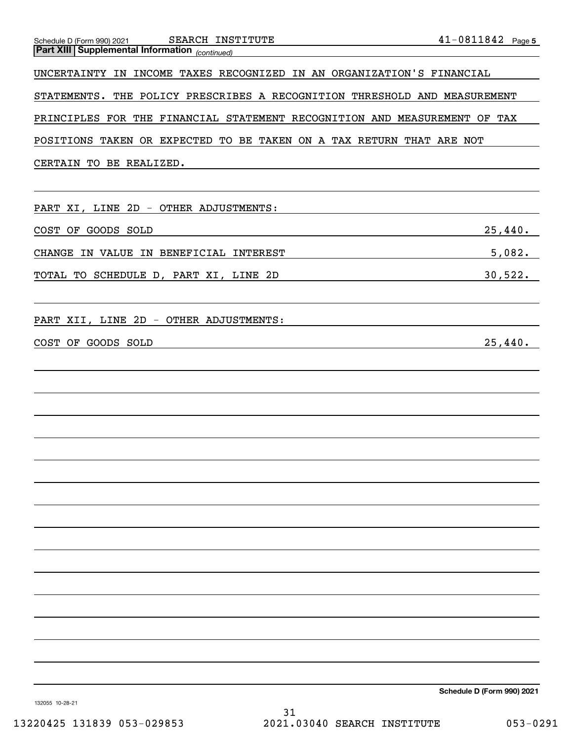**Part XIII | Supplemental Information** *(continued)*

UNCERTAINTY IN INCOME TAXES RECOGNIZED IN AN ORGANIZATION'S FINANCIAL STATEMENTS. THE POLICY PRESCRIBES A RECOGNITION THRESHOLD AND MEASUREMENT PRINCIPLES FOR THE FINANCIAL STATEMENT RECOGNITION AND MEASUREMENT OF TAX POSITIONS TAKEN OR EXPECTED TO BE TAKEN ON A TAX RETURN THAT ARE NOT CERTAIN TO BE REALIZED.

PART XI, LINE 2D - OTHER ADJUSTMENTS:

| | |
|---|---|
| COST OF GOODS SOLD | 25,440. |
| CHANGE IN VALUE IN BENEFICIAL INTEREST | 5,082. |
| TOTAL TO SCHEDULE D, PART XI, LINE 2D | 30,522. |

PART XII, LINE 2D - OTHER ADJUSTMENTS:

| | |
|---|---|
| COST OF GOODS SOLD | 25,440. |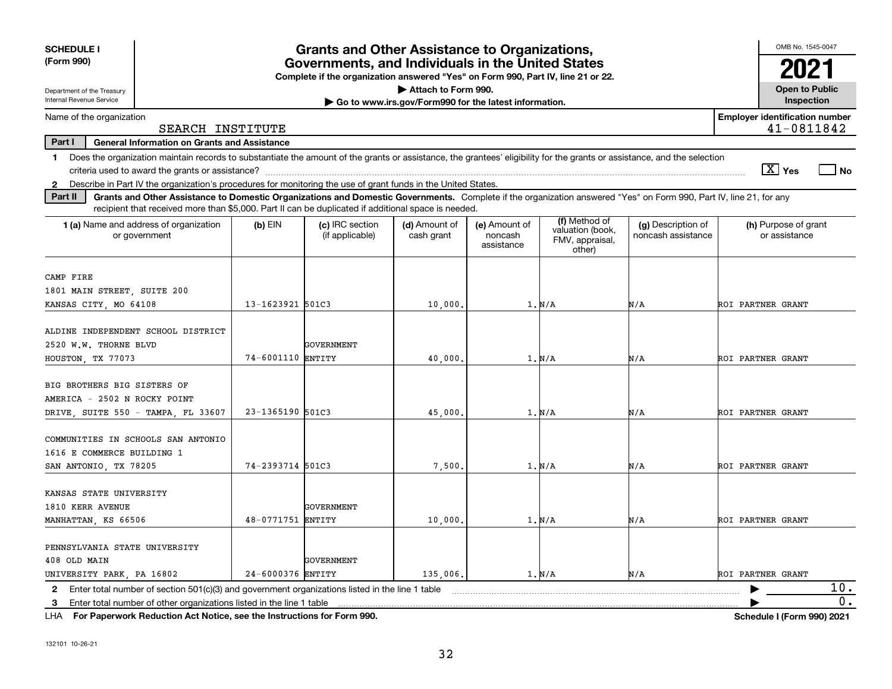**SCHEDULE I (Form 990)**

Department of the Treasury
Internal Revenue Service

# Grants and Other Assistance to Organizations, Governments, and Individuals in the United States

**Complete if the organization answered "Yes" on Form 990, Part IV, line 21 or 22.**
**▶ Attach to Form 990.**
**▶ Go to www.irs.gov/Form990 for the latest information.**

OMB No. 1545-0047

**2021**

**Open to Public Inspection**

Name of the organization: SEARCH INSTITUTE

**Employer identification number** 41-0811842

**Part I General Information on Grants and Assistance**

1 Does the organization maintain records to substantiate the amount of the grants or assistance, the grantees' eligibility for the grants or assistance, and the selection criteria used to award the grants or assistance? [X] Yes [ ] No

2 Describe in Part IV the organization's procedures for monitoring the use of grant funds in the United States.

**Part II Grants and Other Assistance to Domestic Organizations and Domestic Governments.** Complete if the organization answered "Yes" on Form 990, Part IV, line 21, for any recipient that received more than $5,000. Part II can be duplicated if additional space is needed.

| 1 (a) Name and address of organization or government | (b) EIN | (c) IRC section (if applicable) | (d) Amount of cash grant | (e) Amount of noncash assistance | (f) Method of valuation (book, FMV, appraisal, other) | (g) Description of noncash assistance | (h) Purpose of grant or assistance |
|---|---|---|---|---|---|---|---|
| CAMP FIRE<br>1801 MAIN STREET, SUITE 200<br>KANSAS CITY, MO 64108 | 13-1623921 | 501C3 | 10,000. | 1. | N/A | N/A | ROI PARTNER GRANT |
| ALDINE INDEPENDENT SCHOOL DISTRICT<br>2520 W.W. THORNE BLVD<br>HOUSTON, TX 77073 | 74-6001110 | GOVERNMENT ENTITY | 40,000. | 1. | N/A | N/A | ROI PARTNER GRANT |
| BIG BROTHERS BIG SISTERS OF AMERICA - 2502 N ROCKY POINT DRIVE, SUITE 550 - TAMPA, FL 33607 | 23-1365190 | 501C3 | 45,000. | 1. | N/A | N/A | ROI PARTNER GRANT |
| COMMUNITIES IN SCHOOLS SAN ANTONIO<br>1616 E COMMERCE BUILDING 1<br>SAN ANTONIO, TX 78205 | 74-2393714 | 501C3 | 7,500. | 1. | N/A | N/A | ROI PARTNER GRANT |
| KANSAS STATE UNIVERSITY<br>1810 KERR AVENUE<br>MANHATTAN, KS 66506 | 48-0771751 | GOVERNMENT ENTITY | 10,000. | 1. | N/A | N/A | ROI PARTNER GRANT |
| PENNSYLVANIA STATE UNIVERSITY<br>408 OLD MAIN<br>UNIVERSITY PARK, PA 16802 | 24-6000376 | GOVERNMENT ENTITY | 135,006. | 1. | N/A | N/A | ROI PARTNER GRANT |

2 Enter total number of section 501(c)(3) and government organizations listed in the line 1 table ▶ 10.

3 Enter total number of other organizations listed in the line 1 table ▶ 0.

LHA **For Paperwork Reduction Act Notice, see the Instructions for Form 990.** **Schedule I (Form 990) 2021**

132101 10-26-21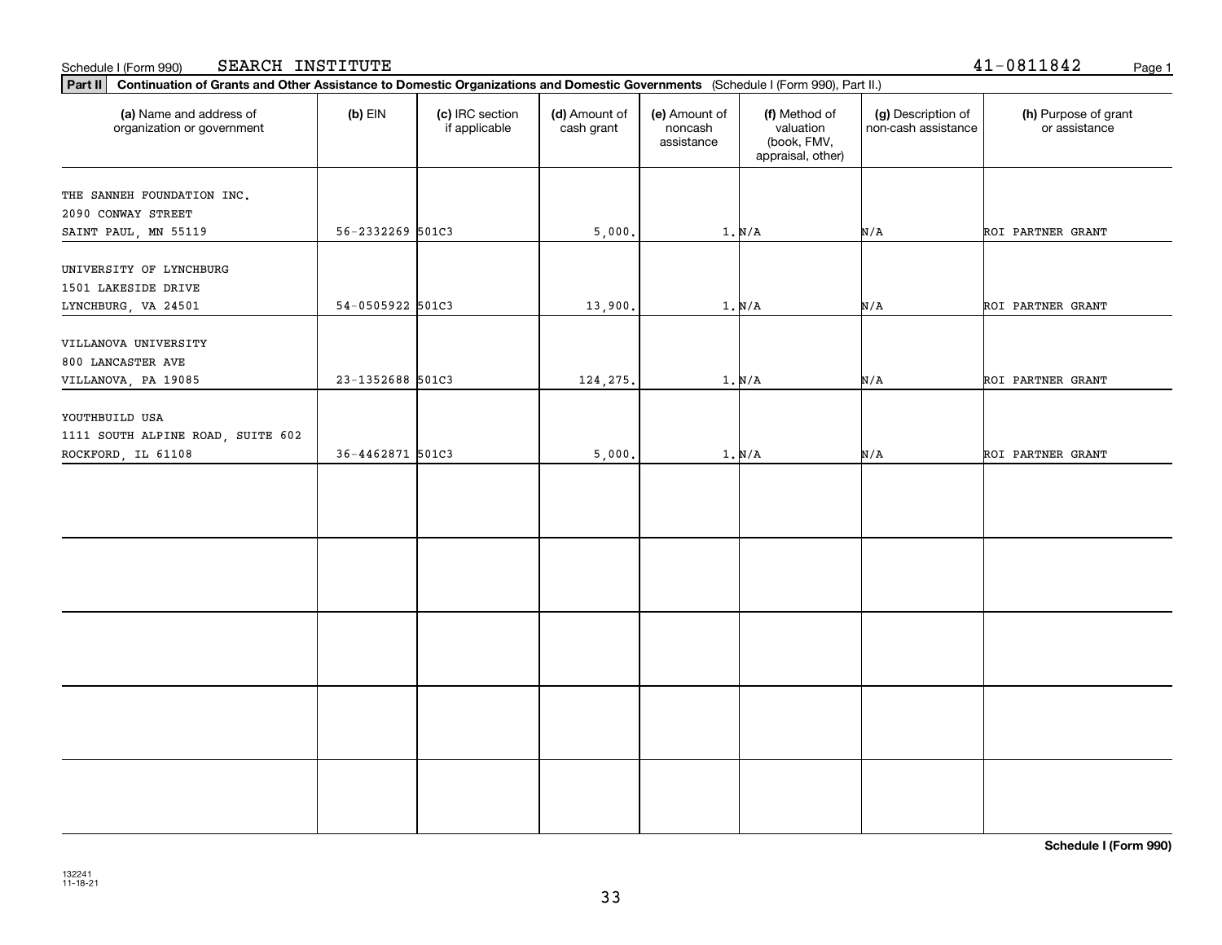Schedule I (Form 990) SEARCH INSTITUTE 41-0811842

**Part II** **Continuation of Grants and Other Assistance to Domestic Organizations and Domestic Governments** (Schedule I (Form 990), Part II.)

| (a) Name and address of organization or government | (b) EIN | (c) IRC section if applicable | (d) Amount of cash grant | (e) Amount of noncash assistance | (f) Method of valuation (book, FMV, appraisal, other) | (g) Description of non-cash assistance | (h) Purpose of grant or assistance |
|---|---|---|---|---|---|---|---|
| THE SANNEH FOUNDATION INC.<br>2090 CONWAY STREET<br>SAINT PAUL, MN 55119 | 56-2332269 | 501C3 | 5,000. | 1. | N/A | N/A | ROI PARTNER GRANT |
| UNIVERSITY OF LYNCHBURG<br>1501 LAKESIDE DRIVE<br>LYNCHBURG, VA 24501 | 54-0505922 | 501C3 | 13,900. | 1. | N/A | N/A | ROI PARTNER GRANT |
| VILLANOVA UNIVERSITY<br>800 LANCASTER AVE<br>VILLANOVA, PA 19085 | 23-1352688 | 501C3 | 124,275. | 1. | N/A | N/A | ROI PARTNER GRANT |
| YOUTHBUILD USA<br>1111 SOUTH ALPINE ROAD, SUITE 602<br>ROCKFORD, IL 61108 | 36-4462871 | 501C3 | 5,000. | 1. | N/A | N/A | ROI PARTNER GRANT |
| | | | | | | | |
| | | | | | | | |
| | | | | | | | |
| | | | | | | | |
| | | | | | | | |

**Schedule I (Form 990)**

132241
11-18-21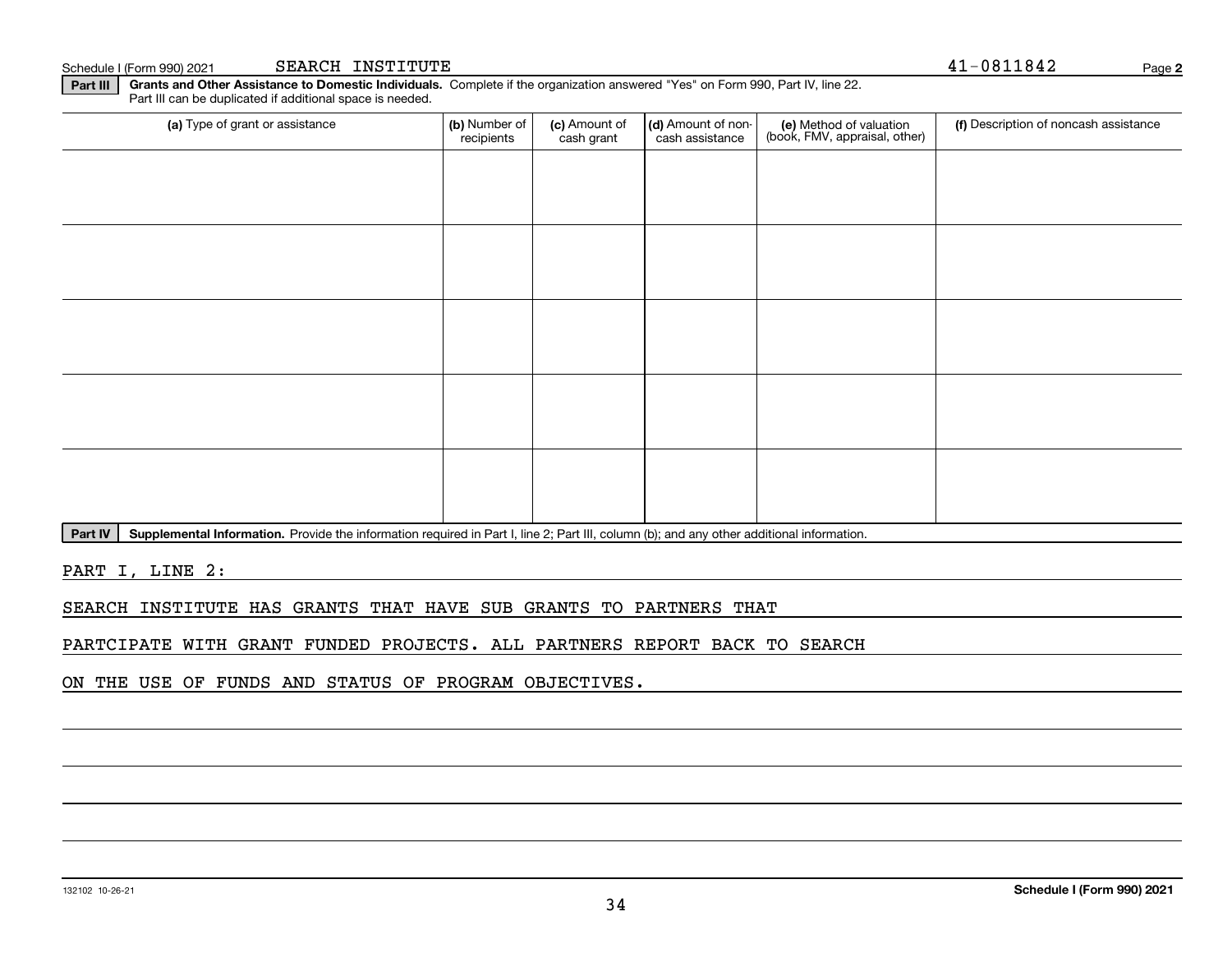Schedule I (Form 990) 2021 SEARCH INSTITUTE 41-0811842

**Part III** **Grants and Other Assistance to Domestic Individuals.** Complete if the organization answered "Yes" on Form 990, Part IV, line 22. Part III can be duplicated if additional space is needed.

| (a) Type of grant or assistance | (b) Number of recipients | (c) Amount of cash grant | (d) Amount of non-cash assistance | (e) Method of valuation (book, FMV, appraisal, other) | (f) Description of noncash assistance |
|---|---|---|---|---|---|
| | | | | | |
| | | | | | |
| | | | | | |
| | | | | | |
| | | | | | |

**Part IV** **Supplemental Information.** Provide the information required in Part I, line 2; Part III, column (b); and any other additional information.

PART I, LINE 2:

SEARCH INSTITUTE HAS GRANTS THAT HAVE SUB GRANTS TO PARTNERS THAT PARTCIPATE WITH GRANT FUNDED PROJECTS. ALL PARTNERS REPORT BACK TO SEARCH ON THE USE OF FUNDS AND STATUS OF PROGRAM OBJECTIVES.

132102 10-26-21 **Schedule I (Form 990) 2021**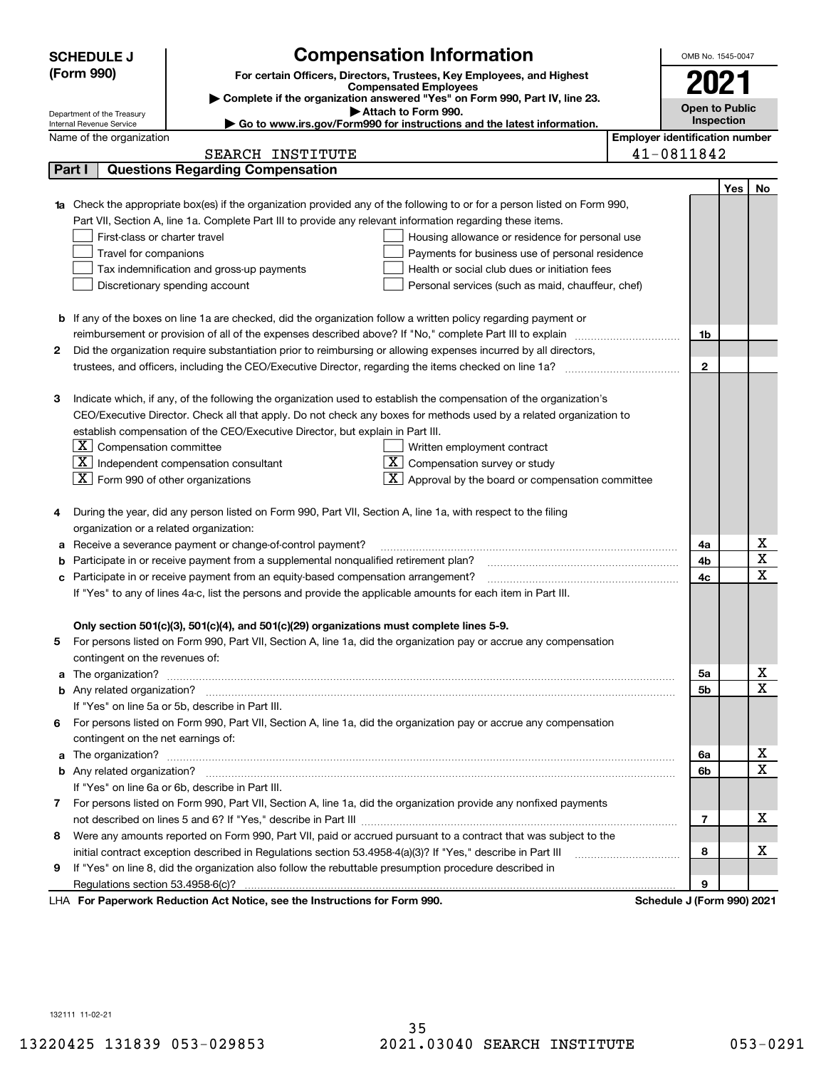**SCHEDULE J (Form 990)**

Department of the Treasury
Internal Revenue Service

# Compensation Information

**For certain Officers, Directors, Trustees, Key Employees, and Highest Compensated Employees**

▶ **Complete if the organization answered "Yes" on Form 990, Part IV, line 23.**

▶ **Attach to Form 990.**

▶ **Go to www.irs.gov/Form990 for instructions and the latest information.**

OMB No. 1545-0047

**2021**

**Open to Public Inspection**

Name of the organization: SEARCH INSTITUTE

**Employer identification number:** 41-0811842

## Part I Questions Regarding Compensation

| | | | Yes | No |
|---|---|---|---|---|
| **1a** | Check the appropriate box(es) if the organization provided any of the following to or for a person listed on Form 990, Part VII, Section A, line 1a. Complete Part III to provide any relevant information regarding these items.<br>☐ First-class or charter travel ☐ Housing allowance or residence for personal use<br>☐ Travel for companions ☐ Payments for business use of personal residence<br>☐ Tax indemnification and gross-up payments ☐ Health or social club dues or initiation fees<br>☐ Discretionary spending account ☐ Personal services (such as maid, chauffeur, chef) | | | |
| **b** | If any of the boxes on line 1a are checked, did the organization follow a written policy regarding payment or reimbursement or provision of all of the expenses described above? If "No," complete Part III to explain | 1b | | |
| **2** | Did the organization require substantiation prior to reimbursing or allowing expenses incurred by all directors, trustees, and officers, including the CEO/Executive Director, regarding the items checked on line 1a? | 2 | | |
| **3** | Indicate which, if any, of the following the organization used to establish the compensation of the organization's CEO/Executive Director. Check all that apply. Do not check any boxes for methods used by a related organization to establish compensation of the CEO/Executive Director, but explain in Part III.<br>☒ Compensation committee ☐ Written employment contract<br>☒ Independent compensation consultant ☒ Compensation survey or study<br>☒ Form 990 of other organizations ☒ Approval by the board or compensation committee | | | |
| **4** | During the year, did any person listed on Form 990, Part VII, Section A, line 1a, with respect to the filing organization or a related organization: | | | |
| **a** | Receive a severance payment or change-of-control payment? | 4a | | X |
| **b** | Participate in or receive payment from a supplemental nonqualified retirement plan? | 4b | | X |
| **c** | Participate in or receive payment from an equity-based compensation arrangement? | 4c | | X |
| | If "Yes" to any of lines 4a-c, list the persons and provide the applicable amounts for each item in Part III. | | | |
| | **Only section 501(c)(3), 501(c)(4), and 501(c)(29) organizations must complete lines 5-9.** | | | |
| **5** | For persons listed on Form 990, Part VII, Section A, line 1a, did the organization pay or accrue any compensation contingent on the revenues of: | | | |
| **a** | The organization? | 5a | | X |
| **b** | Any related organization? | 5b | | X |
| | If "Yes" on line 5a or 5b, describe in Part III. | | | |
| **6** | For persons listed on Form 990, Part VII, Section A, line 1a, did the organization pay or accrue any compensation contingent on the net earnings of: | | | |
| **a** | The organization? | 6a | | X |
| **b** | Any related organization? | 6b | | X |
| | If "Yes" on line 6a or 6b, describe in Part III. | | | |
| **7** | For persons listed on Form 990, Part VII, Section A, line 1a, did the organization provide any nonfixed payments not described on lines 5 and 6? If "Yes," describe in Part III | 7 | | X |
| **8** | Were any amounts reported on Form 990, Part VII, paid or accrued pursuant to a contract that was subject to the initial contract exception described in Regulations section 53.4958-4(a)(3)? If "Yes," describe in Part III | 8 | | X |
| **9** | If "Yes" on line 8, did the organization also follow the rebuttable presumption procedure described in Regulations section 53.4958-6(c)? | 9 | | |

LHA **For Paperwork Reduction Act Notice, see the Instructions for Form 990.** **Schedule J (Form 990) 2021**

132111 11-02-21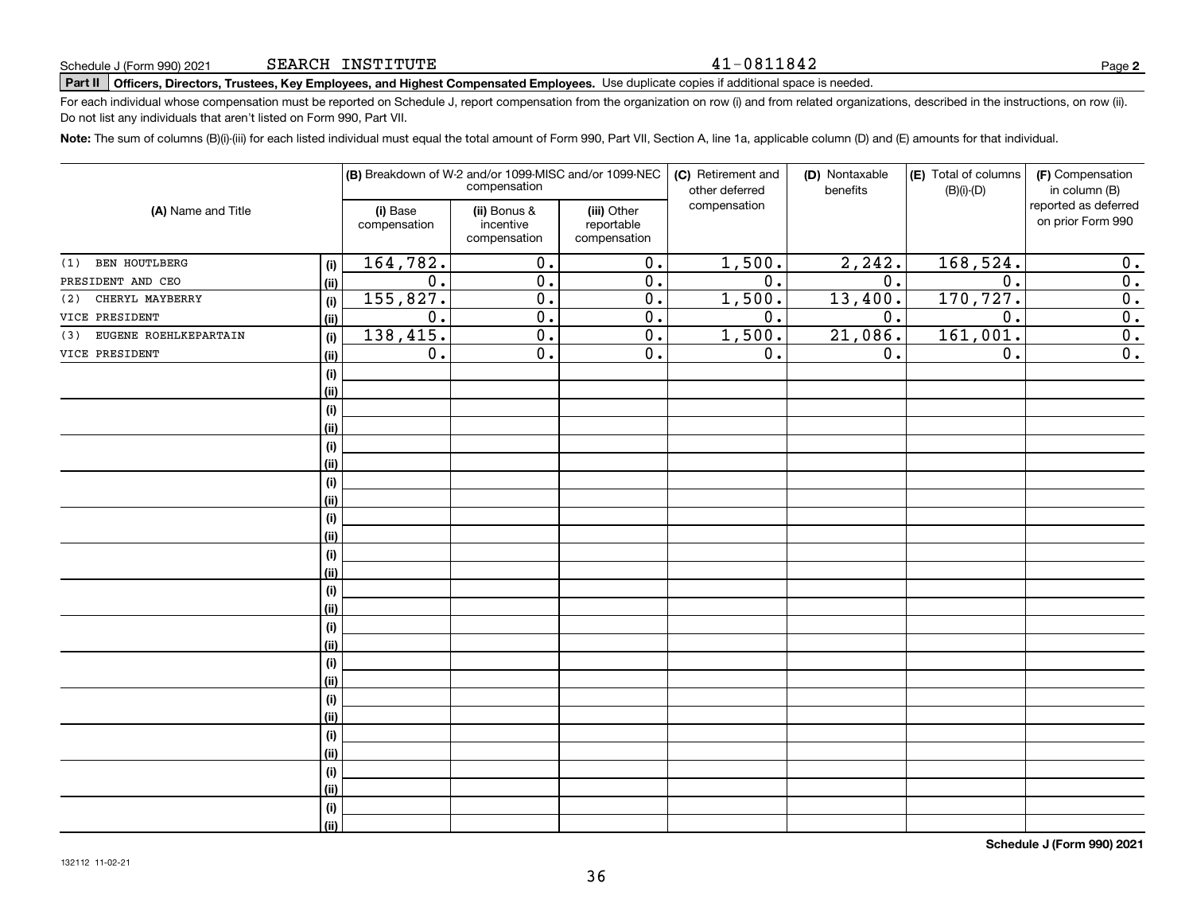Schedule J (Form 990) 2021 SEARCH INSTITUTE 41-0811842

**Part II** **Officers, Directors, Trustees, Key Employees, and Highest Compensated Employees.** Use duplicate copies if additional space is needed.

For each individual whose compensation must be reported on Schedule J, report compensation from the organization on row (i) and from related organizations, described in the instructions, on row (ii). Do not list any individuals that aren't listed on Form 990, Part VII.

**Note:** The sum of columns (B)(i)-(iii) for each listed individual must equal the total amount of Form 990, Part VII, Section A, line 1a, applicable column (D) and (E) amounts for that individual.

| (A) Name and Title | | (B) Breakdown of W-2 and/or 1099-MISC and/or 1099-NEC compensation | | | (C) Retirement and other deferred compensation | (D) Nontaxable benefits | (E) Total of columns (B)(i)-(D) | (F) Compensation in column (B) reported as deferred on prior Form 990 |
|---|---|---|---|---|---|---|---|---|
| | | (i) Base compensation | (ii) Bonus & incentive compensation | (iii) Other reportable compensation | | | | |
| (1) BEN HOUTLBERG | (i) | 164,782. | 0. | 0. | 1,500. | 2,242. | 168,524. | 0. |
| PRESIDENT AND CEO | (ii) | 0. | 0. | 0. | 0. | 0. | 0. | 0. |
| (2) CHERYL MAYBERRY | (i) | 155,827. | 0. | 0. | 1,500. | 13,400. | 170,727. | 0. |
| VICE PRESIDENT | (ii) | 0. | 0. | 0. | 0. | 0. | 0. | 0. |
| (3) EUGENE ROEHLKEPARTAIN | (i) | 138,415. | 0. | 0. | 1,500. | 21,086. | 161,001. | 0. |
| VICE PRESIDENT | (ii) | 0. | 0. | 0. | 0. | 0. | 0. | 0. |

Schedule J (Form 990) 2021

132112 11-02-21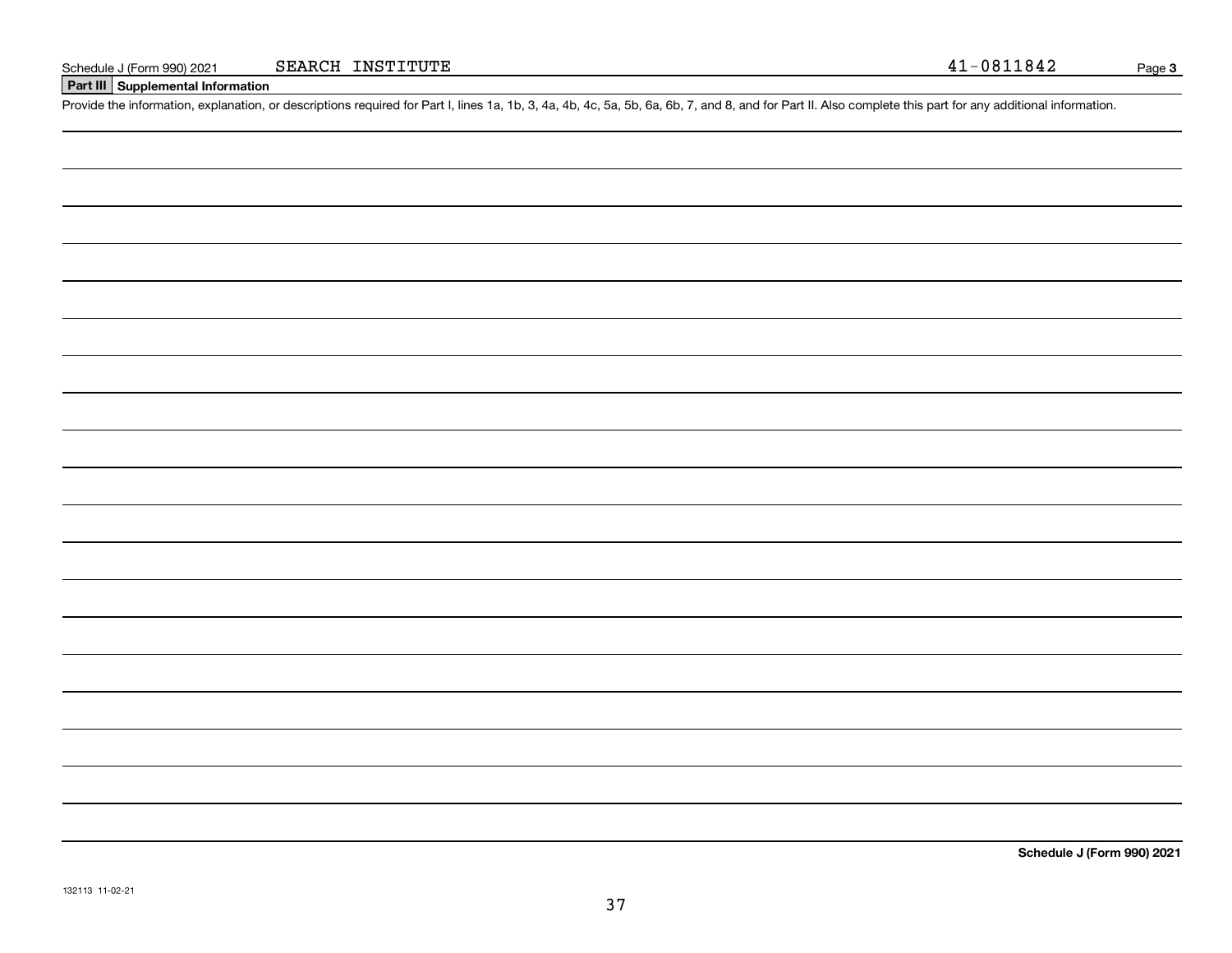Schedule J (Form 990) 2021 SEARCH INSTITUTE 41-0811842

## Part III Supplemental Information

Provide the information, explanation, or descriptions required for Part I, lines 1a, 1b, 3, 4a, 4b, 4c, 5a, 5b, 6a, 6b, 7, and 8, and for Part II. Also complete this part for any additional information.

**Schedule J (Form 990) 2021**

132113 11-02-21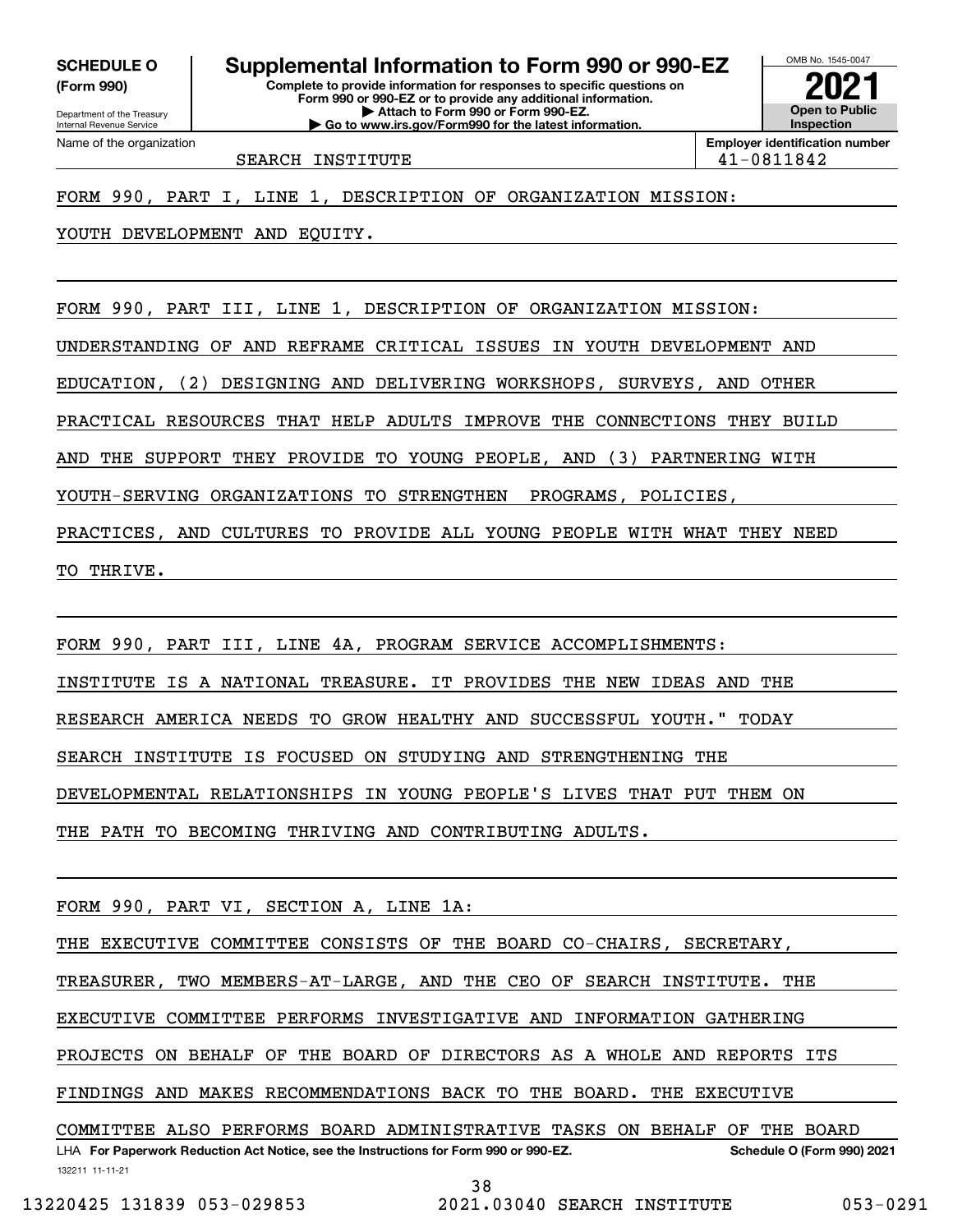**SCHEDULE O**
**(Form 990)**

Department of the Treasury
Internal Revenue Service

# Supplemental Information to Form 990 or 990-EZ

**Complete to provide information for responses to specific questions on Form 990 or 990-EZ or to provide any additional information.**
**▶ Attach to Form 990 or Form 990-EZ.**
**▶ Go to www.irs.gov/Form990 for the latest information.**

OMB No. 1545-0047

**2021**

**Open to Public Inspection**

Name of the organization: SEARCH INSTITUTE

**Employer identification number:** 41-0811842

FORM 990, PART I, LINE 1, DESCRIPTION OF ORGANIZATION MISSION:

YOUTH DEVELOPMENT AND EQUITY.

FORM 990, PART III, LINE 1, DESCRIPTION OF ORGANIZATION MISSION:

UNDERSTANDING OF AND REFRAME CRITICAL ISSUES IN YOUTH DEVELOPMENT AND EDUCATION, (2) DESIGNING AND DELIVERING WORKSHOPS, SURVEYS, AND OTHER PRACTICAL RESOURCES THAT HELP ADULTS IMPROVE THE CONNECTIONS THEY BUILD AND THE SUPPORT THEY PROVIDE TO YOUNG PEOPLE, AND (3) PARTNERING WITH YOUTH-SERVING ORGANIZATIONS TO STRENGTHEN PROGRAMS, POLICIES, PRACTICES, AND CULTURES TO PROVIDE ALL YOUNG PEOPLE WITH WHAT THEY NEED TO THRIVE.

FORM 990, PART III, LINE 4A, PROGRAM SERVICE ACCOMPLISHMENTS:

INSTITUTE IS A NATIONAL TREASURE. IT PROVIDES THE NEW IDEAS AND THE RESEARCH AMERICA NEEDS TO GROW HEALTHY AND SUCCESSFUL YOUTH." TODAY SEARCH INSTITUTE IS FOCUSED ON STUDYING AND STRENGTHENING THE DEVELOPMENTAL RELATIONSHIPS IN YOUNG PEOPLE'S LIVES THAT PUT THEM ON THE PATH TO BECOMING THRIVING AND CONTRIBUTING ADULTS.

FORM 990, PART VI, SECTION A, LINE 1A:

THE EXECUTIVE COMMITTEE CONSISTS OF THE BOARD CO-CHAIRS, SECRETARY, TREASURER, TWO MEMBERS-AT-LARGE, AND THE CEO OF SEARCH INSTITUTE. THE EXECUTIVE COMMITTEE PERFORMS INVESTIGATIVE AND INFORMATION GATHERING PROJECTS ON BEHALF OF THE BOARD OF DIRECTORS AS A WHOLE AND REPORTS ITS FINDINGS AND MAKES RECOMMENDATIONS BACK TO THE BOARD. THE EXECUTIVE COMMITTEE ALSO PERFORMS BOARD ADMINISTRATIVE TASKS ON BEHALF OF THE BOARD

LHA **For Paperwork Reduction Act Notice, see the Instructions for Form 990 or 990-EZ.** **Schedule O (Form 990) 2021**

132211 11-11-21

13220425 131839 053-029853 2021.03040 SEARCH INSTITUTE 053-0291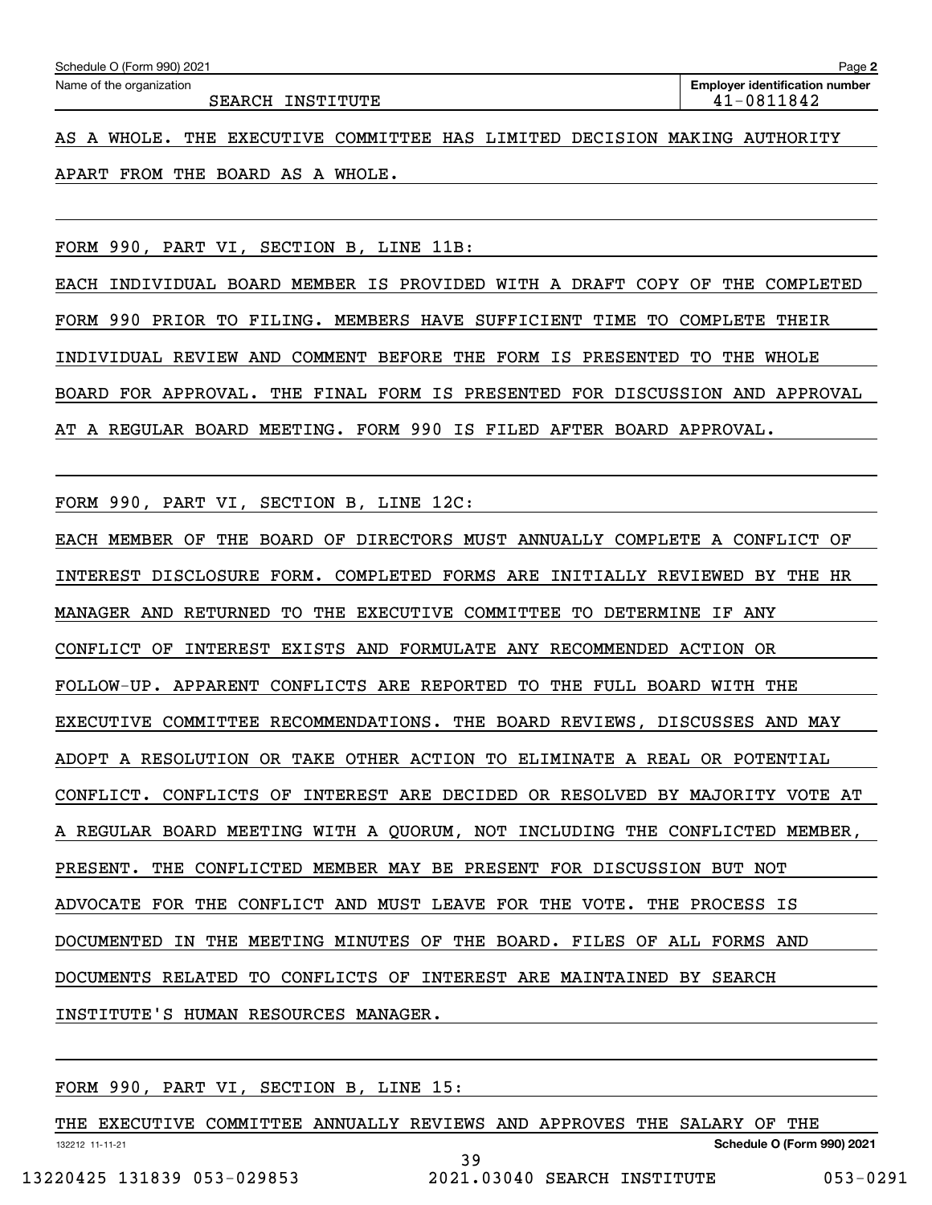Schedule O (Form 990) 2021

Name of the organization: SEARCH INSTITUTE

Employer identification number: 41-0811842

AS A WHOLE. THE EXECUTIVE COMMITTEE HAS LIMITED DECISION MAKING AUTHORITY APART FROM THE BOARD AS A WHOLE.

FORM 990, PART VI, SECTION B, LINE 11B:

EACH INDIVIDUAL BOARD MEMBER IS PROVIDED WITH A DRAFT COPY OF THE COMPLETED FORM 990 PRIOR TO FILING. MEMBERS HAVE SUFFICIENT TIME TO COMPLETE THEIR INDIVIDUAL REVIEW AND COMMENT BEFORE THE FORM IS PRESENTED TO THE WHOLE BOARD FOR APPROVAL. THE FINAL FORM IS PRESENTED FOR DISCUSSION AND APPROVAL AT A REGULAR BOARD MEETING. FORM 990 IS FILED AFTER BOARD APPROVAL.

FORM 990, PART VI, SECTION B, LINE 12C:

EACH MEMBER OF THE BOARD OF DIRECTORS MUST ANNUALLY COMPLETE A CONFLICT OF INTEREST DISCLOSURE FORM. COMPLETED FORMS ARE INITIALLY REVIEWED BY THE HR MANAGER AND RETURNED TO THE EXECUTIVE COMMITTEE TO DETERMINE IF ANY CONFLICT OF INTEREST EXISTS AND FORMULATE ANY RECOMMENDED ACTION OR FOLLOW-UP. APPARENT CONFLICTS ARE REPORTED TO THE FULL BOARD WITH THE EXECUTIVE COMMITTEE RECOMMENDATIONS. THE BOARD REVIEWS, DISCUSSES AND MAY ADOPT A RESOLUTION OR TAKE OTHER ACTION TO ELIMINATE A REAL OR POTENTIAL CONFLICT. CONFLICTS OF INTEREST ARE DECIDED OR RESOLVED BY MAJORITY VOTE AT A REGULAR BOARD MEETING WITH A QUORUM, NOT INCLUDING THE CONFLICTED MEMBER, PRESENT. THE CONFLICTED MEMBER MAY BE PRESENT FOR DISCUSSION BUT NOT ADVOCATE FOR THE CONFLICT AND MUST LEAVE FOR THE VOTE. THE PROCESS IS DOCUMENTED IN THE MEETING MINUTES OF THE BOARD. FILES OF ALL FORMS AND DOCUMENTS RELATED TO CONFLICTS OF INTEREST ARE MAINTAINED BY SEARCH INSTITUTE'S HUMAN RESOURCES MANAGER.

FORM 990, PART VI, SECTION B, LINE 15:

THE EXECUTIVE COMMITTEE ANNUALLY REVIEWS AND APPROVES THE SALARY OF THE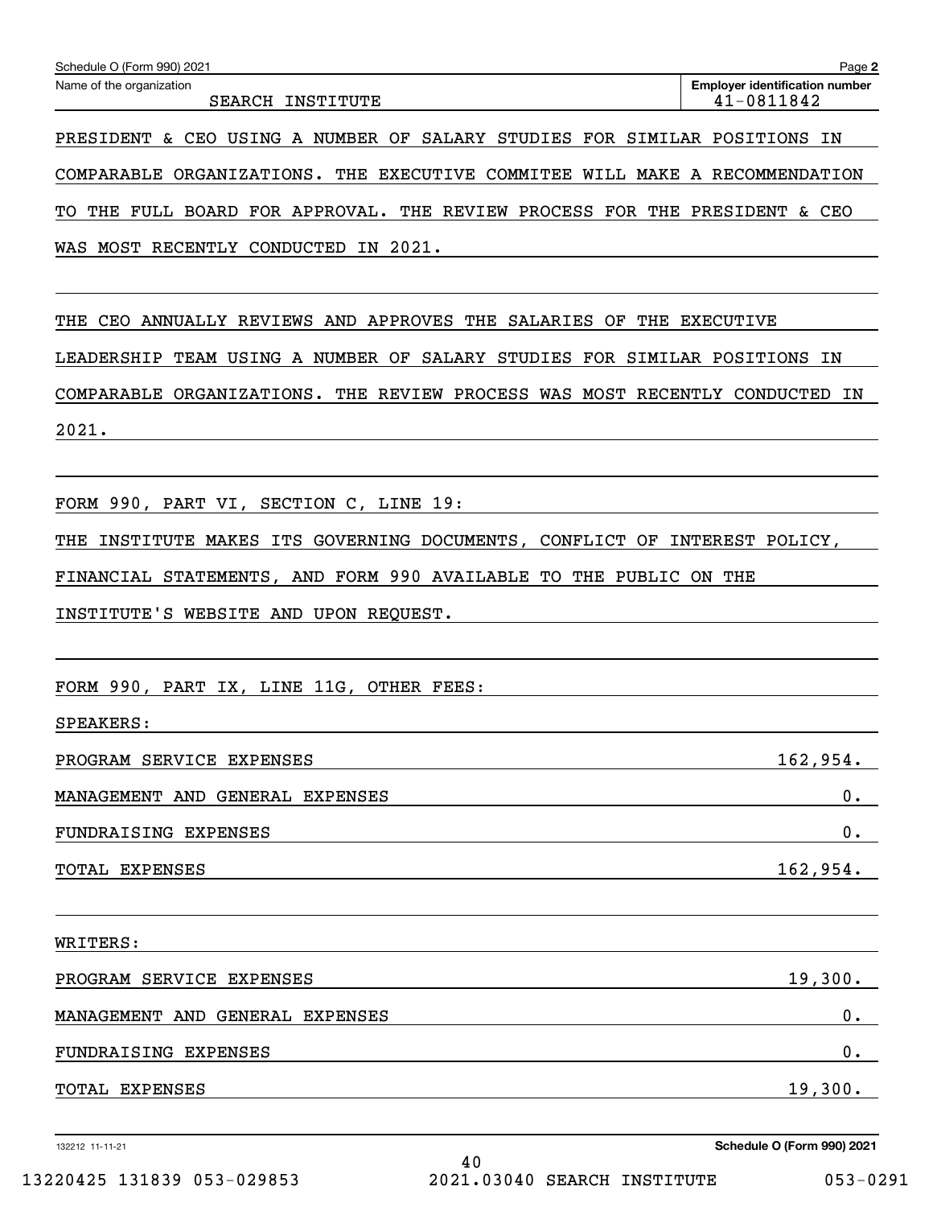Schedule O (Form 990) 2021

Name of the organization: SEARCH INSTITUTE

Employer identification number: 41-0811842

PRESIDENT & CEO USING A NUMBER OF SALARY STUDIES FOR SIMILAR POSITIONS IN COMPARABLE ORGANIZATIONS. THE EXECUTIVE COMMITEE WILL MAKE A RECOMMENDATION TO THE FULL BOARD FOR APPROVAL. THE REVIEW PROCESS FOR THE PRESIDENT & CEO WAS MOST RECENTLY CONDUCTED IN 2021.

THE CEO ANNUALLY REVIEWS AND APPROVES THE SALARIES OF THE EXECUTIVE LEADERSHIP TEAM USING A NUMBER OF SALARY STUDIES FOR SIMILAR POSITIONS IN COMPARABLE ORGANIZATIONS. THE REVIEW PROCESS WAS MOST RECENTLY CONDUCTED IN 2021.

FORM 990, PART VI, SECTION C, LINE 19:

THE INSTITUTE MAKES ITS GOVERNING DOCUMENTS, CONFLICT OF INTEREST POLICY, FINANCIAL STATEMENTS, AND FORM 990 AVAILABLE TO THE PUBLIC ON THE INSTITUTE'S WEBSITE AND UPON REQUEST.

FORM 990, PART IX, LINE 11G, OTHER FEES:

SPEAKERS:

| | |
|---|---|
| PROGRAM SERVICE EXPENSES | 162,954. |
| MANAGEMENT AND GENERAL EXPENSES | 0. |
| FUNDRAISING EXPENSES | 0. |
| TOTAL EXPENSES | 162,954. |

WRITERS:

| | |
|---|---|
| PROGRAM SERVICE EXPENSES | 19,300. |
| MANAGEMENT AND GENERAL EXPENSES | 0. |
| FUNDRAISING EXPENSES | 0. |
| TOTAL EXPENSES | 19,300. |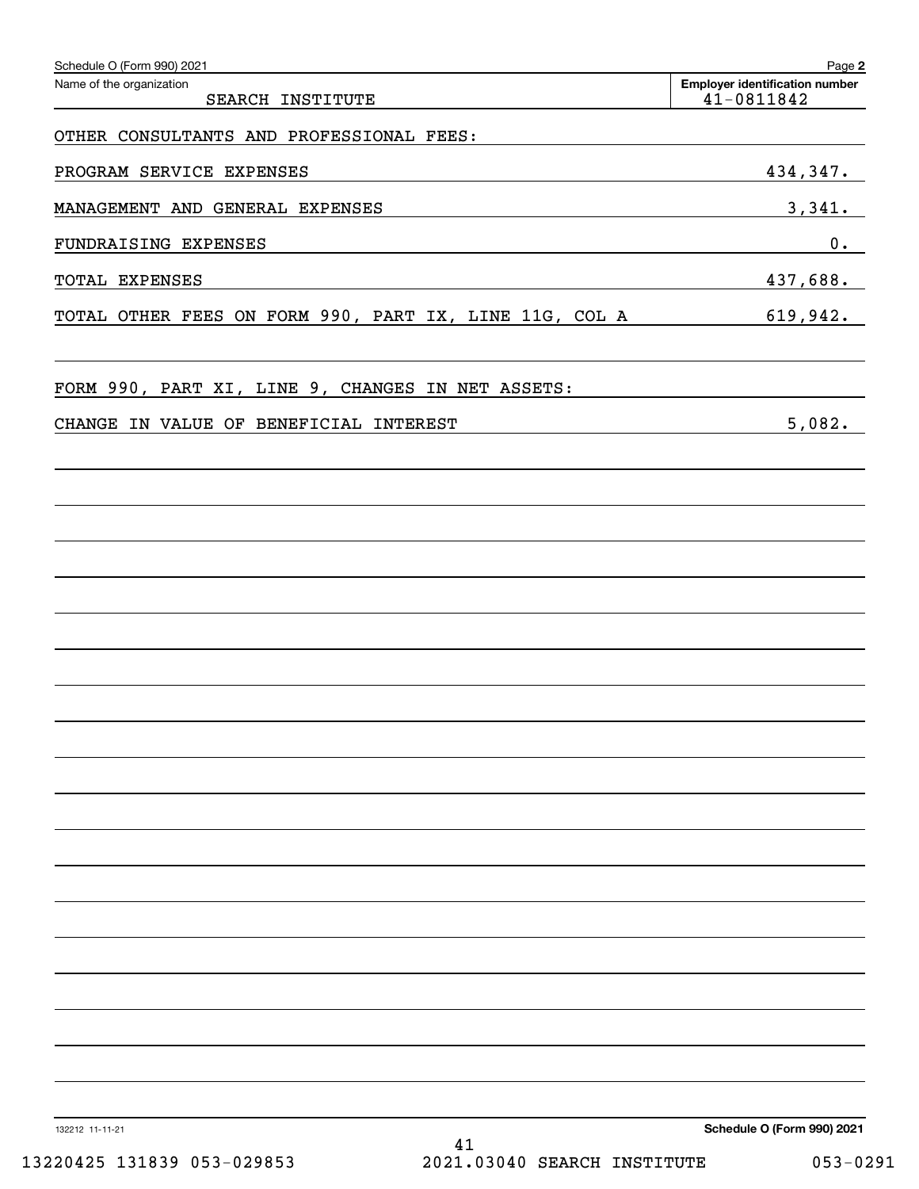Name of the organization: SEARCH INSTITUTE

Employer identification number: 41-0811842

| | |
|---|---|
| OTHER CONSULTANTS AND PROFESSIONAL FEES: | |
| PROGRAM SERVICE EXPENSES | 434,347. |
| MANAGEMENT AND GENERAL EXPENSES | 3,341. |
| FUNDRAISING EXPENSES | 0. |
| TOTAL EXPENSES | 437,688. |
| TOTAL OTHER FEES ON FORM 990, PART IX, LINE 11G, COL A | 619,942. |
| | |
| FORM 990, PART XI, LINE 9, CHANGES IN NET ASSETS: | |
| CHANGE IN VALUE OF BENEFICIAL INTEREST | 5,082. |